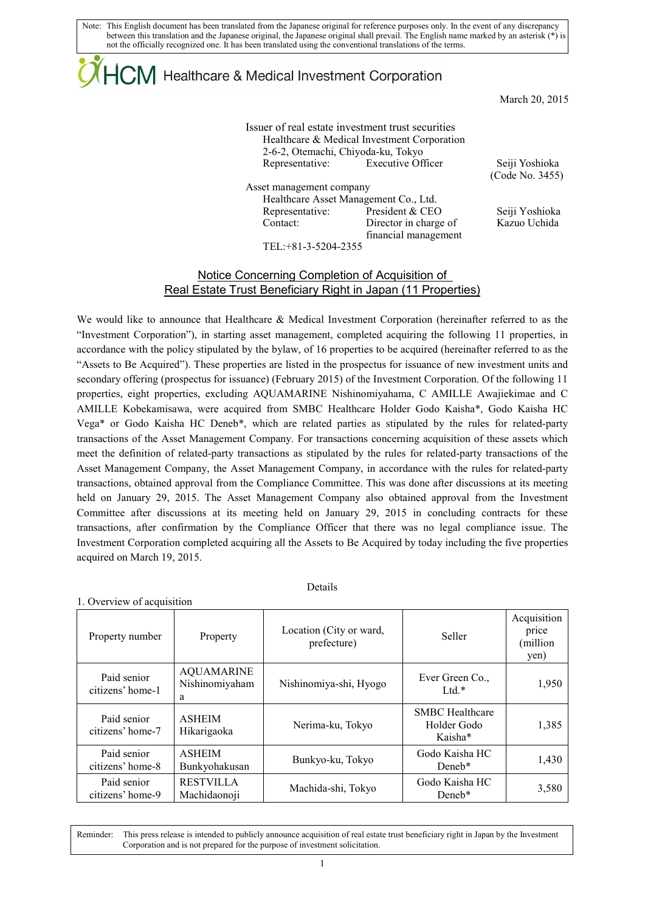Note: This English document has been translated from the Japanese original for reference purposes only. In the event of any discrepancy between this translation and the Japanese original, the Japanese original shall prevail. The English name marked by an asterisk (*) is not the officially recognized one. It has been translated using the conventional translations of the terms.

HCM Healthcare & Medical Investment Corporation

March 20, 2015

Issuer of real estate investment trust securities
Healthcare & Medical Investment Corporation
2-6-2, Otemachi, Chiyoda-ku, Tokyo
Representative: Executive Officer Seiji Yoshioka
(Code No. 3455)

Asset management company
Healthcare Asset Management Co., Ltd.
Representative: President & CEO Seiji Yoshioka
Contact: Director in charge of financial management Kazuo Uchida
TEL:+81-3-5204-2355

# Notice Concerning Completion of Acquisition of Real Estate Trust Beneficiary Right in Japan (11 Properties)

We would like to announce that Healthcare & Medical Investment Corporation (hereinafter referred to as the "Investment Corporation"), in starting asset management, completed acquiring the following 11 properties, in accordance with the policy stipulated by the bylaw, of 16 properties to be acquired (hereinafter referred to as the "Assets to Be Acquired"). These properties are listed in the prospectus for issuance of new investment units and secondary offering (prospectus for issuance) (February 2015) of the Investment Corporation. Of the following 11 properties, eight properties, excluding AQUAMARINE Nishinomiyahama, C AMILLE Awajiekimae and C AMILLE Kobekamisawa, were acquired from SMBC Healthcare Holder Godo Kaisha*, Godo Kaisha HC Vega* or Godo Kaisha HC Deneb*, which are related parties as stipulated by the rules for related-party transactions of the Asset Management Company. For transactions concerning acquisition of these assets which meet the definition of related-party transactions as stipulated by the rules for related-party transactions of the Asset Management Company, the Asset Management Company, in accordance with the rules for related-party transactions, obtained approval from the Compliance Committee. This was done after discussions at its meeting held on January 29, 2015. The Asset Management Company also obtained approval from the Investment Committee after discussions at its meeting held on January 29, 2015 in concluding contracts for these transactions, after confirmation by the Compliance Officer that there was no legal compliance issue. The Investment Corporation completed acquiring all the Assets to Be Acquired by today including the five properties acquired on March 19, 2015.

Details

1. Overview of acquisition

| Property number | Property | Location (City or ward, prefecture) | Seller | Acquisition price (million yen) |
|---|---|---|---|---|
| Paid senior citizens' home-1 | AQUAMARINE Nishinomiyahama | Nishinomiya-shi, Hyogo | Ever Green Co., Ltd.* | 1,950 |
| Paid senior citizens' home-7 | ASHEIM Hikarigaoka | Nerima-ku, Tokyo | SMBC Healthcare Holder Godo Kaisha* | 1,385 |
| Paid senior citizens' home-8 | ASHEIM Bunkyohakusan | Bunkyo-ku, Tokyo | Godo Kaisha HC Deneb* | 1,430 |
| Paid senior citizens' home-9 | RESTVILLA Machidaonoji | Machida-shi, Tokyo | Godo Kaisha HC Deneb* | 3,580 |

Reminder: This press release is intended to publicly announce acquisition of real estate trust beneficiary right in Japan by the Investment Corporation and is not prepared for the purpose of investment solicitation.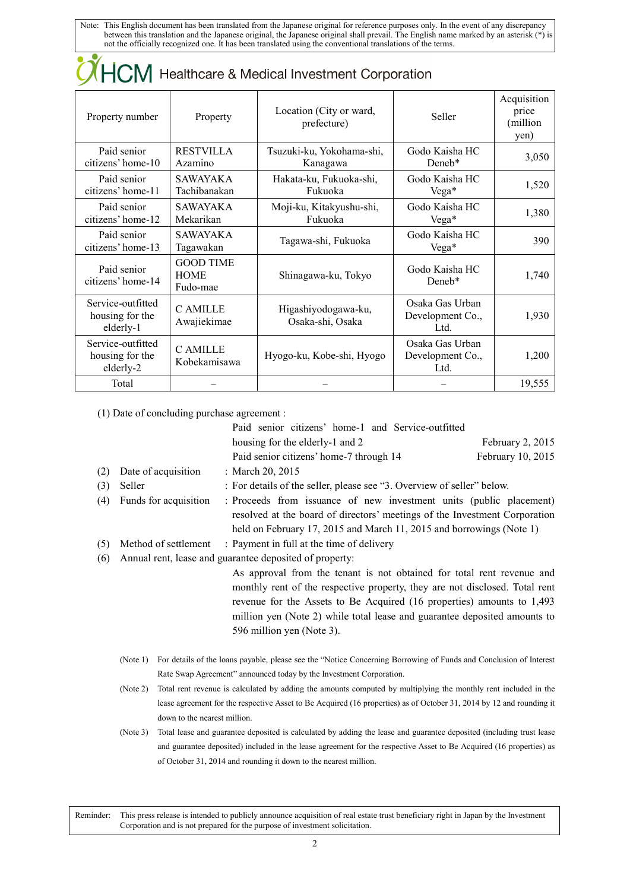Note: This English document has been translated from the Japanese original for reference purposes only. In the event of any discrepancy between this translation and the Japanese original, the Japanese original shall prevail. The English name marked by an asterisk (*) is not the officially recognized one. It has been translated using the conventional translations of the terms.

HCM Healthcare & Medical Investment Corporation

| Property number | Property | Location (City or ward, prefecture) | Seller | Acquisition price (million yen) |
|---|---|---|---|---|
| Paid senior citizens' home-10 | RESTVILLA Azamino | Tsuzuki-ku, Yokohama-shi, Kanagawa | Godo Kaisha HC Deneb* | 3,050 |
| Paid senior citizens' home-11 | SAWAYAKA Tachibanakan | Hakata-ku, Fukuoka-shi, Fukuoka | Godo Kaisha HC Vega* | 1,520 |
| Paid senior citizens' home-12 | SAWAYAKA Mekarikan | Moji-ku, Kitakyushu-shi, Fukuoka | Godo Kaisha HC Vega* | 1,380 |
| Paid senior citizens' home-13 | SAWAYAKA Tagawakan | Tagawa-shi, Fukuoka | Godo Kaisha HC Vega* | 390 |
| Paid senior citizens' home-14 | GOOD TIME HOME Fudo-mae | Shinagawa-ku, Tokyo | Godo Kaisha HC Deneb* | 1,740 |
| Service-outfitted housing for the elderly-1 | C AMILLE Awajiekimae | Higashiyodogawa-ku, Osaka-shi, Osaka | Osaka Gas Urban Development Co., Ltd. | 1,930 |
| Service-outfitted housing for the elderly-2 | C AMILLE Kobekamisawa | Hyogo-ku, Kobe-shi, Hyogo | Osaka Gas Urban Development Co., Ltd. | 1,200 |
| Total | – | – | – | 19,555 |

(1) Date of concluding purchase agreement :

| | |
|---|---|
| Paid senior citizens' home-1 and Service-outfitted housing for the elderly-1 and 2 | February 2, 2015 |
| Paid senior citizens' home-7 through 14 | February 10, 2015 |

(2) Date of acquisition : March 20, 2015

(3) Seller : For details of the seller, please see "3. Overview of seller" below.

(4) Funds for acquisition : Proceeds from issuance of new investment units (public placement) resolved at the board of directors' meetings of the Investment Corporation held on February 17, 2015 and March 11, 2015 and borrowings (Note 1)

(5) Method of settlement : Payment in full at the time of delivery

(6) Annual rent, lease and guarantee deposited of property:

As approval from the tenant is not obtained for total rent revenue and monthly rent of the respective property, they are not disclosed. Total rent revenue for the Assets to Be Acquired (16 properties) amounts to 1,493 million yen (Note 2) while total lease and guarantee deposited amounts to 596 million yen (Note 3).

(Note 1) For details of the loans payable, please see the "Notice Concerning Borrowing of Funds and Conclusion of Interest Rate Swap Agreement" announced today by the Investment Corporation.

(Note 2) Total rent revenue is calculated by adding the amounts computed by multiplying the monthly rent included in the lease agreement for the respective Asset to Be Acquired (16 properties) as of October 31, 2014 by 12 and rounding it down to the nearest million.

(Note 3) Total lease and guarantee deposited is calculated by adding the lease and guarantee deposited (including trust lease and guarantee deposited) included in the lease agreement for the respective Asset to Be Acquired (16 properties) as of October 31, 2014 and rounding it down to the nearest million.

Reminder: This press release is intended to publicly announce acquisition of real estate trust beneficiary right in Japan by the Investment Corporation and is not prepared for the purpose of investment solicitation.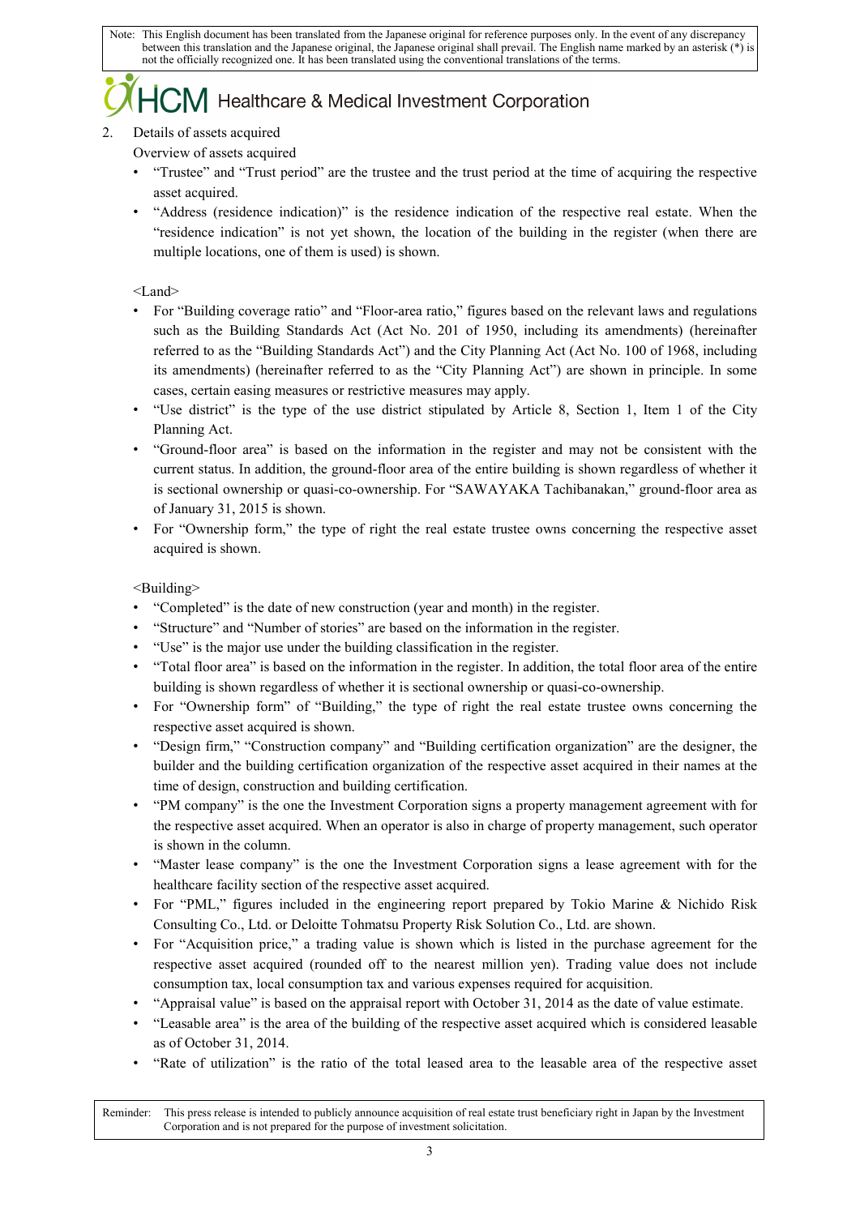Note: This English document has been translated from the Japanese original for reference purposes only. In the event of any discrepancy between this translation and the Japanese original, the Japanese original shall prevail. The English name marked by an asterisk (*) is not the officially recognized one. It has been translated using the conventional translations of the terms.

2. Details of assets acquired

Overview of assets acquired

- "Trustee" and "Trust period" are the trustee and the trust period at the time of acquiring the respective asset acquired.
- "Address (residence indication)" is the residence indication of the respective real estate. When the "residence indication" is not yet shown, the location of the building in the register (when there are multiple locations, one of them is used) is shown.

<Land>

- For "Building coverage ratio" and "Floor-area ratio," figures based on the relevant laws and regulations such as the Building Standards Act (Act No. 201 of 1950, including its amendments) (hereinafter referred to as the "Building Standards Act") and the City Planning Act (Act No. 100 of 1968, including its amendments) (hereinafter referred to as the "City Planning Act") are shown in principle. In some cases, certain easing measures or restrictive measures may apply.
- "Use district" is the type of the use district stipulated by Article 8, Section 1, Item 1 of the City Planning Act.
- "Ground-floor area" is based on the information in the register and may not be consistent with the current status. In addition, the ground-floor area of the entire building is shown regardless of whether it is sectional ownership or quasi-co-ownership. For "SAWAYAKA Tachibanakan," ground-floor area as of January 31, 2015 is shown.
- For "Ownership form," the type of right the real estate trustee owns concerning the respective asset acquired is shown.

<Building>

- "Completed" is the date of new construction (year and month) in the register.
- "Structure" and "Number of stories" are based on the information in the register.
- "Use" is the major use under the building classification in the register.
- "Total floor area" is based on the information in the register. In addition, the total floor area of the entire building is shown regardless of whether it is sectional ownership or quasi-co-ownership.
- For "Ownership form" of "Building," the type of right the real estate trustee owns concerning the respective asset acquired is shown.
- "Design firm," "Construction company" and "Building certification organization" are the designer, the builder and the building certification organization of the respective asset acquired in their names at the time of design, construction and building certification.
- "PM company" is the one the Investment Corporation signs a property management agreement with for the respective asset acquired. When an operator is also in charge of property management, such operator is shown in the column.
- "Master lease company" is the one the Investment Corporation signs a lease agreement with for the healthcare facility section of the respective asset acquired.
- For "PML," figures included in the engineering report prepared by Tokio Marine & Nichido Risk Consulting Co., Ltd. or Deloitte Tohmatsu Property Risk Solution Co., Ltd. are shown.
- For "Acquisition price," a trading value is shown which is listed in the purchase agreement for the respective asset acquired (rounded off to the nearest million yen). Trading value does not include consumption tax, local consumption tax and various expenses required for acquisition.
- "Appraisal value" is based on the appraisal report with October 31, 2014 as the date of value estimate.
- "Leasable area" is the area of the building of the respective asset acquired which is considered leasable as of October 31, 2014.
- "Rate of utilization" is the ratio of the total leased area to the leasable area of the respective asset

Reminder: This press release is intended to publicly announce acquisition of real estate trust beneficiary right in Japan by the Investment Corporation and is not prepared for the purpose of investment solicitation.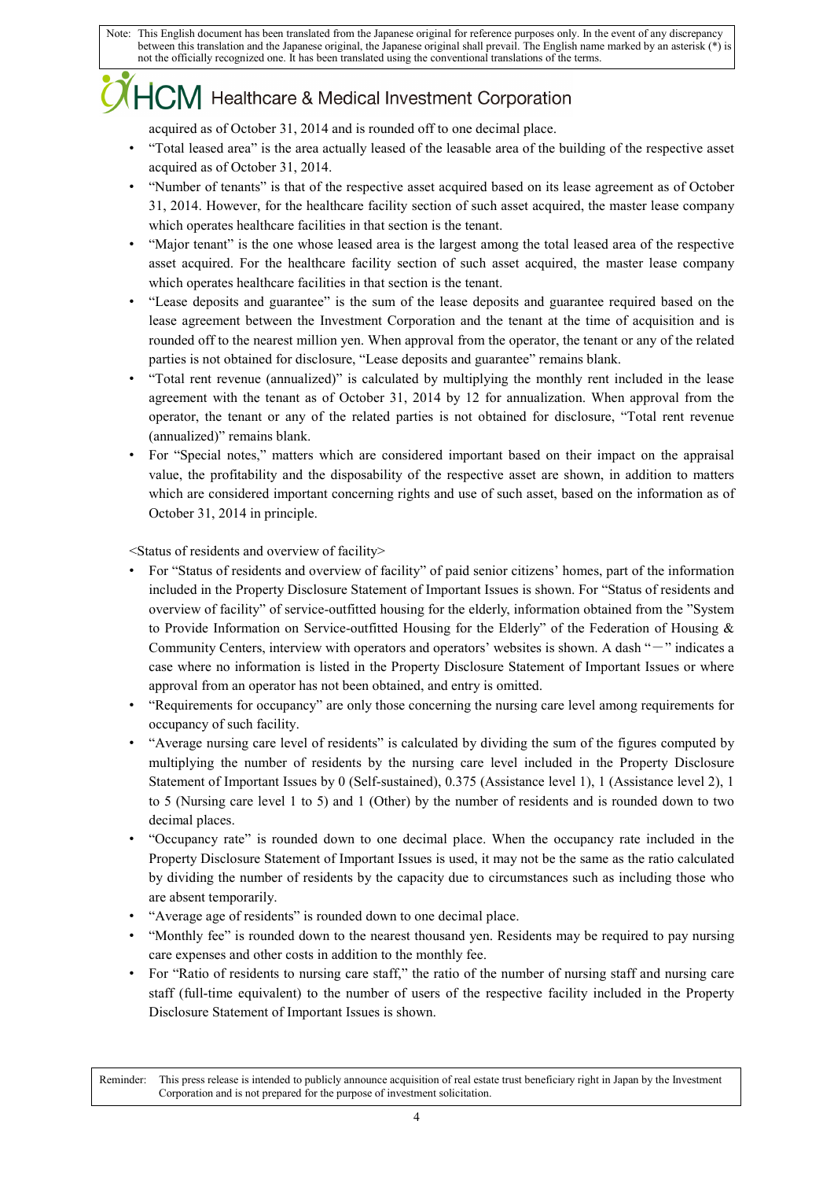acquired as of October 31, 2014 and is rounded off to one decimal place.

- "Total leased area" is the area actually leased of the leasable area of the building of the respective asset acquired as of October 31, 2014.
- "Number of tenants" is that of the respective asset acquired based on its lease agreement as of October 31, 2014. However, for the healthcare facility section of such asset acquired, the master lease company which operates healthcare facilities in that section is the tenant.
- "Major tenant" is the one whose leased area is the largest among the total leased area of the respective asset acquired. For the healthcare facility section of such asset acquired, the master lease company which operates healthcare facilities in that section is the tenant.
- "Lease deposits and guarantee" is the sum of the lease deposits and guarantee required based on the lease agreement between the Investment Corporation and the tenant at the time of acquisition and is rounded off to the nearest million yen. When approval from the operator, the tenant or any of the related parties is not obtained for disclosure, "Lease deposits and guarantee" remains blank.
- "Total rent revenue (annualized)" is calculated by multiplying the monthly rent included in the lease agreement with the tenant as of October 31, 2014 by 12 for annualization. When approval from the operator, the tenant or any of the related parties is not obtained for disclosure, "Total rent revenue (annualized)" remains blank.
- For "Special notes," matters which are considered important based on their impact on the appraisal value, the profitability and the disposability of the respective asset are shown, in addition to matters which are considered important concerning rights and use of such asset, based on the information as of October 31, 2014 in principle.

<Status of residents and overview of facility>

- For "Status of residents and overview of facility" of paid senior citizens' homes, part of the information included in the Property Disclosure Statement of Important Issues is shown. For "Status of residents and overview of facility" of service-outfitted housing for the elderly, information obtained from the "System to Provide Information on Service-outfitted Housing for the Elderly" of the Federation of Housing & Community Centers, interview with operators and operators' websites is shown. A dash "－" indicates a case where no information is listed in the Property Disclosure Statement of Important Issues or where approval from an operator has not been obtained, and entry is omitted.
- "Requirements for occupancy" are only those concerning the nursing care level among requirements for occupancy of such facility.
- "Average nursing care level of residents" is calculated by dividing the sum of the figures computed by multiplying the number of residents by the nursing care level included in the Property Disclosure Statement of Important Issues by 0 (Self-sustained), 0.375 (Assistance level 1), 1 (Assistance level 2), 1 to 5 (Nursing care level 1 to 5) and 1 (Other) by the number of residents and is rounded down to two decimal places.
- "Occupancy rate" is rounded down to one decimal place. When the occupancy rate included in the Property Disclosure Statement of Important Issues is used, it may not be the same as the ratio calculated by dividing the number of residents by the capacity due to circumstances such as including those who are absent temporarily.
- "Average age of residents" is rounded down to one decimal place.
- "Monthly fee" is rounded down to the nearest thousand yen. Residents may be required to pay nursing care expenses and other costs in addition to the monthly fee.
- For "Ratio of residents to nursing care staff," the ratio of the number of nursing staff and nursing care staff (full-time equivalent) to the number of users of the respective facility included in the Property Disclosure Statement of Important Issues is shown.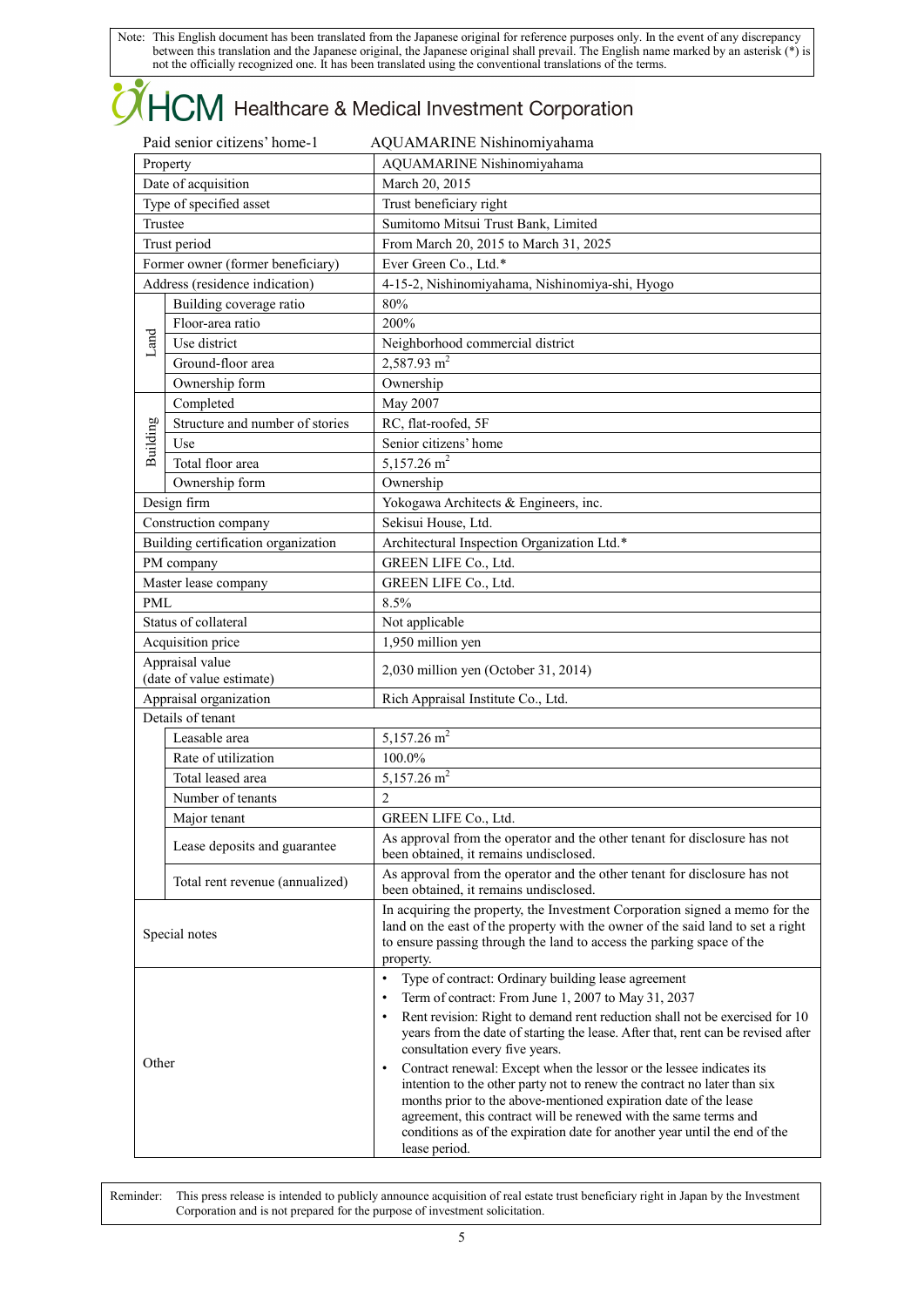Note: This English document has been translated from the Japanese original for reference purposes only. In the event of any discrepancy between this translation and the Japanese original, the Japanese original shall prevail. The English name marked by an asterisk (*) is not the officially recognized one. It has been translated using the conventional translations of the terms.

# HCM Healthcare & Medical Investment Corporation

Paid senior citizens' home-1 AQUAMARINE Nishinomiyahama

| | | |
|---|---|---|
| Property | | AQUAMARINE Nishinomiyahama |
| Date of acquisition | | March 20, 2015 |
| Type of specified asset | | Trust beneficiary right |
| Trustee | | Sumitomo Mitsui Trust Bank, Limited |
| Trust period | | From March 20, 2015 to March 31, 2025 |
| Former owner (former beneficiary) | | Ever Green Co., Ltd.* |
| Address (residence indication) | | 4-15-2, Nishinomiyahama, Nishinomiya-shi, Hyogo |
| Land | Building coverage ratio | 80% |
| | Floor-area ratio | 200% |
| | Use district | Neighborhood commercial district |
| | Ground-floor area | 2,587.93 m$^2$ |
| | Ownership form | Ownership |
| Building | Completed | May 2007 |
| | Structure and number of stories | RC, flat-roofed, 5F |
| | Use | Senior citizens' home |
| | Total floor area | 5,157.26 m$^2$ |
| | Ownership form | Ownership |
| Design firm | | Yokogawa Architects & Engineers, inc. |
| Construction company | | Sekisui House, Ltd. |
| Building certification organization | | Architectural Inspection Organization Ltd.* |
| PM company | | GREEN LIFE Co., Ltd. |
| Master lease company | | GREEN LIFE Co., Ltd. |
| PML | | 8.5% |
| Status of collateral | | Not applicable |
| Acquisition price | | 1,950 million yen |
| Appraisal value (date of value estimate) | | 2,030 million yen (October 31, 2014) |
| Appraisal organization | | Rich Appraisal Institute Co., Ltd. |
| Details of tenant | | |
| | Leasable area | 5,157.26 m$^2$ |
| | Rate of utilization | 100.0% |
| | Total leased area | 5,157.26 m$^2$ |
| | Number of tenants | 2 |
| | Major tenant | GREEN LIFE Co., Ltd. |
| | Lease deposits and guarantee | As approval from the operator and the other tenant for disclosure has not been obtained, it remains undisclosed. |
| | Total rent revenue (annualized) | As approval from the operator and the other tenant for disclosure has not been obtained, it remains undisclosed. |
| Special notes | | In acquiring the property, the Investment Corporation signed a memo for the land on the east of the property with the owner of the said land to set a right to ensure passing through the land to access the parking space of the property. |
| Other | | • Type of contract: Ordinary building lease agreement<br>• Term of contract: From June 1, 2007 to May 31, 2037<br>• Rent revision: Right to demand rent reduction shall not be exercised for 10 years from the date of starting the lease. After that, rent can be revised after consultation every five years.<br>• Contract renewal: Except when the lessor or the lessee indicates its intention to the other party not to renew the contract no later than six months prior to the above-mentioned expiration date of the lease agreement, this contract will be renewed with the same terms and conditions as of the expiration date for another year until the end of the lease period. |

Reminder: This press release is intended to publicly announce acquisition of real estate trust beneficiary right in Japan by the Investment Corporation and is not prepared for the purpose of investment solicitation.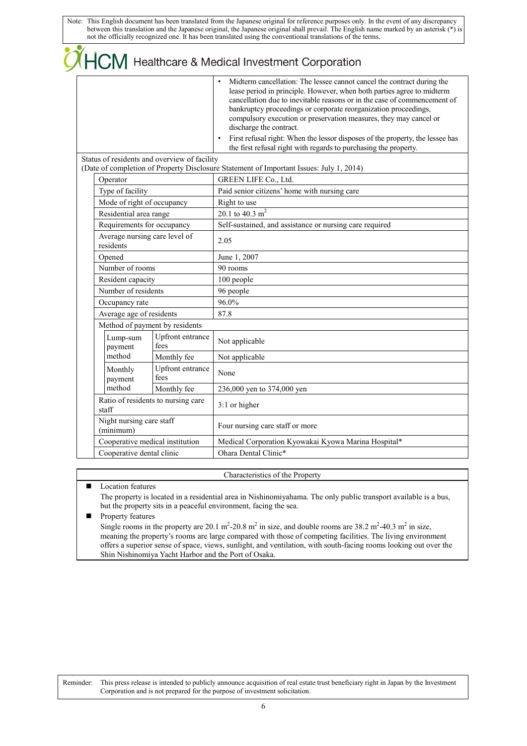Note: This English document has been translated from the Japanese original for reference purposes only. In the event of any discrepancy between this translation and the Japanese original, the Japanese original shall prevail. The English name marked by an asterisk (*) is not the officially recognized one. It has been translated using the conventional translations of the terms.

HCM Healthcare & Medical Investment Corporation

| | |
|---|---|
| | • Midterm cancellation: The lessee cannot cancel the contract during the lease period in principle. However, when both parties agree to midterm cancellation due to inevitable reasons or in the case of commencement of bankruptcy proceedings or corporate reorganization proceedings, compulsory execution or preservation measures, they may cancel or discharge the contract.<br>• First refusal right: When the lessor disposes of the property, the lessee has the first refusal right with regards to purchasing the property. |

Status of residents and overview of facility
(Date of completion of Property Disclosure Statement of Important Issues: July 1, 2014)

| Item | | | Details |
|---|---|---|---|
| Operator | | | GREEN LIFE Co., Ltd. |
| Type of facility | | | Paid senior citizens' home with nursing care |
| Mode of right of occupancy | | | Right to use |
| Residential area range | | | 20.1 to 40.3 $m^2$ |
| Requirements for occupancy | | | Self-sustained, and assistance or nursing care required |
| Average nursing care level of residents | | | 2.05 |
| Opened | | | June 1, 2007 |
| Number of rooms | | | 90 rooms |
| Resident capacity | | | 100 people |
| Number of residents | | | 96 people |
| Occupancy rate | | | 96.0% |
| Average age of residents | | | 87.8 |
| Method of payment by residents | | | |
| | Lump-sum payment method | Upfront entrance fees | Not applicable |
| | | Monthly fee | Not applicable |
| | Monthly payment method | Upfront entrance fees | None |
| | | Monthly fee | 236,000 yen to 374,000 yen |
| Ratio of residents to nursing care staff | | | 3:1 or higher |
| Night nursing care staff (minimum) | | | Four nursing care staff or more |
| Cooperative medical institution | | | Medical Corporation Kyowakai Kyowa Marina Hospital* |
| Cooperative dental clinic | | | Ohara Dental Clinic* |

**Characteristics of the Property**

- Location features
  The property is located in a residential area in Nishinomiyahama. The only public transport available is a bus, but the property sits in a peaceful environment, facing the sea.
- Property features
  Single rooms in the property are 20.1 $m^2$-20.8 $m^2$ in size, and double rooms are 38.2 $m^2$-40.3 $m^2$ in size, meaning the property's rooms are large compared with those of competing facilities. The living environment offers a superior sense of space, views, sunlight, and ventilation, with south-facing rooms looking out over the Shin Nishinomiya Yacht Harbor and the Port of Osaka.

Reminder: This press release is intended to publicly announce acquisition of real estate trust beneficiary right in Japan by the Investment Corporation and is not prepared for the purpose of investment solicitation.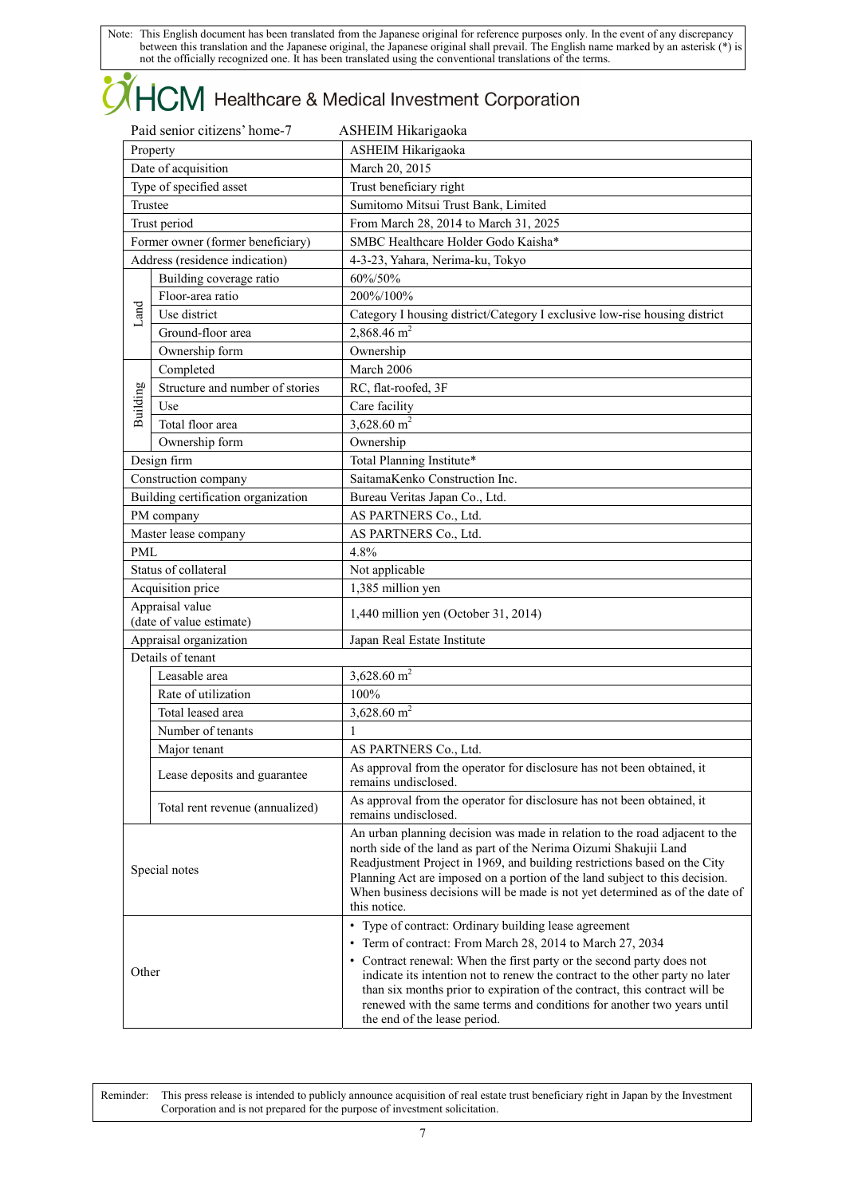Note: This English document has been translated from the Japanese original for reference purposes only. In the event of any discrepancy between this translation and the Japanese original, the Japanese original shall prevail. The English name marked by an asterisk (*) is not the officially recognized one. It has been translated using the conventional translations of the terms.

# HCM Healthcare & Medical Investment Corporation

Paid senior citizens' home-7 ASHEIM Hikarigaoka

| | | |
|---|---|---|
| Property | | ASHEIM Hikarigaoka |
| Date of acquisition | | March 20, 2015 |
| Type of specified asset | | Trust beneficiary right |
| Trustee | | Sumitomo Mitsui Trust Bank, Limited |
| Trust period | | From March 28, 2014 to March 31, 2025 |
| Former owner (former beneficiary) | | SMBC Healthcare Holder Godo Kaisha* |
| Address (residence indication) | | 4-3-23, Yahara, Nerima-ku, Tokyo |
| Land | Building coverage ratio | 60%/50% |
| | Floor-area ratio | 200%/100% |
| | Use district | Category I housing district/Category I exclusive low-rise housing district |
| | Ground-floor area | 2,868.46 m² |
| | Ownership form | Ownership |
| Building | Completed | March 2006 |
| | Structure and number of stories | RC, flat-roofed, 3F |
| | Use | Care facility |
| | Total floor area | 3,628.60 m² |
| | Ownership form | Ownership |
| Design firm | | Total Planning Institute* |
| Construction company | | SaitamaKenko Construction Inc. |
| Building certification organization | | Bureau Veritas Japan Co., Ltd. |
| PM company | | AS PARTNERS Co., Ltd. |
| Master lease company | | AS PARTNERS Co., Ltd. |
| PML | | 4.8% |
| Status of collateral | | Not applicable |
| Acquisition price | | 1,385 million yen |
| Appraisal value (date of value estimate) | | 1,440 million yen (October 31, 2014) |
| Appraisal organization | | Japan Real Estate Institute |
| Details of tenant | | |
| | Leasable area | 3,628.60 m² |
| | Rate of utilization | 100% |
| | Total leased area | 3,628.60 m² |
| | Number of tenants | 1 |
| | Major tenant | AS PARTNERS Co., Ltd. |
| | Lease deposits and guarantee | As approval from the operator for disclosure has not been obtained, it remains undisclosed. |
| | Total rent revenue (annualized) | As approval from the operator for disclosure has not been obtained, it remains undisclosed. |
| Special notes | | An urban planning decision was made in relation to the road adjacent to the north side of the land as part of the Nerima Oizumi Shakujii Land Readjustment Project in 1969, and building restrictions based on the City Planning Act are imposed on a portion of the land subject to this decision. When business decisions will be made is not yet determined as of the date of this notice. |
| Other | | • Type of contract: Ordinary building lease agreement<br>• Term of contract: From March 28, 2014 to March 27, 2034<br>• Contract renewal: When the first party or the second party does not indicate its intention not to renew the contract to the other party no later than six months prior to expiration of the contract, this contract will be renewed with the same terms and conditions for another two years until the end of the lease period. |

Reminder: This press release is intended to publicly announce acquisition of real estate trust beneficiary right in Japan by the Investment Corporation and is not prepared for the purpose of investment solicitation.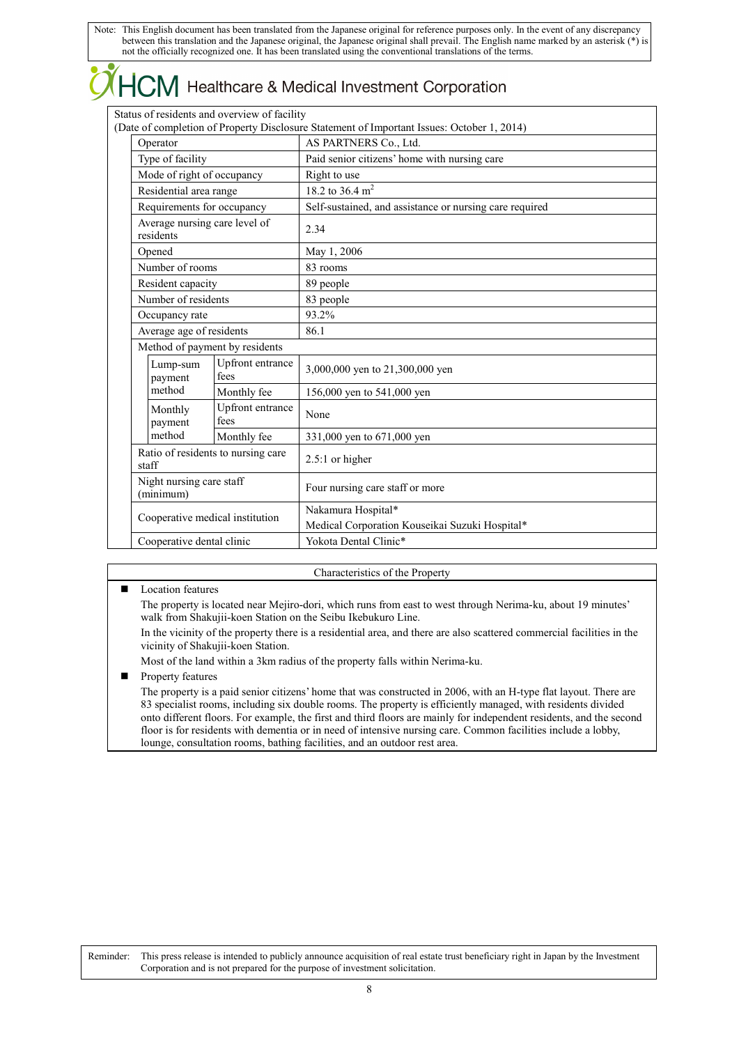Note: This English document has been translated from the Japanese original for reference purposes only. In the event of any discrepancy between this translation and the Japanese original, the Japanese original shall prevail. The English name marked by an asterisk (*) is not the officially recognized one. It has been translated using the conventional translations of the terms.

# HCM Healthcare & Medical Investment Corporation

Status of residents and overview of facility
(Date of completion of Property Disclosure Statement of Important Issues: October 1, 2014)

| | | |
|---|---|---|
| Operator | | AS PARTNERS Co., Ltd. |
| Type of facility | | Paid senior citizens' home with nursing care |
| Mode of right of occupancy | | Right to use |
| Residential area range | | 18.2 to 36.4 m$^2$ |
| Requirements for occupancy | | Self-sustained, and assistance or nursing care required |
| Average nursing care level of residents | | 2.34 |
| Opened | | May 1, 2006 |
| Number of rooms | | 83 rooms |
| Resident capacity | | 89 people |
| Number of residents | | 83 people |
| Occupancy rate | | 93.2% |
| Average age of residents | | 86.1 |
| Method of payment by residents | | |
| Lump-sum payment method | Upfront entrance fees | 3,000,000 yen to 21,300,000 yen |
| | Monthly fee | 156,000 yen to 541,000 yen |
| Monthly payment method | Upfront entrance fees | None |
| | Monthly fee | 331,000 yen to 671,000 yen |
| Ratio of residents to nursing care staff | | 2.5:1 or higher |
| Night nursing care staff (minimum) | | Four nursing care staff or more |
| Cooperative medical institution | | Nakamura Hospital*<br>Medical Corporation Kouseikai Suzuki Hospital* |
| Cooperative dental clinic | | Yokota Dental Clinic* |

Characteristics of the Property

- Location features

  The property is located near Mejiro-dori, which runs from east to west through Nerima-ku, about 19 minutes' walk from Shakujii-koen Station on the Seibu Ikebukuro Line.

  In the vicinity of the property there is a residential area, and there are also scattered commercial facilities in the vicinity of Shakujii-koen Station.

  Most of the land within a 3km radius of the property falls within Nerima-ku.

- Property features

  The property is a paid senior citizens' home that was constructed in 2006, with an H-type flat layout. There are 83 specialist rooms, including six double rooms. The property is efficiently managed, with residents divided onto different floors. For example, the first and third floors are mainly for independent residents, and the second floor is for residents with dementia or in need of intensive nursing care. Common facilities include a lobby, lounge, consultation rooms, bathing facilities, and an outdoor rest area.

Reminder: This press release is intended to publicly announce acquisition of real estate trust beneficiary right in Japan by the Investment Corporation and is not prepared for the purpose of investment solicitation.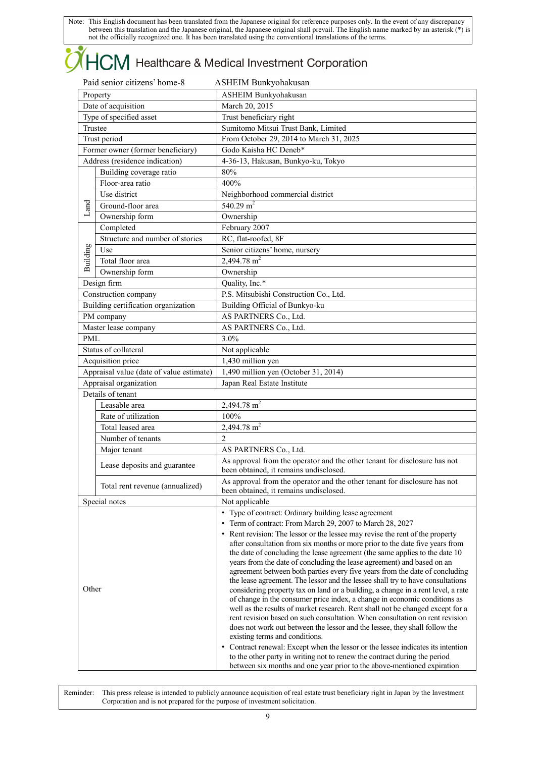Note: This English document has been translated from the Japanese original for reference purposes only. In the event of any discrepancy between this translation and the Japanese original, the Japanese original shall prevail. The English name marked by an asterisk (*) is not the officially recognized one. It has been translated using the conventional translations of the terms.

HCM Healthcare & Medical Investment Corporation

Paid senior citizens' home-8 ASHEIM Bunkyohakusan

| | | |
|---|---|---|
| Property | | ASHEIM Bunkyohakusan |
| Date of acquisition | | March 20, 2015 |
| Type of specified asset | | Trust beneficiary right |
| Trustee | | Sumitomo Mitsui Trust Bank, Limited |
| Trust period | | From October 29, 2014 to March 31, 2025 |
| Former owner (former beneficiary) | | Godo Kaisha HC Deneb* |
| Address (residence indication) | | 4-36-13, Hakusan, Bunkyo-ku, Tokyo |
| Land | Building coverage ratio | 80% |
| | Floor-area ratio | 400% |
| | Use district | Neighborhood commercial district |
| | Ground-floor area | 540.29 m$^2$ |
| | Ownership form | Ownership |
| Building | Completed | February 2007 |
| | Structure and number of stories | RC, flat-roofed, 8F |
| | Use | Senior citizens' home, nursery |
| | Total floor area | 2,494.78 m$^2$ |
| | Ownership form | Ownership |
| Design firm | | Quality, Inc.* |
| Construction company | | P.S. Mitsubishi Construction Co., Ltd. |
| Building certification organization | | Building Official of Bunkyo-ku |
| PM company | | AS PARTNERS Co., Ltd. |
| Master lease company | | AS PARTNERS Co., Ltd. |
| PML | | 3.0% |
| Status of collateral | | Not applicable |
| Acquisition price | | 1,430 million yen |
| Appraisal value (date of value estimate) | | 1,490 million yen (October 31, 2014) |
| Appraisal organization | | Japan Real Estate Institute |
| Details of tenant | | |
| | Leasable area | 2,494.78 m$^2$ |
| | Rate of utilization | 100% |
| | Total leased area | 2,494.78 m$^2$ |
| | Number of tenants | 2 |
| | Major tenant | AS PARTNERS Co., Ltd. |
| | Lease deposits and guarantee | As approval from the operator and the other tenant for disclosure has not been obtained, it remains undisclosed. |
| | Total rent revenue (annualized) | As approval from the operator and the other tenant for disclosure has not been obtained, it remains undisclosed. |
| Special notes | | Not applicable |
| Other | | • Type of contract: Ordinary building lease agreement<br>• Term of contract: From March 29, 2007 to March 28, 2027<br>• Rent revision: The lessor or the lessee may revise the rent of the property after consultation from six months or more prior to the date five years from the date of concluding the lease agreement (the same applies to the date 10 years from the date of concluding the lease agreement) and based on an agreement between both parties every five years from the date of concluding the lease agreement. The lessor and the lessee shall try to have consultations considering property tax on land or a building, a change in a rent level, a rate of change in the consumer price index, a change in economic conditions as well as the results of market research. Rent shall not be changed except for a rent revision based on such consultation. When consultation on rent revision does not work out between the lessor and the lessee, they shall follow the existing terms and conditions.<br>• Contract renewal: Except when the lessor or the lessee indicates its intention to the other party in writing not to renew the contract during the period between six months and one year prior to the above-mentioned expiration |

Reminder: This press release is intended to publicly announce acquisition of real estate trust beneficiary right in Japan by the Investment Corporation and is not prepared for the purpose of investment solicitation.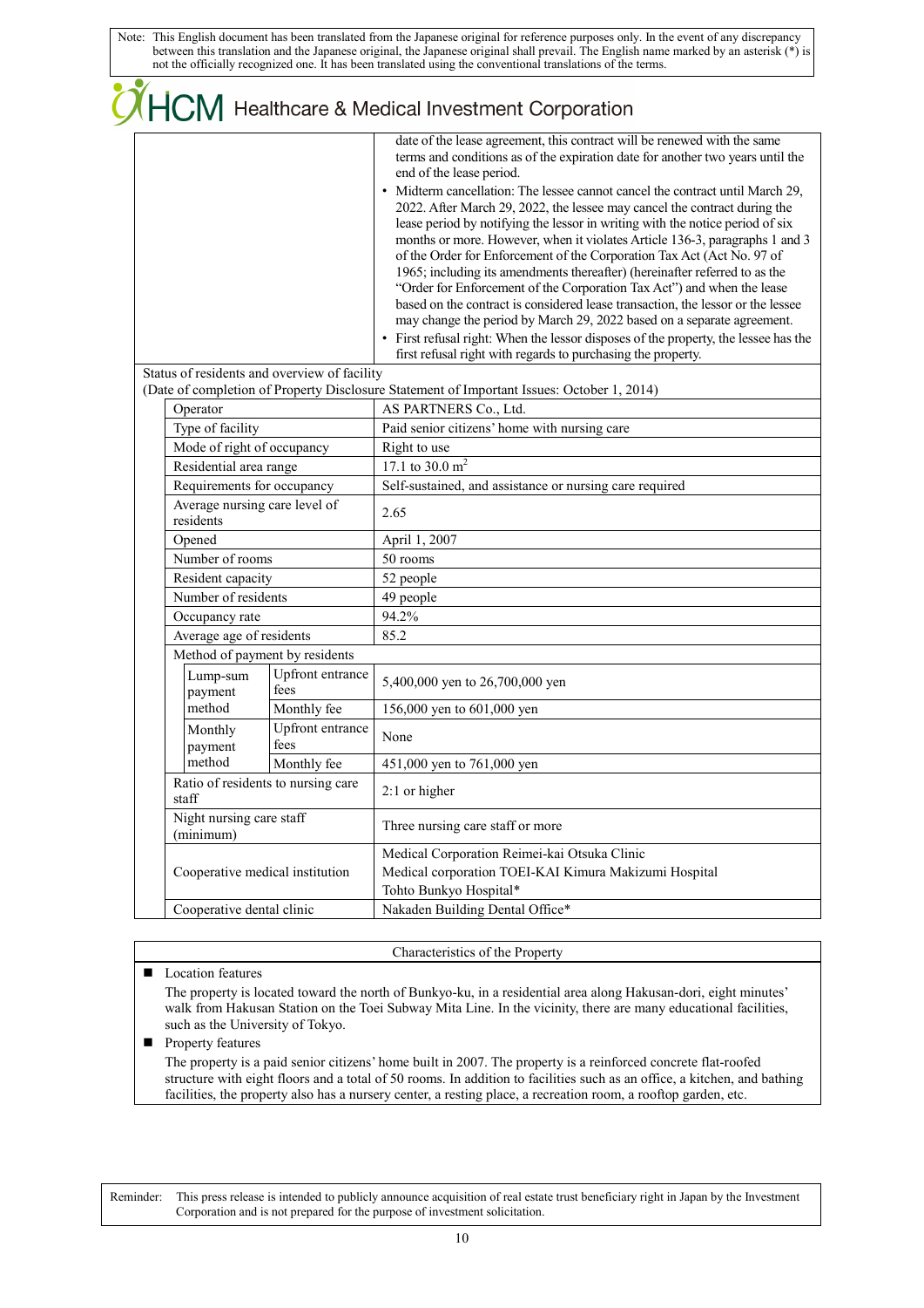| | |
|---|---|
| | date of the lease agreement, this contract will be renewed with the same terms and conditions as of the expiration date for another two years until the end of the lease period.<br>• Midterm cancellation: The lessee cannot cancel the contract until March 29, 2022. After March 29, 2022, the lessee may cancel the contract during the lease period by notifying the lessor in writing with the notice period of six months or more. However, when it violates Article 136-3, paragraphs 1 and 3 of the Order for Enforcement of the Corporation Tax Act (Act No. 97 of 1965; including its amendments thereafter) (hereinafter referred to as the "Order for Enforcement of the Corporation Tax Act") and when the lease based on the contract is considered lease transaction, the lessor or the lessee may change the period by March 29, 2022 based on a separate agreement.<br>• First refusal right: When the lessor disposes of the property, the lessee has the first refusal right with regards to purchasing the property. |

Status of residents and overview of facility
(Date of completion of Property Disclosure Statement of Important Issues: October 1, 2014)

| | | |
|---|---|---|
| Operator | | AS PARTNERS Co., Ltd. |
| Type of facility | | Paid senior citizens' home with nursing care |
| Mode of right of occupancy | | Right to use |
| Residential area range | | 17.1 to 30.0 $m^2$ |
| Requirements for occupancy | | Self-sustained, and assistance or nursing care required |
| Average nursing care level of residents | | 2.65 |
| Opened | | April 1, 2007 |
| Number of rooms | | 50 rooms |
| Resident capacity | | 52 people |
| Number of residents | | 49 people |
| Occupancy rate | | 94.2% |
| Average age of residents | | 85.2 |
| Method of payment by residents | | |
| Lump-sum payment method | Upfront entrance fees | 5,400,000 yen to 26,700,000 yen |
| | Monthly fee | 156,000 yen to 601,000 yen |
| Monthly payment method | Upfront entrance fees | None |
| | Monthly fee | 451,000 yen to 761,000 yen |
| Ratio of residents to nursing care staff | | 2:1 or higher |
| Night nursing care staff (minimum) | | Three nursing care staff or more |
| Cooperative medical institution | | Medical Corporation Reimei-kai Otsuka Clinic<br>Medical corporation TOEI-KAI Kimura Makizumi Hospital<br>Tohto Bunkyo Hospital* |
| Cooperative dental clinic | | Nakaden Building Dental Office* |

**Characteristics of the Property**

- Location features

  The property is located toward the north of Bunkyo-ku, in a residential area along Hakusan-dori, eight minutes' walk from Hakusan Station on the Toei Subway Mita Line. In the vicinity, there are many educational facilities, such as the University of Tokyo.

- Property features

  The property is a paid senior citizens' home built in 2007. The property is a reinforced concrete flat-roofed structure with eight floors and a total of 50 rooms. In addition to facilities such as an office, a kitchen, and bathing facilities, the property also has a nursery center, a resting place, a recreation room, a rooftop garden, etc.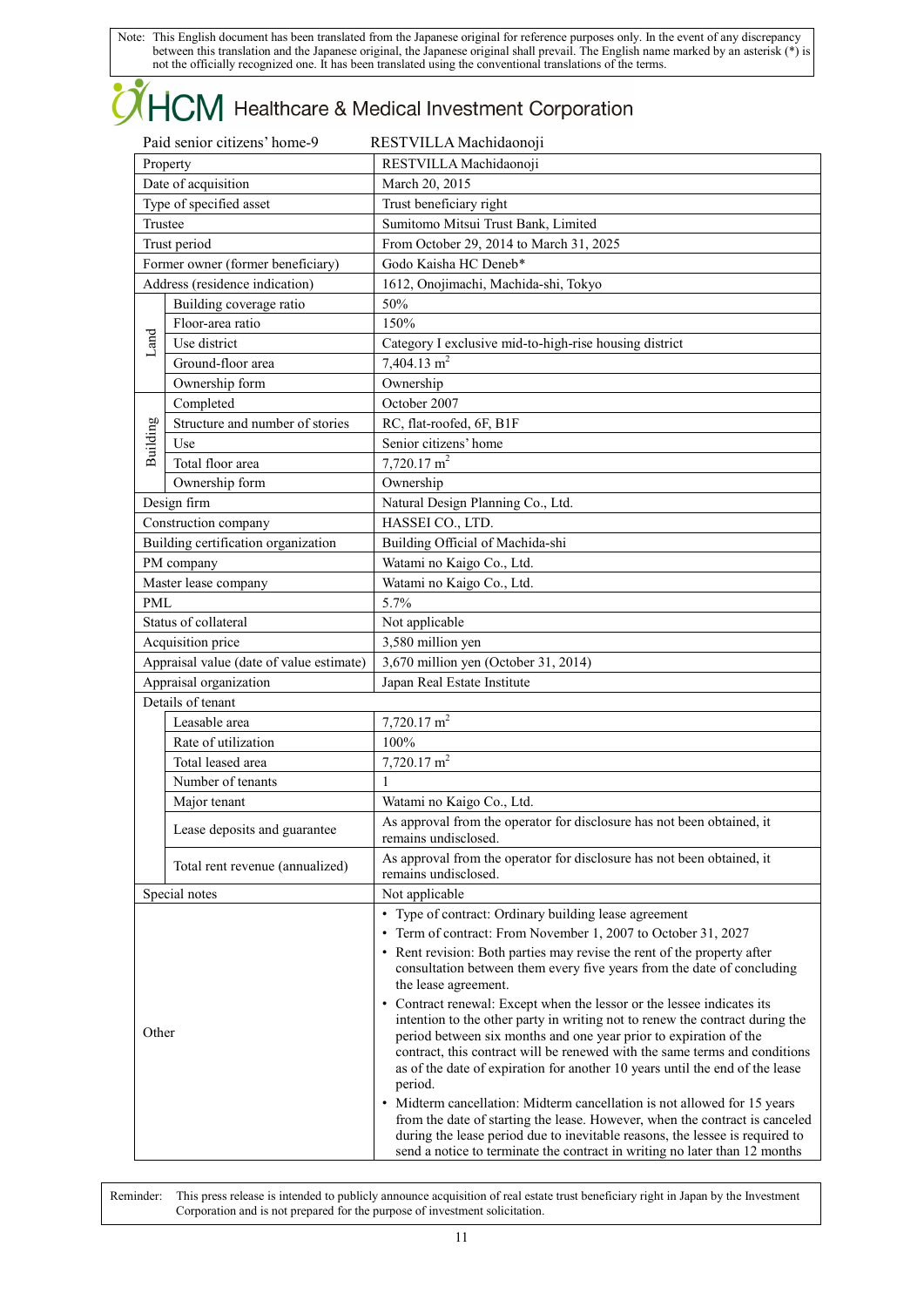Note: This English document has been translated from the Japanese original for reference purposes only. In the event of any discrepancy between this translation and the Japanese original, the Japanese original shall prevail. The English name marked by an asterisk (*) is not the officially recognized one. It has been translated using the conventional translations of the terms.

# HCM Healthcare & Medical Investment Corporation

Paid senior citizens' home-9 RESTVILLA Machidaonoji

| | | |
|---|---|---|
| Property | | RESTVILLA Machidaonoji |
| Date of acquisition | | March 20, 2015 |
| Type of specified asset | | Trust beneficiary right |
| Trustee | | Sumitomo Mitsui Trust Bank, Limited |
| Trust period | | From October 29, 2014 to March 31, 2025 |
| Former owner (former beneficiary) | | Godo Kaisha HC Deneb* |
| Address (residence indication) | | 1612, Onojimachi, Machida-shi, Tokyo |
| Land | Building coverage ratio | 50% |
| | Floor-area ratio | 150% |
| | Use district | Category I exclusive mid-to-high-rise housing district |
| | Ground-floor area | 7,404.13 m$^2$ |
| | Ownership form | Ownership |
| Building | Completed | October 2007 |
| | Structure and number of stories | RC, flat-roofed, 6F, B1F |
| | Use | Senior citizens' home |
| | Total floor area | 7,720.17 m$^2$ |
| | Ownership form | Ownership |
| Design firm | | Natural Design Planning Co., Ltd. |
| Construction company | | HASSEI CO., LTD. |
| Building certification organization | | Building Official of Machida-shi |
| PM company | | Watami no Kaigo Co., Ltd. |
| Master lease company | | Watami no Kaigo Co., Ltd. |
| PML | | 5.7% |
| Status of collateral | | Not applicable |
| Acquisition price | | 3,580 million yen |
| Appraisal value (date of value estimate) | | 3,670 million yen (October 31, 2014) |
| Appraisal organization | | Japan Real Estate Institute |
| Details of tenant | | |
| | Leasable area | 7,720.17 m$^2$ |
| | Rate of utilization | 100% |
| | Total leased area | 7,720.17 m$^2$ |
| | Number of tenants | 1 |
| | Major tenant | Watami no Kaigo Co., Ltd. |
| | Lease deposits and guarantee | As approval from the operator for disclosure has not been obtained, it remains undisclosed. |
| | Total rent revenue (annualized) | As approval from the operator for disclosure has not been obtained, it remains undisclosed. |
| Special notes | | Not applicable |
| Other | | • Type of contract: Ordinary building lease agreement<br>• Term of contract: From November 1, 2007 to October 31, 2027<br>• Rent revision: Both parties may revise the rent of the property after consultation between them every five years from the date of concluding the lease agreement.<br>• Contract renewal: Except when the lessor or the lessee indicates its intention to the other party in writing not to renew the contract during the period between six months and one year prior to expiration of the contract, this contract will be renewed with the same terms and conditions as of the date of expiration for another 10 years until the end of the lease period.<br>• Midterm cancellation: Midterm cancellation is not allowed for 15 years from the date of starting the lease. However, when the contract is canceled during the lease period due to inevitable reasons, the lessee is required to send a notice to terminate the contract in writing no later than 12 months |

Reminder: This press release is intended to publicly announce acquisition of real estate trust beneficiary right in Japan by the Investment Corporation and is not prepared for the purpose of investment solicitation.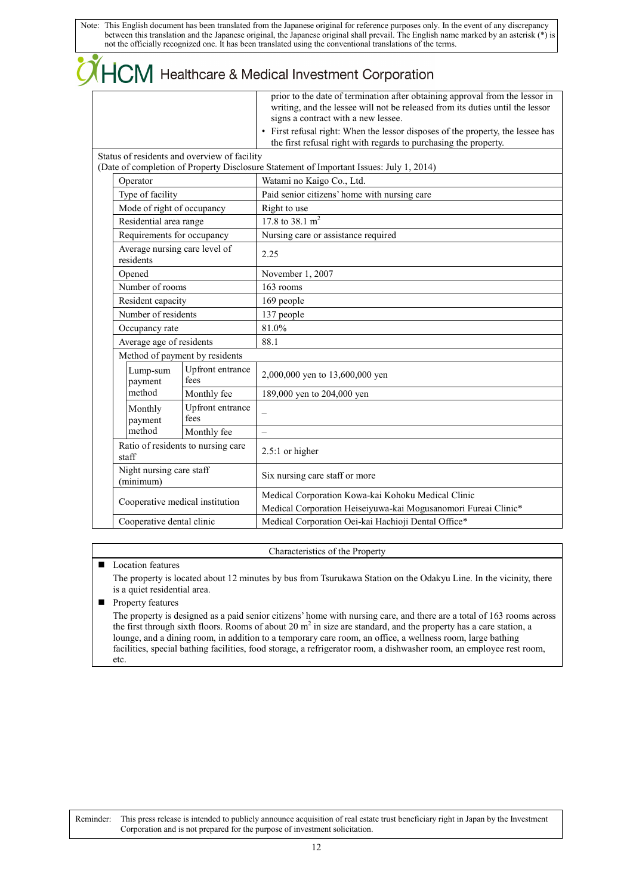Note: This English document has been translated from the Japanese original for reference purposes only. In the event of any discrepancy between this translation and the Japanese original, the Japanese original shall prevail. The English name marked by an asterisk (*) is not the officially recognized one. It has been translated using the conventional translations of the terms.

HCM Healthcare & Medical Investment Corporation

| | | |
|---|---|---|
| | | prior to the date of termination after obtaining approval from the lessor in writing, and the lessee will not be released from its duties until the lessor signs a contract with a new lessee.<br>• First refusal right: When the lessor disposes of the property, the lessee has the first refusal right with regards to purchasing the property. |

Status of residents and overview of facility
(Date of completion of Property Disclosure Statement of Important Issues: July 1, 2014)

| Item | | | Details |
|---|---|---|---|
| Operator | | | Watami no Kaigo Co., Ltd. |
| Type of facility | | | Paid senior citizens' home with nursing care |
| Mode of right of occupancy | | | Right to use |
| Residential area range | | | 17.8 to 38.1 m$^2$ |
| Requirements for occupancy | | | Nursing care or assistance required |
| Average nursing care level of residents | | | 2.25 |
| Opened | | | November 1, 2007 |
| Number of rooms | | | 163 rooms |
| Resident capacity | | | 169 people |
| Number of residents | | | 137 people |
| Occupancy rate | | | 81.0% |
| Average age of residents | | | 88.1 |
| Method of payment by residents | | | |
| | Lump-sum payment method | Upfront entrance fees | 2,000,000 yen to 13,600,000 yen |
| | | Monthly fee | 189,000 yen to 204,000 yen |
| | Monthly payment method | Upfront entrance fees | – |
| | | Monthly fee | – |
| Ratio of residents to nursing care staff | | | 2.5:1 or higher |
| Night nursing care staff (minimum) | | | Six nursing care staff or more |
| Cooperative medical institution | | | Medical Corporation Kowa-kai Kohoku Medical Clinic<br>Medical Corporation Heiseiyuwa-kai Mogusanomori Fureai Clinic* |
| Cooperative dental clinic | | | Medical Corporation Oei-kai Hachioji Dental Office* |

**Characteristics of the Property**

- Location features

  The property is located about 12 minutes by bus from Tsurukawa Station on the Odakyu Line. In the vicinity, there is a quiet residential area.

- Property features

  The property is designed as a paid senior citizens' home with nursing care, and there are a total of 163 rooms across the first through sixth floors. Rooms of about 20 m$^2$ in size are standard, and the property has a care station, a lounge, and a dining room, in addition to a temporary care room, an office, a wellness room, large bathing facilities, special bathing facilities, food storage, a refrigerator room, a dishwasher room, an employee rest room, etc.

Reminder: This press release is intended to publicly announce acquisition of real estate trust beneficiary right in Japan by the Investment Corporation and is not prepared for the purpose of investment solicitation.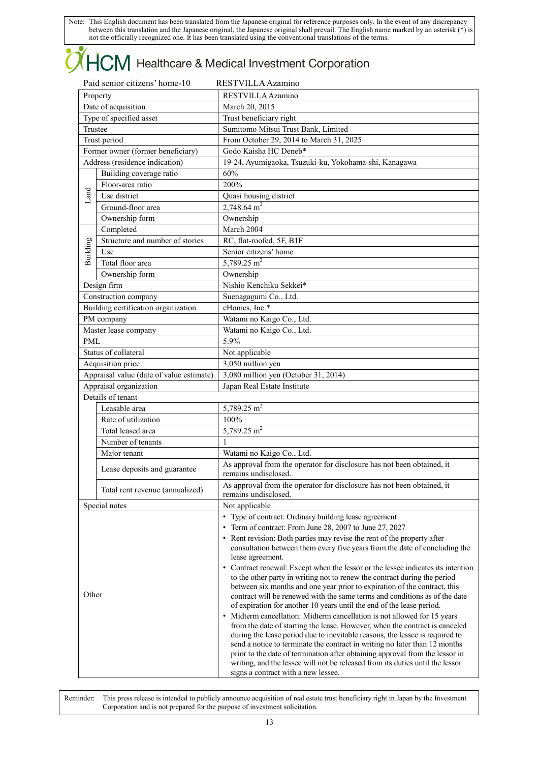Note: This English document has been translated from the Japanese original for reference purposes only. In the event of any discrepancy between this translation and the Japanese original, the Japanese original shall prevail. The English name marked by an asterisk (*) is not the officially recognized one. It has been translated using the conventional translations of the terms.

HCM Healthcare & Medical Investment Corporation

Paid senior citizens' home-10 RESTVILLA Azamino

| | | |
|---|---|---|
| Property | | RESTVILLA Azamino |
| Date of acquisition | | March 20, 2015 |
| Type of specified asset | | Trust beneficiary right |
| Trustee | | Sumitomo Mitsui Trust Bank, Limited |
| Trust period | | From October 29, 2014 to March 31, 2025 |
| Former owner (former beneficiary) | | Godo Kaisha HC Deneb* |
| Address (residence indication) | | 19-24, Ayumigaoka, Tsuzuki-ku, Yokohama-shi, Kanagawa |
| Land | Building coverage ratio | 60% |
| | Floor-area ratio | 200% |
| | Use district | Quasi housing district |
| | Ground-floor area | 2,748.64 m$^2$ |
| | Ownership form | Ownership |
| Building | Completed | March 2004 |
| | Structure and number of stories | RC, flat-roofed, 5F, B1F |
| | Use | Senior citizens' home |
| | Total floor area | 5,789.25 m$^2$ |
| | Ownership form | Ownership |
| Design firm | | Nishio Kenchiku Sekkei* |
| Construction company | | Suenagagumi Co., Ltd. |
| Building certification organization | | eHomes, Inc.* |
| PM company | | Watami no Kaigo Co., Ltd. |
| Master lease company | | Watami no Kaigo Co., Ltd. |
| PML | | 5.9% |
| Status of collateral | | Not applicable |
| Acquisition price | | 3,050 million yen |
| Appraisal value (date of value estimate) | | 3,080 million yen (October 31, 2014) |
| Appraisal organization | | Japan Real Estate Institute |
| Details of tenant | | |
| | Leasable area | 5,789.25 m$^2$ |
| | Rate of utilization | 100% |
| | Total leased area | 5,789.25 m$^2$ |
| | Number of tenants | 1 |
| | Major tenant | Watami no Kaigo Co., Ltd. |
| | Lease deposits and guarantee | As approval from the operator for disclosure has not been obtained, it remains undisclosed. |
| | Total rent revenue (annualized) | As approval from the operator for disclosure has not been obtained, it remains undisclosed. |
| Special notes | | Not applicable |
| Other | | • Type of contract: Ordinary building lease agreement<br>• Term of contract: From June 28, 2007 to June 27, 2027<br>• Rent revision: Both parties may revise the rent of the property after consultation between them every five years from the date of concluding the lease agreement.<br>• Contract renewal: Except when the lessor or the lessee indicates its intention to the other party in writing not to renew the contract during the period between six months and one year prior to expiration of the contract, this contract will be renewed with the same terms and conditions as of the date of expiration for another 10 years until the end of the lease period.<br>• Midterm cancellation: Midterm cancellation is not allowed for 15 years from the date of starting the lease. However, when the contract is canceled during the lease period due to inevitable reasons, the lessee is required to send a notice to terminate the contract in writing no later than 12 months prior to the date of termination after obtaining approval from the lessor in writing, and the lessee will not be released from its duties until the lessor signs a contract with a new lessee. |

Reminder: This press release is intended to publicly announce acquisition of real estate trust beneficiary right in Japan by the Investment Corporation and is not prepared for the purpose of investment solicitation.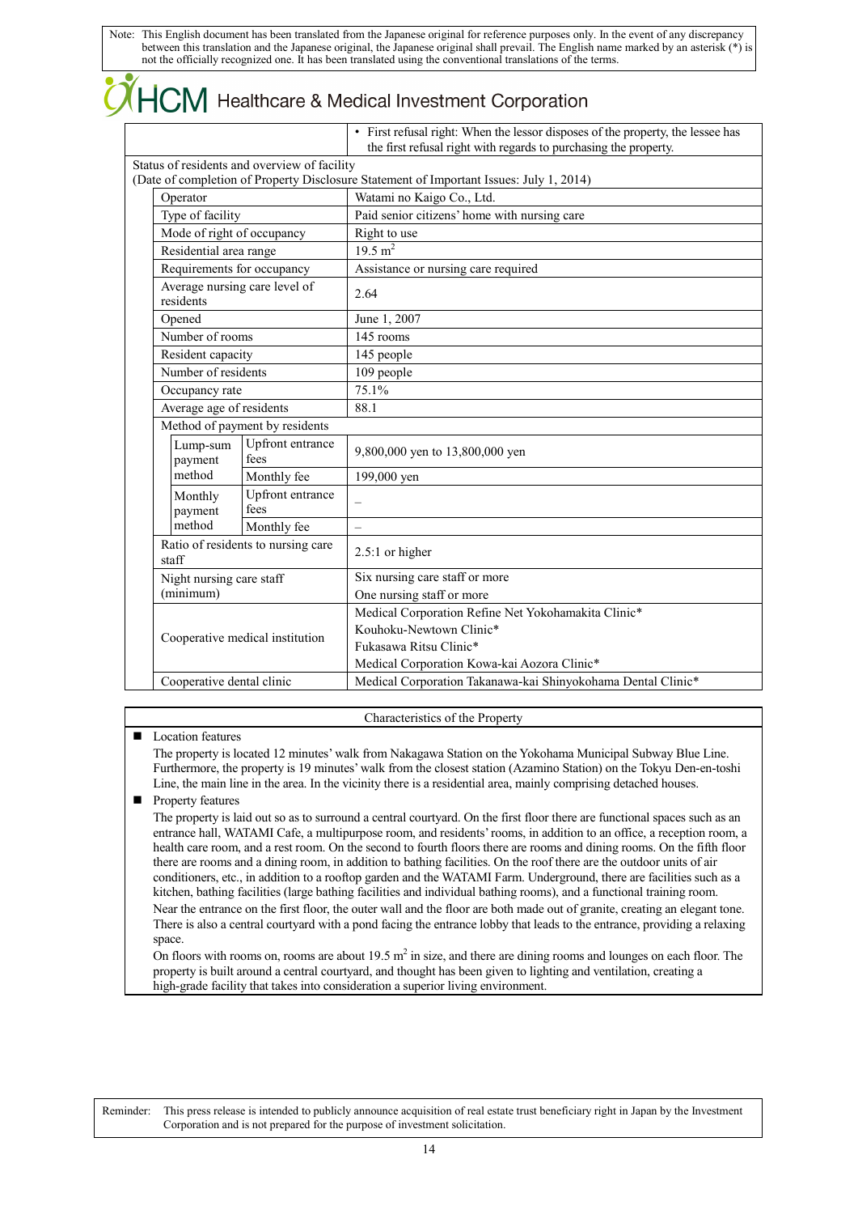Note: This English document has been translated from the Japanese original for reference purposes only. In the event of any discrepancy between this translation and the Japanese original, the Japanese original shall prevail. The English name marked by an asterisk (*) is not the officially recognized one. It has been translated using the conventional translations of the terms.

# HCM Healthcare & Medical Investment Corporation

| | | | |
|---|---|---|---|
| | | | • First refusal right: When the lessor disposes of the property, the lessee has the first refusal right with regards to purchasing the property. |
| Status of residents and overview of facility (Date of completion of Property Disclosure Statement of Important Issues: July 1, 2014) | | | |
| | Operator | | Watami no Kaigo Co., Ltd. |
| | Type of facility | | Paid senior citizens' home with nursing care |
| | Mode of right of occupancy | | Right to use |
| | Residential area range | | 19.5 m$^2$ |
| | Requirements for occupancy | | Assistance or nursing care required |
| | Average nursing care level of residents | | 2.64 |
| | Opened | | June 1, 2007 |
| | Number of rooms | | 145 rooms |
| | Resident capacity | | 145 people |
| | Number of residents | | 109 people |
| | Occupancy rate | | 75.1% |
| | Average age of residents | | 88.1 |
| | Method of payment by residents | | |
| | Lump-sum payment method | Upfront entrance fees | 9,800,000 yen to 13,800,000 yen |
| | | Monthly fee | 199,000 yen |
| | Monthly payment method | Upfront entrance fees | – |
| | | Monthly fee | – |
| | Ratio of residents to nursing care staff | | 2.5:1 or higher |
| | Night nursing care staff (minimum) | | Six nursing care staff or more<br>One nursing staff or more |
| | Cooperative medical institution | | Medical Corporation Refine Net Yokohamakita Clinic*<br>Kouhoku-Newtown Clinic*<br>Fukasawa Ritsu Clinic*<br>Medical Corporation Kowa-kai Aozora Clinic* |
| | Cooperative dental clinic | | Medical Corporation Takanawa-kai Shinyokohama Dental Clinic* |

**Characteristics of the Property**

- Location features

  The property is located 12 minutes' walk from Nakagawa Station on the Yokohama Municipal Subway Blue Line. Furthermore, the property is 19 minutes' walk from the closest station (Azamino Station) on the Tokyu Den-en-toshi Line, the main line in the area. In the vicinity there is a residential area, mainly comprising detached houses.

- Property features

  The property is laid out so as to surround a central courtyard. On the first floor there are functional spaces such as an entrance hall, WATAMI Cafe, a multipurpose room, and residents' rooms, in addition to an office, a reception room, a health care room, and a rest room. On the second to fourth floors there are rooms and dining rooms. On the fifth floor there are rooms and a dining room, in addition to bathing facilities. On the roof there are the outdoor units of air conditioners, etc., in addition to a rooftop garden and the WATAMI Farm. Underground, there are facilities such as a kitchen, bathing facilities (large bathing facilities and individual bathing rooms), and a functional training room.

  Near the entrance on the first floor, the outer wall and the floor are both made out of granite, creating an elegant tone. There is also a central courtyard with a pond facing the entrance lobby that leads to the entrance, providing a relaxing space.

  On floors with rooms on, rooms are about 19.5 m$^2$ in size, and there are dining rooms and lounges on each floor. The property is built around a central courtyard, and thought has been given to lighting and ventilation, creating a high-grade facility that takes into consideration a superior living environment.

Reminder: This press release is intended to publicly announce acquisition of real estate trust beneficiary right in Japan by the Investment Corporation and is not prepared for the purpose of investment solicitation.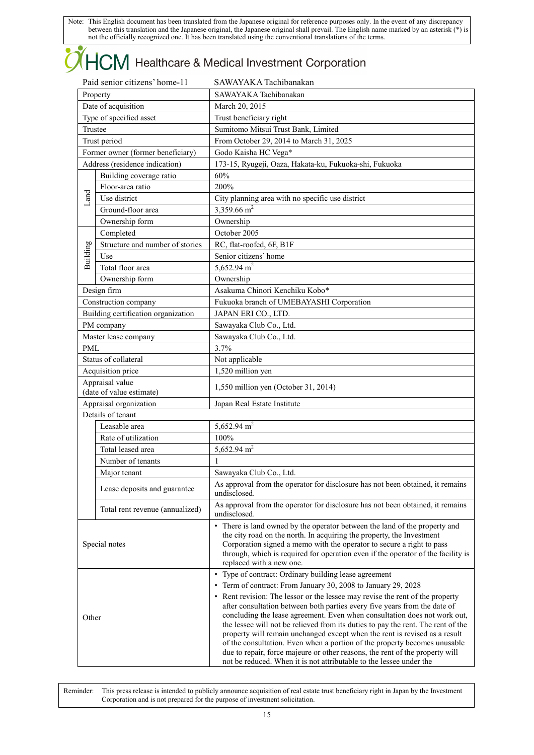Note: This English document has been translated from the Japanese original for reference purposes only. In the event of any discrepancy between this translation and the Japanese original, the Japanese original shall prevail. The English name marked by an asterisk (*) is not the officially recognized one. It has been translated using the conventional translations of the terms.

# HCM Healthcare & Medical Investment Corporation

Paid senior citizens' home-11 SAWAYAKA Tachibanakan

| Property | | SAWAYAKA Tachibanakan |
|---|---|---|
| Date of acquisition | | March 20, 2015 |
| Type of specified asset | | Trust beneficiary right |
| Trustee | | Sumitomo Mitsui Trust Bank, Limited |
| Trust period | | From October 29, 2014 to March 31, 2025 |
| Former owner (former beneficiary) | | Godo Kaisha HC Vega* |
| Address (residence indication) | | 173-15, Ryugeji, Oaza, Hakata-ku, Fukuoka-shi, Fukuoka |
| Land | Building coverage ratio | 60% |
| | Floor-area ratio | 200% |
| | Use district | City planning area with no specific use district |
| | Ground-floor area | 3,359.66 m² |
| | Ownership form | Ownership |
| Building | Completed | October 2005 |
| | Structure and number of stories | RC, flat-roofed, 6F, B1F |
| | Use | Senior citizens' home |
| | Total floor area | 5,652.94 m² |
| | Ownership form | Ownership |
| Design firm | | Asakuma Chinori Kenchiku Kobo* |
| Construction company | | Fukuoka branch of UMEBAYASHI Corporation |
| Building certification organization | | JAPAN ERI CO., LTD. |
| PM company | | Sawayaka Club Co., Ltd. |
| Master lease company | | Sawayaka Club Co., Ltd. |
| PML | | 3.7% |
| Status of collateral | | Not applicable |
| Acquisition price | | 1,520 million yen |
| Appraisal value (date of value estimate) | | 1,550 million yen (October 31, 2014) |
| Appraisal organization | | Japan Real Estate Institute |
| Details of tenant | | |
| | Leasable area | 5,652.94 m² |
| | Rate of utilization | 100% |
| | Total leased area | 5,652.94 m² |
| | Number of tenants | 1 |
| | Major tenant | Sawayaka Club Co., Ltd. |
| | Lease deposits and guarantee | As approval from the operator for disclosure has not been obtained, it remains undisclosed. |
| | Total rent revenue (annualized) | As approval from the operator for disclosure has not been obtained, it remains undisclosed. |
| Special notes | | • There is land owned by the operator between the land of the property and the city road on the north. In acquiring the property, the Investment Corporation signed a memo with the operator to secure a right to pass through, which is required for operation even if the operator of the facility is replaced with a new one. |
| Other | | • Type of contract: Ordinary building lease agreement<br>• Term of contract: From January 30, 2008 to January 29, 2028<br>• Rent revision: The lessor or the lessee may revise the rent of the property after consultation between both parties every five years from the date of concluding the lease agreement. Even when consultation does not work out, the lessee will not be relieved from its duties to pay the rent. The rent of the property will remain unchanged except when the rent is revised as a result of the consultation. Even when a portion of the property becomes unusable due to repair, force majeure or other reasons, the rent of the property will not be reduced. When it is not attributable to the lessee under the |

Reminder: This press release is intended to publicly announce acquisition of real estate trust beneficiary right in Japan by the Investment Corporation and is not prepared for the purpose of investment solicitation.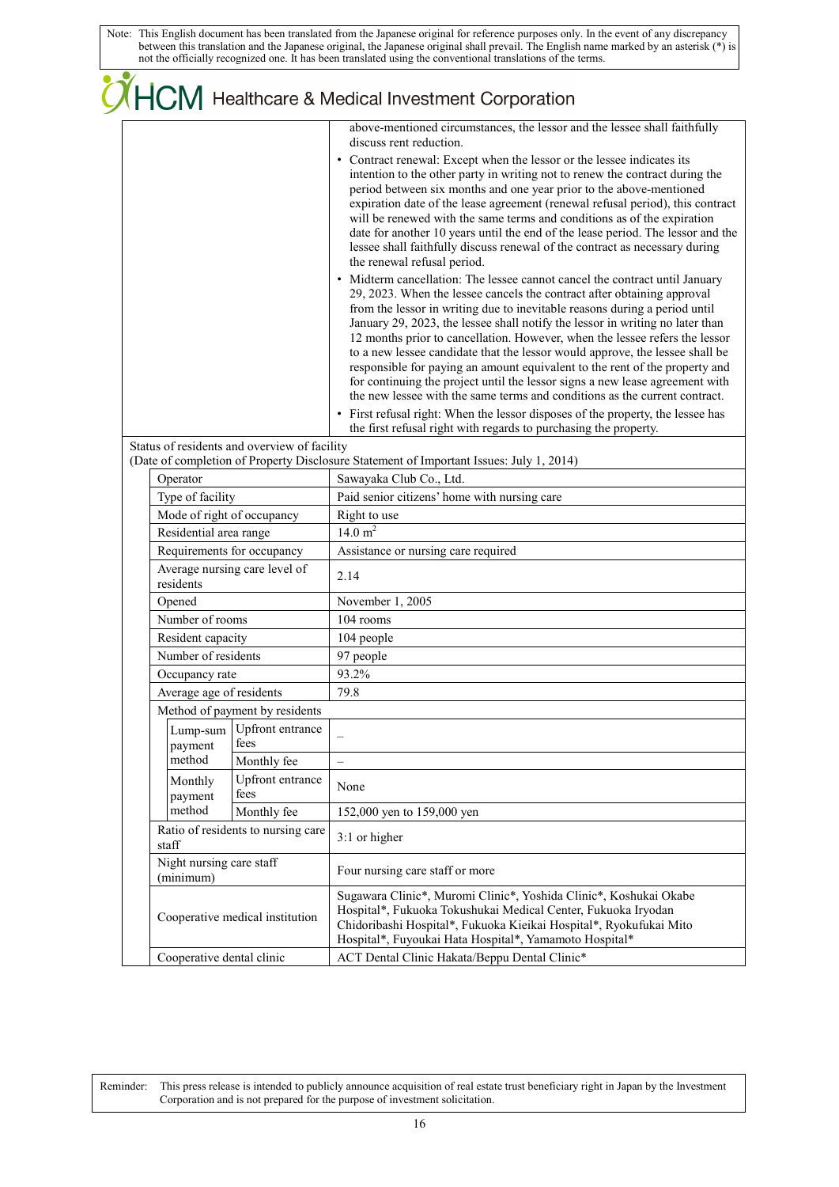Note: This English document has been translated from the Japanese original for reference purposes only. In the event of any discrepancy between this translation and the Japanese original, the Japanese original shall prevail. The English name marked by an asterisk (*) is not the officially recognized one. It has been translated using the conventional translations of the terms.

# HCM Healthcare & Medical Investment Corporation

| | |
|---|---|
| | above-mentioned circumstances, the lessor and the lessee shall faithfully discuss rent reduction.<br>• Contract renewal: Except when the lessor or the lessee indicates its intention to the other party in writing not to renew the contract during the period between six months and one year prior to the above-mentioned expiration date of the lease agreement (renewal refusal period), this contract will be renewed with the same terms and conditions as of the expiration date for another 10 years until the end of the lease period. The lessor and the lessee shall faithfully discuss renewal of the contract as necessary during the renewal refusal period.<br>• Midterm cancellation: The lessee cannot cancel the contract until January 29, 2023. When the lessee cancels the contract after obtaining approval from the lessor in writing due to inevitable reasons during a period until January 29, 2023, the lessee shall notify the lessor in writing no later than 12 months prior to cancellation. However, when the lessee refers the lessor to a new lessee candidate that the lessor would approve, the lessee shall be responsible for paying an amount equivalent to the rent of the property and for continuing the project until the lessor signs a new lease agreement with the new lessee with the same terms and conditions as the current contract.<br>• First refusal right: When the lessor disposes of the property, the lessee has the first refusal right with regards to purchasing the property. |

Status of residents and overview of facility
(Date of completion of Property Disclosure Statement of Important Issues: July 1, 2014)

| Item | | | Details |
|---|---|---|---|
| Operator | | | Sawayaka Club Co., Ltd. |
| Type of facility | | | Paid senior citizens' home with nursing care |
| Mode of right of occupancy | | | Right to use |
| Residential area range | | | 14.0 $m^2$ |
| Requirements for occupancy | | | Assistance or nursing care required |
| Average nursing care level of residents | | | 2.14 |
| Opened | | | November 1, 2005 |
| Number of rooms | | | 104 rooms |
| Resident capacity | | | 104 people |
| Number of residents | | | 97 people |
| Occupancy rate | | | 93.2% |
| Average age of residents | | | 79.8 |
| Method of payment by residents | | | |
| | Lump-sum payment method | Upfront entrance fees | – |
| | | Monthly fee | – |
| | Monthly payment method | Upfront entrance fees | None |
| | | Monthly fee | 152,000 yen to 159,000 yen |
| Ratio of residents to nursing care staff | | | 3:1 or higher |
| Night nursing care staff (minimum) | | | Four nursing care staff or more |
| Cooperative medical institution | | | Sugawara Clinic*, Muromi Clinic*, Yoshida Clinic*, Koshukai Okabe Hospital*, Fukuoka Tokushukai Medical Center, Fukuoka Iryodan Chidoribashi Hospital*, Fukuoka Kieikai Hospital*, Ryokufukai Mito Hospital*, Fuyoukai Hata Hospital*, Yamamoto Hospital* |
| Cooperative dental clinic | | | ACT Dental Clinic Hakata/Beppu Dental Clinic* |

Reminder: This press release is intended to publicly announce acquisition of real estate trust beneficiary right in Japan by the Investment Corporation and is not prepared for the purpose of investment solicitation.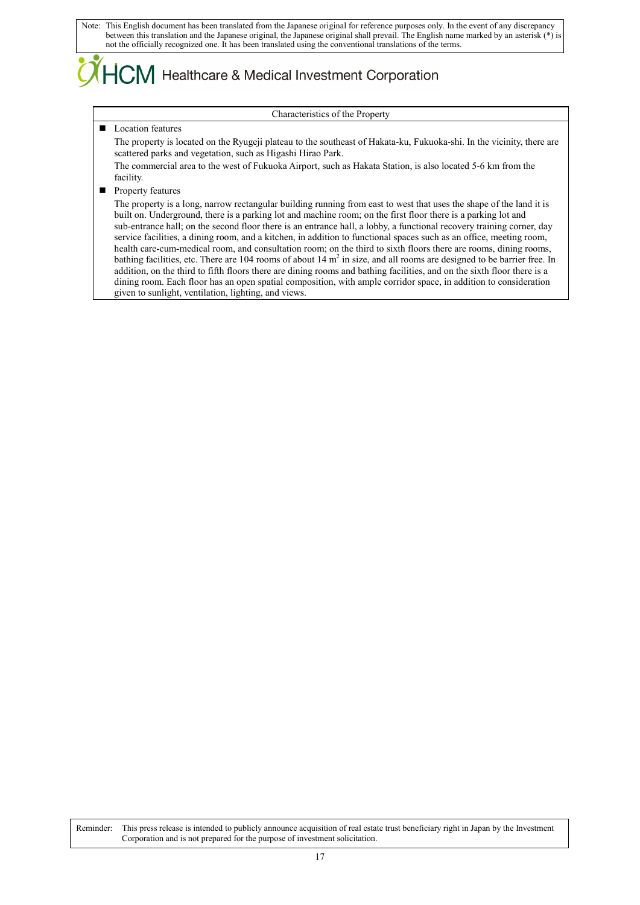Note: This English document has been translated from the Japanese original for reference purposes only. In the event of any discrepancy between this translation and the Japanese original, the Japanese original shall prevail. The English name marked by an asterisk (*) is not the officially recognized one. It has been translated using the conventional translations of the terms.

HCM Healthcare & Medical Investment Corporation

| Characteristics of the Property |
|---|
| ■ Location features<br>The property is located on the Ryugeji plateau to the southeast of Hakata-ku, Fukuoka-shi. In the vicinity, there are scattered parks and vegetation, such as Higashi Hirao Park.<br>The commercial area to the west of Fukuoka Airport, such as Hakata Station, is also located 5-6 km from the facility.<br>■ Property features<br>The property is a long, narrow rectangular building running from east to west that uses the shape of the land it is built on. Underground, there is a parking lot and machine room; on the first floor there is a parking lot and sub-entrance hall; on the second floor there is an entrance hall, a lobby, a functional recovery training corner, day service facilities, a dining room, and a kitchen, in addition to functional spaces such as an office, meeting room, health care-cum-medical room, and consultation room; on the third to sixth floors there are rooms, dining rooms, bathing facilities, etc. There are 104 rooms of about 14 $m^2$ in size, and all rooms are designed to be barrier free. In addition, on the third to fifth floors there are dining rooms and bathing facilities, and on the sixth floor there is a dining room. Each floor has an open spatial composition, with ample corridor space, in addition to consideration given to sunlight, ventilation, lighting, and views. |

Reminder: This press release is intended to publicly announce acquisition of real estate trust beneficiary right in Japan by the Investment Corporation and is not prepared for the purpose of investment solicitation.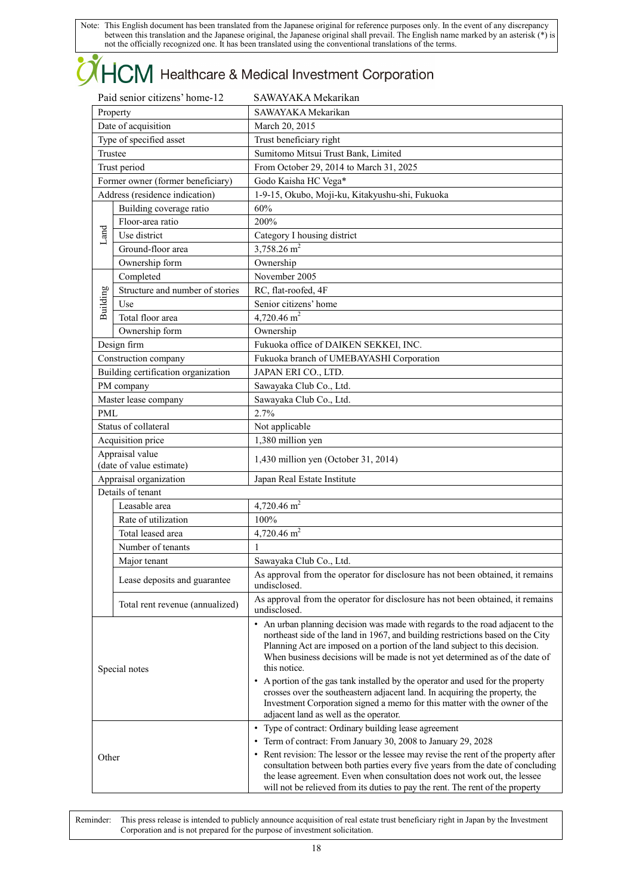Note: This English document has been translated from the Japanese original for reference purposes only. In the event of any discrepancy between this translation and the Japanese original, the Japanese original shall prevail. The English name marked by an asterisk (*) is not the officially recognized one. It has been translated using the conventional translations of the terms.

# HCM Healthcare & Medical Investment Corporation

| Paid senior citizens' home-12 | | SAWAYAKA Mekarikan |
|---|---|---|
| Property | | SAWAYAKA Mekarikan |
| Date of acquisition | | March 20, 2015 |
| Type of specified asset | | Trust beneficiary right |
| Trustee | | Sumitomo Mitsui Trust Bank, Limited |
| Trust period | | From October 29, 2014 to March 31, 2025 |
| Former owner (former beneficiary) | | Godo Kaisha HC Vega* |
| Address (residence indication) | | 1-9-15, Okubo, Moji-ku, Kitakyushu-shi, Fukuoka |
| Land | Building coverage ratio | 60% |
| | Floor-area ratio | 200% |
| | Use district | Category I housing district |
| | Ground-floor area | 3,758.26 m$^2$ |
| | Ownership form | Ownership |
| Building | Completed | November 2005 |
| | Structure and number of stories | RC, flat-roofed, 4F |
| | Use | Senior citizens' home |
| | Total floor area | 4,720.46 m$^2$ |
| | Ownership form | Ownership |
| Design firm | | Fukuoka office of DAIKEN SEKKEI, INC. |
| Construction company | | Fukuoka branch of UMEBAYASHI Corporation |
| Building certification organization | | JAPAN ERI CO., LTD. |
| PM company | | Sawayaka Club Co., Ltd. |
| Master lease company | | Sawayaka Club Co., Ltd. |
| PML | | 2.7% |
| Status of collateral | | Not applicable |
| Acquisition price | | 1,380 million yen |
| Appraisal value (date of value estimate) | | 1,430 million yen (October 31, 2014) |
| Appraisal organization | | Japan Real Estate Institute |
| Details of tenant | | |
| | Leasable area | 4,720.46 m$^2$ |
| | Rate of utilization | 100% |
| | Total leased area | 4,720.46 m$^2$ |
| | Number of tenants | 1 |
| | Major tenant | Sawayaka Club Co., Ltd. |
| | Lease deposits and guarantee | As approval from the operator for disclosure has not been obtained, it remains undisclosed. |
| | Total rent revenue (annualized) | As approval from the operator for disclosure has not been obtained, it remains undisclosed. |
| Special notes | | • An urban planning decision was made with regards to the road adjacent to the northeast side of the land in 1967, and building restrictions based on the City Planning Act are imposed on a portion of the land subject to this decision. When business decisions will be made is not yet determined as of the date of this notice.<br>• A portion of the gas tank installed by the operator and used for the property crosses over the southeastern adjacent land. In acquiring the property, the Investment Corporation signed a memo for this matter with the owner of the adjacent land as well as the operator. |
| Other | | • Type of contract: Ordinary building lease agreement<br>• Term of contract: From January 30, 2008 to January 29, 2028<br>• Rent revision: The lessor or the lessee may revise the rent of the property after consultation between both parties every five years from the date of concluding the lease agreement. Even when consultation does not work out, the lessee will not be relieved from its duties to pay the rent. The rent of the property |

Reminder: This press release is intended to publicly announce acquisition of real estate trust beneficiary right in Japan by the Investment Corporation and is not prepared for the purpose of investment solicitation.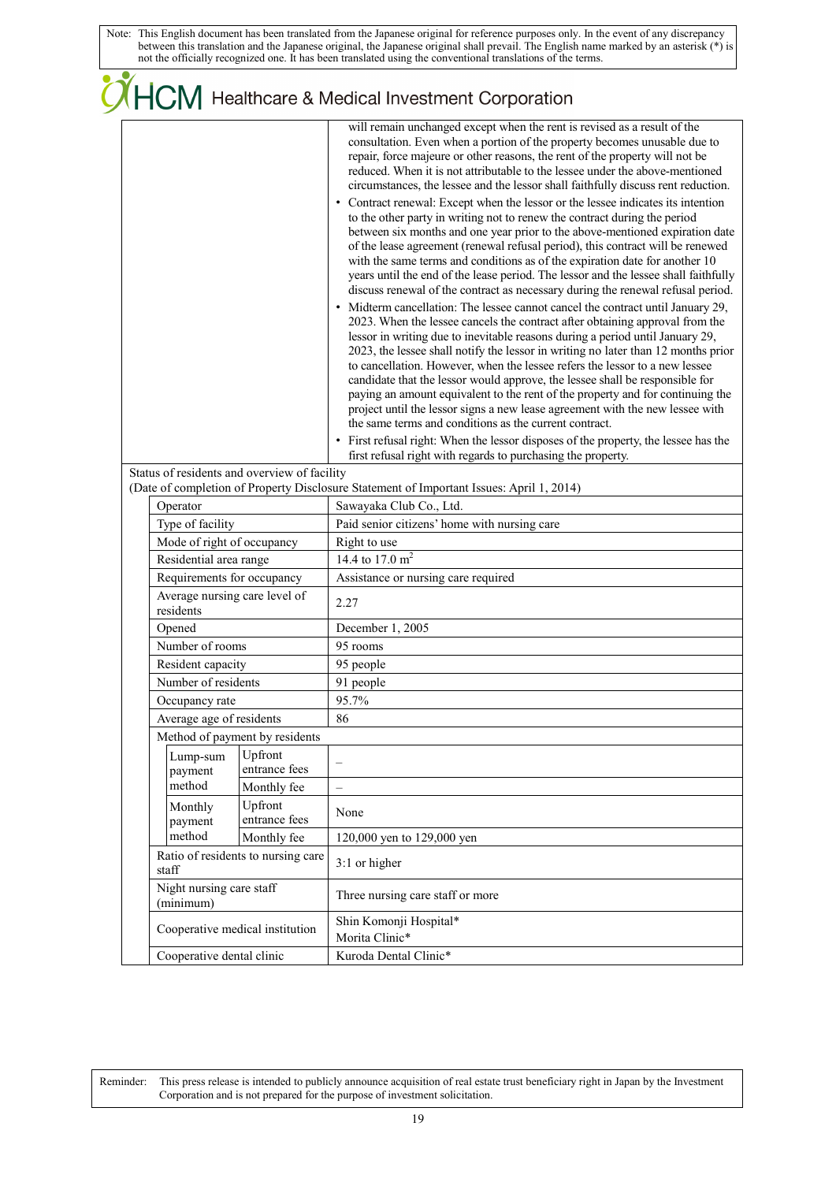Note: This English document has been translated from the Japanese original for reference purposes only. In the event of any discrepancy between this translation and the Japanese original, the Japanese original shall prevail. The English name marked by an asterisk (*) is not the officially recognized one. It has been translated using the conventional translations of the terms.

| | |
|---|---|
| | will remain unchanged except when the rent is revised as a result of the consultation. Even when a portion of the property becomes unusable due to repair, force majeure or other reasons, the rent of the property will not be reduced. When it is not attributable to the lessee under the above-mentioned circumstances, the lessee and the lessor shall faithfully discuss rent reduction.<br>• Contract renewal: Except when the lessor or the lessee indicates its intention to the other party in writing not to renew the contract during the period between six months and one year prior to the above-mentioned expiration date of the lease agreement (renewal refusal period), this contract will be renewed with the same terms and conditions as of the expiration date for another 10 years until the end of the lease period. The lessor and the lessee shall faithfully discuss renewal of the contract as necessary during the renewal refusal period.<br>• Midterm cancellation: The lessee cannot cancel the contract until January 29, 2023. When the lessee cancels the contract after obtaining approval from the lessor in writing due to inevitable reasons during a period until January 29, 2023, the lessee shall notify the lessor in writing no later than 12 months prior to cancellation. However, when the lessee refers the lessor to a new lessee candidate that the lessor would approve, the lessee shall be responsible for paying an amount equivalent to the rent of the property and for continuing the project until the lessor signs a new lease agreement with the new lessee with the same terms and conditions as the current contract.<br>• First refusal right: When the lessor disposes of the property, the lessee has the first refusal right with regards to purchasing the property. |

Status of residents and overview of facility
(Date of completion of Property Disclosure Statement of Important Issues: April 1, 2014)

| Item | | | Details |
|---|---|---|---|
| Operator | | | Sawayaka Club Co., Ltd. |
| Type of facility | | | Paid senior citizens' home with nursing care |
| Mode of right of occupancy | | | Right to use |
| Residential area range | | | 14.4 to 17.0 m$^2$ |
| Requirements for occupancy | | | Assistance or nursing care required |
| Average nursing care level of residents | | | 2.27 |
| Opened | | | December 1, 2005 |
| Number of rooms | | | 95 rooms |
| Resident capacity | | | 95 people |
| Number of residents | | | 91 people |
| Occupancy rate | | | 95.7% |
| Average age of residents | | | 86 |
| Method of payment by residents | | | |
| | Lump-sum payment method | Upfront entrance fees | – |
| | | Monthly fee | – |
| | Monthly payment method | Upfront entrance fees | None |
| | | Monthly fee | 120,000 yen to 129,000 yen |
| Ratio of residents to nursing care staff | | | 3:1 or higher |
| Night nursing care staff (minimum) | | | Three nursing care staff or more |
| Cooperative medical institution | | | Shin Komonji Hospital*<br>Morita Clinic* |
| Cooperative dental clinic | | | Kuroda Dental Clinic* |

Reminder: This press release is intended to publicly announce acquisition of real estate trust beneficiary right in Japan by the Investment Corporation and is not prepared for the purpose of investment solicitation.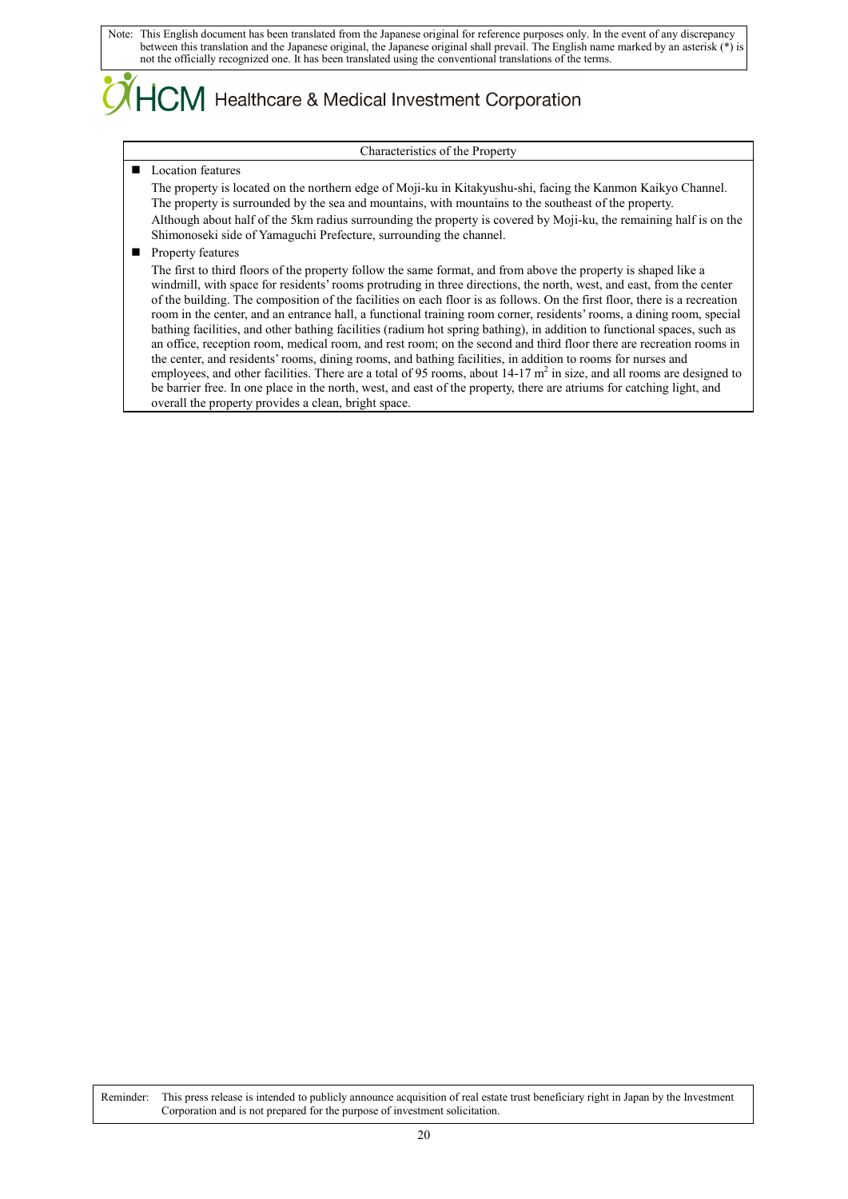Note: This English document has been translated from the Japanese original for reference purposes only. In the event of any discrepancy between this translation and the Japanese original, the Japanese original shall prevail. The English name marked by an asterisk (*) is not the officially recognized one. It has been translated using the conventional translations of the terms.

HCM Healthcare & Medical Investment Corporation

| Characteristics of the Property |
|---|
| ■ Location features<br>The property is located on the northern edge of Moji-ku in Kitakyushu-shi, facing the Kanmon Kaikyo Channel. The property is surrounded by the sea and mountains, with mountains to the southeast of the property.<br>Although about half of the 5km radius surrounding the property is covered by Moji-ku, the remaining half is on the Shimonoseki side of Yamaguchi Prefecture, surrounding the channel.<br>■ Property features<br>The first to third floors of the property follow the same format, and from above the property is shaped like a windmill, with space for residents' rooms protruding in three directions, the north, west, and east, from the center of the building. The composition of the facilities on each floor is as follows. On the first floor, there is a recreation room in the center, and an entrance hall, a functional training room corner, residents' rooms, a dining room, special bathing facilities, and other bathing facilities (radium hot spring bathing), in addition to functional spaces, such as an office, reception room, medical room, and rest room; on the second and third floor there are recreation rooms in the center, and residents' rooms, dining rooms, and bathing facilities, in addition to rooms for nurses and employees, and other facilities. There are a total of 95 rooms, about 14-17 $m^2$ in size, and all rooms are designed to be barrier free. In one place in the north, west, and east of the property, there are atriums for catching light, and overall the property provides a clean, bright space. |

Reminder: This press release is intended to publicly announce acquisition of real estate trust beneficiary right in Japan by the Investment Corporation and is not prepared for the purpose of investment solicitation.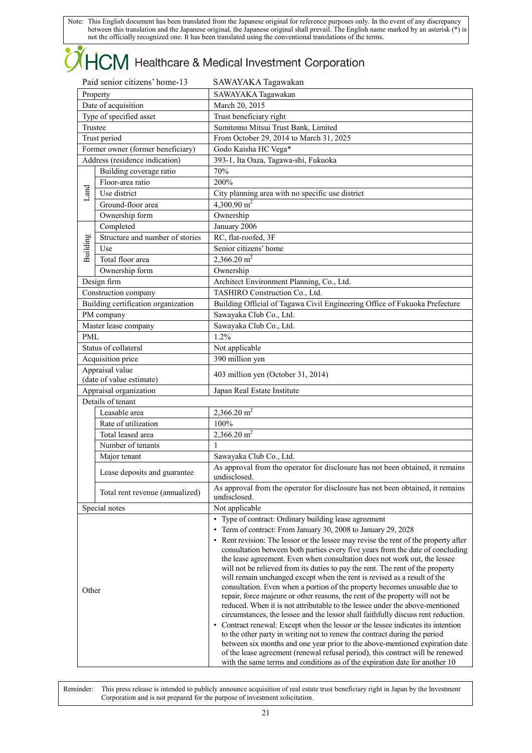Note: This English document has been translated from the Japanese original for reference purposes only. In the event of any discrepancy between this translation and the Japanese original, the Japanese original shall prevail. The English name marked by an asterisk (*) is not the officially recognized one. It has been translated using the conventional translations of the terms.

HCM Healthcare & Medical Investment Corporation

| Paid senior citizens' home-13 | | SAWAYAKA Tagawakan |
|---|---|---|
| Property | | SAWAYAKA Tagawakan |
| Date of acquisition | | March 20, 2015 |
| Type of specified asset | | Trust beneficiary right |
| Trustee | | Sumitomo Mitsui Trust Bank, Limited |
| Trust period | | From October 29, 2014 to March 31, 2025 |
| Former owner (former beneficiary) | | Godo Kaisha HC Vega* |
| Address (residence indication) | | 393-1, Ita Oaza, Tagawa-shi, Fukuoka |
| Land | Building coverage ratio | 70% |
| | Floor-area ratio | 200% |
| | Use district | City planning area with no specific use district |
| | Ground-floor area | 4,300.90 m$^2$ |
| | Ownership form | Ownership |
| Building | Completed | January 2006 |
| | Structure and number of stories | RC, flat-roofed, 3F |
| | Use | Senior citizens' home |
| | Total floor area | 2,366.20 m$^2$ |
| | Ownership form | Ownership |
| Design firm | | Architect Environment Planning, Co., Ltd. |
| Construction company | | TASHIRO Construction Co., Ltd. |
| Building certification organization | | Building Official of Tagawa Civil Engineering Office of Fukuoka Prefecture |
| PM company | | Sawayaka Club Co., Ltd. |
| Master lease company | | Sawayaka Club Co., Ltd. |
| PML | | 1.2% |
| Status of collateral | | Not applicable |
| Acquisition price | | 390 million yen |
| Appraisal value (date of value estimate) | | 403 million yen (October 31, 2014) |
| Appraisal organization | | Japan Real Estate Institute |
| Details of tenant | | |
| | Leasable area | 2,366.20 m$^2$ |
| | Rate of utilization | 100% |
| | Total leased area | 2,366.20 m$^2$ |
| | Number of tenants | 1 |
| | Major tenant | Sawayaka Club Co., Ltd. |
| | Lease deposits and guarantee | As approval from the operator for disclosure has not been obtained, it remains undisclosed. |
| | Total rent revenue (annualized) | As approval from the operator for disclosure has not been obtained, it remains undisclosed. |
| Special notes | | Not applicable |
| Other | | • Type of contract: Ordinary building lease agreement<br>• Term of contract: From January 30, 2008 to January 29, 2028<br>• Rent revision: The lessor or the lessee may revise the rent of the property after consultation between both parties every five years from the date of concluding the lease agreement. Even when consultation does not work out, the lessee will not be relieved from its duties to pay the rent. The rent of the property will remain unchanged except when the rent is revised as a result of the consultation. Even when a portion of the property becomes unusable due to repair, force majeure or other reasons, the rent of the property will not be reduced. When it is not attributable to the lessee under the above-mentioned circumstances, the lessee and the lessor shall faithfully discuss rent reduction.<br>• Contract renewal: Except when the lessor or the lessee indicates its intention to the other party in writing not to renew the contract during the period between six months and one year prior to the above-mentioned expiration date of the lease agreement (renewal refusal period), this contract will be renewed with the same terms and conditions as of the expiration date for another 10 |

Reminder: This press release is intended to publicly announce acquisition of real estate trust beneficiary right in Japan by the Investment Corporation and is not prepared for the purpose of investment solicitation.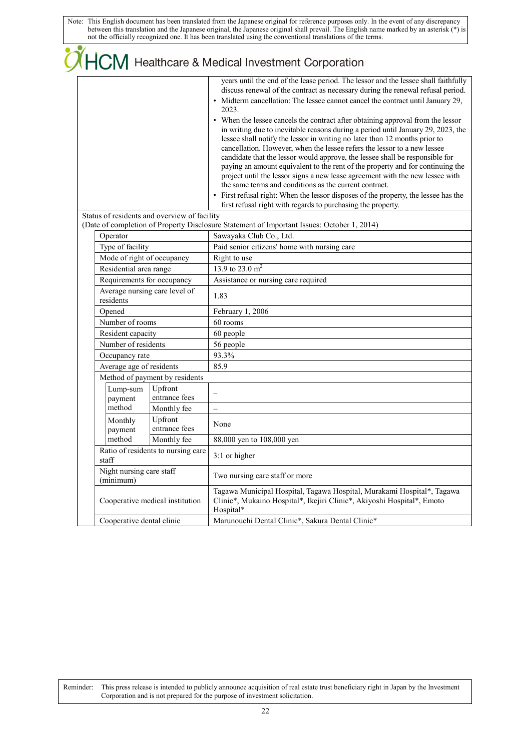Note: This English document has been translated from the Japanese original for reference purposes only. In the event of any discrepancy between this translation and the Japanese original, the Japanese original shall prevail. The English name marked by an asterisk (*) is not the officially recognized one. It has been translated using the conventional translations of the terms.

# HCM Healthcare & Medical Investment Corporation

| | |
|---|---|
| | years until the end of the lease period. The lessor and the lessee shall faithfully discuss renewal of the contract as necessary during the renewal refusal period.<br>• Midterm cancellation: The lessee cannot cancel the contract until January 29, 2023.<br>• When the lessee cancels the contract after obtaining approval from the lessor in writing due to inevitable reasons during a period until January 29, 2023, the lessee shall notify the lessor in writing no later than 12 months prior to cancellation. However, when the lessee refers the lessor to a new lessee candidate that the lessor would approve, the lessee shall be responsible for paying an amount equivalent to the rent of the property and for continuing the project until the lessor signs a new lease agreement with the new lessee with the same terms and conditions as the current contract.<br>• First refusal right: When the lessor disposes of the property, the lessee has the first refusal right with regards to purchasing the property. |

Status of residents and overview of facility
(Date of completion of Property Disclosure Statement of Important Issues: October 1, 2014)

| Item | | | Details |
|---|---|---|---|
| Operator | | | Sawayaka Club Co., Ltd. |
| Type of facility | | | Paid senior citizens' home with nursing care |
| Mode of right of occupancy | | | Right to use |
| Residential area range | | | 13.9 to 23.0 m$^2$ |
| Requirements for occupancy | | | Assistance or nursing care required |
| Average nursing care level of residents | | | 1.83 |
| Opened | | | February 1, 2006 |
| Number of rooms | | | 60 rooms |
| Resident capacity | | | 60 people |
| Number of residents | | | 56 people |
| Occupancy rate | | | 93.3% |
| Average age of residents | | | 85.9 |
| Method of payment by residents | | | |
| | Lump-sum payment method | Upfront entrance fees | – |
| | | Monthly fee | – |
| | Monthly payment method | Upfront entrance fees | None |
| | | Monthly fee | 88,000 yen to 108,000 yen |
| Ratio of residents to nursing care staff | | | 3:1 or higher |
| Night nursing care staff (minimum) | | | Two nursing care staff or more |
| Cooperative medical institution | | | Tagawa Municipal Hospital, Tagawa Hospital, Murakami Hospital*, Tagawa Clinic*, Mukaino Hospital*, Ikejiri Clinic*, Akiyoshi Hospital*, Emoto Hospital* |
| Cooperative dental clinic | | | Marunouchi Dental Clinic*, Sakura Dental Clinic* |

Reminder: This press release is intended to publicly announce acquisition of real estate trust beneficiary right in Japan by the Investment Corporation and is not prepared for the purpose of investment solicitation.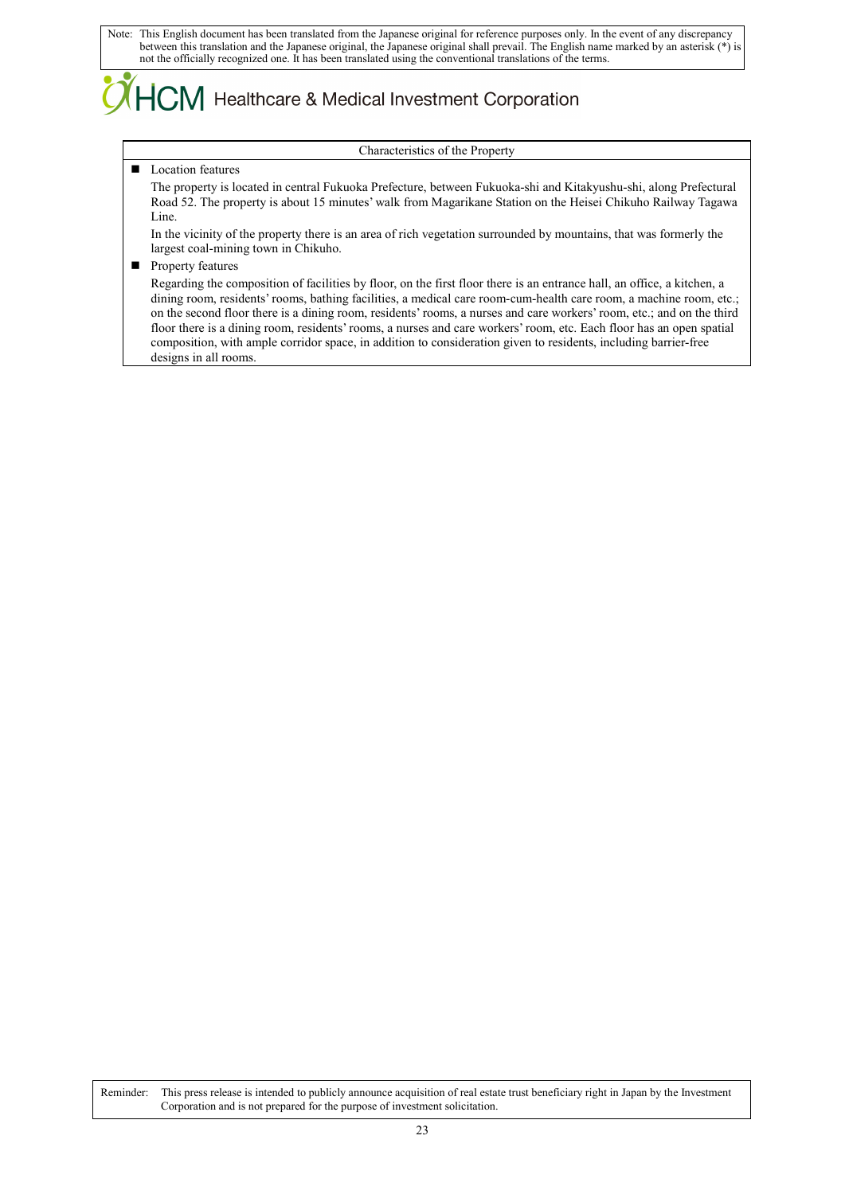Note: This English document has been translated from the Japanese original for reference purposes only. In the event of any discrepancy between this translation and the Japanese original, the Japanese original shall prevail. The English name marked by an asterisk (*) is not the officially recognized one. It has been translated using the conventional translations of the terms.

HCM Healthcare & Medical Investment Corporation

| Characteristics of the Property |
|---|
| ■ Location features<br>The property is located in central Fukuoka Prefecture, between Fukuoka-shi and Kitakyushu-shi, along Prefectural Road 52. The property is about 15 minutes' walk from Magarikane Station on the Heisei Chikuho Railway Tagawa Line.<br>In the vicinity of the property there is an area of rich vegetation surrounded by mountains, that was formerly the largest coal-mining town in Chikuho.<br>■ Property features<br>Regarding the composition of facilities by floor, on the first floor there is an entrance hall, an office, a kitchen, a dining room, residents' rooms, bathing facilities, a medical care room-cum-health care room, a machine room, etc.; on the second floor there is a dining room, residents' rooms, a nurses and care workers' room, etc.; and on the third floor there is a dining room, residents' rooms, a nurses and care workers' room, etc. Each floor has an open spatial composition, with ample corridor space, in addition to consideration given to residents, including barrier-free designs in all rooms. |

Reminder: This press release is intended to publicly announce acquisition of real estate trust beneficiary right in Japan by the Investment Corporation and is not prepared for the purpose of investment solicitation.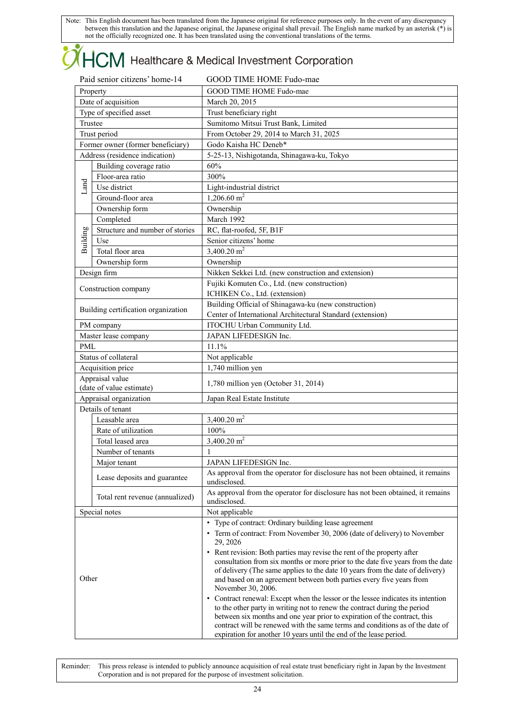Note: This English document has been translated from the Japanese original for reference purposes only. In the event of any discrepancy between this translation and the Japanese original, the Japanese original shall prevail. The English name marked by an asterisk (*) is not the officially recognized one. It has been translated using the conventional translations of the terms.

HCM Healthcare & Medical Investment Corporation

Paid senior citizens' home-14 GOOD TIME HOME Fudo-mae

| | | |
|---|---|---|
| Property | | GOOD TIME HOME Fudo-mae |
| Date of acquisition | | March 20, 2015 |
| Type of specified asset | | Trust beneficiary right |
| Trustee | | Sumitomo Mitsui Trust Bank, Limited |
| Trust period | | From October 29, 2014 to March 31, 2025 |
| Former owner (former beneficiary) | | Godo Kaisha HC Deneb* |
| Address (residence indication) | | 5-25-13, Nishigotanda, Shinagawa-ku, Tokyo |
| Land | Building coverage ratio | 60% |
| | Floor-area ratio | 300% |
| | Use district | Light-industrial district |
| | Ground-floor area | 1,206.60 m$^2$ |
| | Ownership form | Ownership |
| Building | Completed | March 1992 |
| | Structure and number of stories | RC, flat-roofed, 5F, B1F |
| | Use | Senior citizens' home |
| | Total floor area | 3,400.20 m$^2$ |
| | Ownership form | Ownership |
| Design firm | | Nikken Sekkei Ltd. (new construction and extension) |
| Construction company | | Fujiki Komuten Co., Ltd. (new construction)<br>ICHIKEN Co., Ltd. (extension) |
| Building certification organization | | Building Official of Shinagawa-ku (new construction)<br>Center of International Architectural Standard (extension) |
| PM company | | ITOCHU Urban Community Ltd. |
| Master lease company | | JAPAN LIFEDESIGN Inc. |
| PML | | 11.1% |
| Status of collateral | | Not applicable |
| Acquisition price | | 1,740 million yen |
| Appraisal value (date of value estimate) | | 1,780 million yen (October 31, 2014) |
| Appraisal organization | | Japan Real Estate Institute |
| Details of tenant | | |
| | Leasable area | 3,400.20 m$^2$ |
| | Rate of utilization | 100% |
| | Total leased area | 3,400.20 m$^2$ |
| | Number of tenants | 1 |
| | Major tenant | JAPAN LIFEDESIGN Inc. |
| | Lease deposits and guarantee | As approval from the operator for disclosure has not been obtained, it remains undisclosed. |
| | Total rent revenue (annualized) | As approval from the operator for disclosure has not been obtained, it remains undisclosed. |
| Special notes | | Not applicable |
| Other | | • Type of contract: Ordinary building lease agreement<br>• Term of contract: From November 30, 2006 (date of delivery) to November 29, 2026<br>• Rent revision: Both parties may revise the rent of the property after consultation from six months or more prior to the date five years from the date of delivery (The same applies to the date 10 years from the date of delivery) and based on an agreement between both parties every five years from November 30, 2006.<br>• Contract renewal: Except when the lessor or the lessee indicates its intention to the other party in writing not to renew the contract during the period between six months and one year prior to expiration of the contract, this contract will be renewed with the same terms and conditions as of the date of expiration for another 10 years until the end of the lease period. |

Reminder: This press release is intended to publicly announce acquisition of real estate trust beneficiary right in Japan by the Investment Corporation and is not prepared for the purpose of investment solicitation.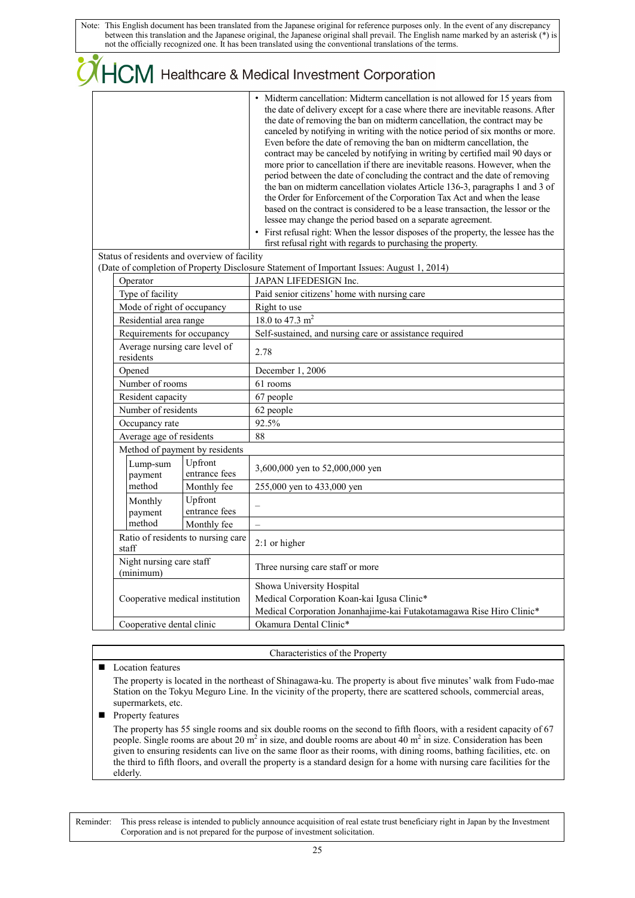| | |
|---|---|
| | • Midterm cancellation: Midterm cancellation is not allowed for 15 years from the date of delivery except for a case where there are inevitable reasons. After the date of removing the ban on midterm cancellation, the contract may be canceled by notifying in writing with the notice period of six months or more. Even before the date of removing the ban on midterm cancellation, the contract may be canceled by notifying in writing by certified mail 90 days or more prior to cancellation if there are inevitable reasons. However, when the period between the date of concluding the contract and the date of removing the ban on midterm cancellation violates Article 136-3, paragraphs 1 and 3 of the Order for Enforcement of the Corporation Tax Act and when the lease based on the contract is considered to be a lease transaction, the lessor or the lessee may change the period based on a separate agreement.<br>• First refusal right: When the lessor disposes of the property, the lessee has the first refusal right with regards to purchasing the property. |

Status of residents and overview of facility
(Date of completion of Property Disclosure Statement of Important Issues: August 1, 2014)

| Item | | | Details |
|---|---|---|---|
| Operator | | | JAPAN LIFEDESIGN Inc. |
| Type of facility | | | Paid senior citizens' home with nursing care |
| Mode of right of occupancy | | | Right to use |
| Residential area range | | | 18.0 to 47.3 $m^2$ |
| Requirements for occupancy | | | Self-sustained, and nursing care or assistance required |
| Average nursing care level of residents | | | 2.78 |
| Opened | | | December 1, 2006 |
| Number of rooms | | | 61 rooms |
| Resident capacity | | | 67 people |
| Number of residents | | | 62 people |
| Occupancy rate | | | 92.5% |
| Average age of residents | | | 88 |
| Method of payment by residents | | | |
| | Lump-sum payment method | Upfront entrance fees | 3,600,000 yen to 52,000,000 yen |
| | | Monthly fee | 255,000 yen to 433,000 yen |
| | Monthly payment method | Upfront entrance fees | – |
| | | Monthly fee | – |
| Ratio of residents to nursing care staff | | | 2:1 or higher |
| Night nursing care staff (minimum) | | | Three nursing care staff or more |
| Cooperative medical institution | | | Showa University Hospital<br>Medical Corporation Koan-kai Igusa Clinic*<br>Medical Corporation Jonanhajime-kai Futakotamagawa Rise Hiro Clinic* |
| Cooperative dental clinic | | | Okamura Dental Clinic* |

**Characteristics of the Property**

- Location features

  The property is located in the northeast of Shinagawa-ku. The property is about five minutes' walk from Fudo-mae Station on the Tokyu Meguro Line. In the vicinity of the property, there are scattered schools, commercial areas, supermarkets, etc.

- Property features

  The property has 55 single rooms and six double rooms on the second to fifth floors, with a resident capacity of 67 people. Single rooms are about 20 $m^2$ in size, and double rooms are about 40 $m^2$ in size. Consideration has been given to ensuring residents can live on the same floor as their rooms, with dining rooms, bathing facilities, etc. on the third to fifth floors, and overall the property is a standard design for a home with nursing care facilities for the elderly.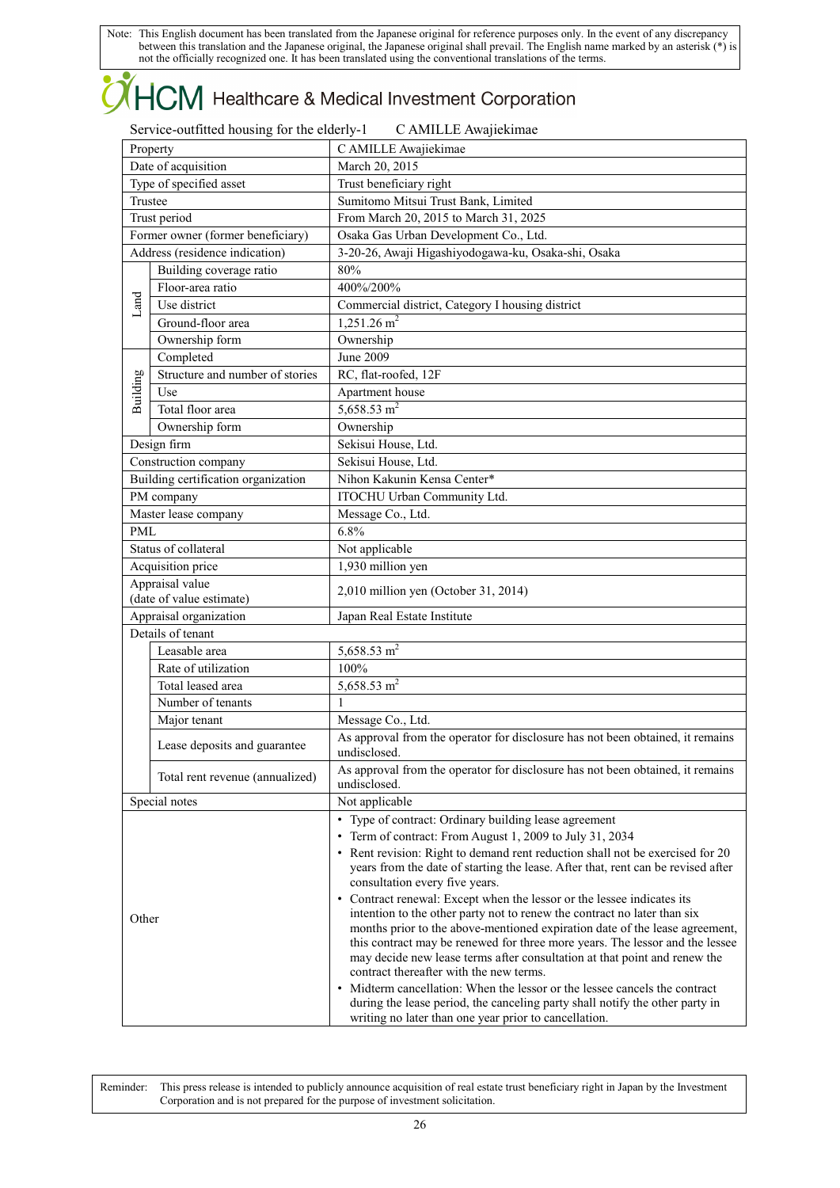Note: This English document has been translated from the Japanese original for reference purposes only. In the event of any discrepancy between this translation and the Japanese original, the Japanese original shall prevail. The English name marked by an asterisk (*) is not the officially recognized one. It has been translated using the conventional translations of the terms.

# HCM Healthcare & Medical Investment Corporation

Service-outfitted housing for the elderly-1　　C AMILLE Awajiekimae

| | | |
|---|---|---|
| Property | | C AMILLE Awajiekimae |
| Date of acquisition | | March 20, 2015 |
| Type of specified asset | | Trust beneficiary right |
| Trustee | | Sumitomo Mitsui Trust Bank, Limited |
| Trust period | | From March 20, 2015 to March 31, 2025 |
| Former owner (former beneficiary) | | Osaka Gas Urban Development Co., Ltd. |
| Address (residence indication) | | 3-20-26, Awaji Higashiyodogawa-ku, Osaka-shi, Osaka |
| Land | Building coverage ratio | 80% |
| | Floor-area ratio | 400%/200% |
| | Use district | Commercial district, Category I housing district |
| | Ground-floor area | 1,251.26 m$^2$ |
| | Ownership form | Ownership |
| Building | Completed | June 2009 |
| | Structure and number of stories | RC, flat-roofed, 12F |
| | Use | Apartment house |
| | Total floor area | 5,658.53 m$^2$ |
| | Ownership form | Ownership |
| Design firm | | Sekisui House, Ltd. |
| Construction company | | Sekisui House, Ltd. |
| Building certification organization | | Nihon Kakunin Kensa Center* |
| PM company | | ITOCHU Urban Community Ltd. |
| Master lease company | | Message Co., Ltd. |
| PML | | 6.8% |
| Status of collateral | | Not applicable |
| Acquisition price | | 1,930 million yen |
| Appraisal value (date of value estimate) | | 2,010 million yen (October 31, 2014) |
| Appraisal organization | | Japan Real Estate Institute |
| Details of tenant | | |
| | Leasable area | 5,658.53 m$^2$ |
| | Rate of utilization | 100% |
| | Total leased area | 5,658.53 m$^2$ |
| | Number of tenants | 1 |
| | Major tenant | Message Co., Ltd. |
| | Lease deposits and guarantee | As approval from the operator for disclosure has not been obtained, it remains undisclosed. |
| | Total rent revenue (annualized) | As approval from the operator for disclosure has not been obtained, it remains undisclosed. |
| Special notes | | Not applicable |
| Other | | • Type of contract: Ordinary building lease agreement<br>• Term of contract: From August 1, 2009 to July 31, 2034<br>• Rent revision: Right to demand rent reduction shall not be exercised for 20 years from the date of starting the lease. After that, rent can be revised after consultation every five years.<br>• Contract renewal: Except when the lessor or the lessee indicates its intention to the other party not to renew the contract no later than six months prior to the above-mentioned expiration date of the lease agreement, this contract may be renewed for three more years. The lessor and the lessee may decide new lease terms after consultation at that point and renew the contract thereafter with the new terms.<br>• Midterm cancellation: When the lessor or the lessee cancels the contract during the lease period, the canceling party shall notify the other party in writing no later than one year prior to cancellation. |

Reminder: This press release is intended to publicly announce acquisition of real estate trust beneficiary right in Japan by the Investment Corporation and is not prepared for the purpose of investment solicitation.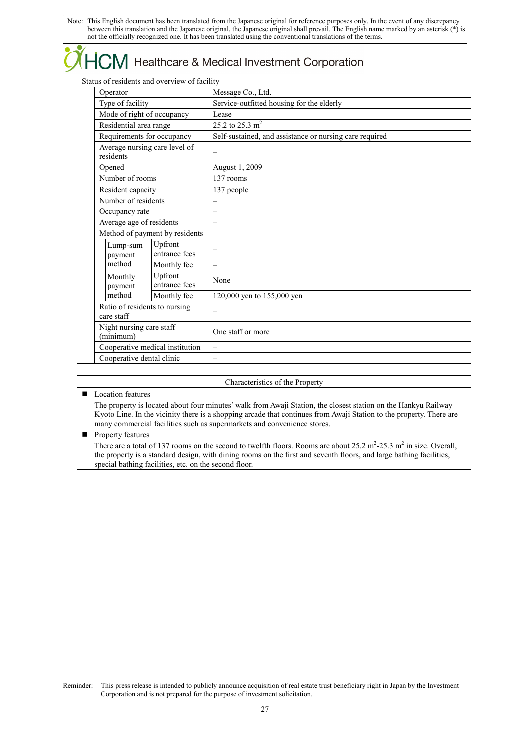Note: This English document has been translated from the Japanese original for reference purposes only. In the event of any discrepancy between this translation and the Japanese original, the Japanese original shall prevail. The English name marked by an asterisk (*) is not the officially recognized one. It has been translated using the conventional translations of the terms.

# HCM Healthcare & Medical Investment Corporation

| Status of residents and overview of facility | | | |
|---|---|---|---|
| | Operator | | Message Co., Ltd. |
| | Type of facility | | Service-outfitted housing for the elderly |
| | Mode of right of occupancy | | Lease |
| | Residential area range | | 25.2 to 25.3 $m^2$ |
| | Requirements for occupancy | | Self-sustained, and assistance or nursing care required |
| | Average nursing care level of residents | | – |
| | Opened | | August 1, 2009 |
| | Number of rooms | | 137 rooms |
| | Resident capacity | | 137 people |
| | Number of residents | | – |
| | Occupancy rate | | – |
| | Average age of residents | | – |
| | Method of payment by residents | | |
| | Lump-sum payment method | Upfront entrance fees | – |
| | | Monthly fee | – |
| | Monthly payment method | Upfront entrance fees | None |
| | | Monthly fee | 120,000 yen to 155,000 yen |
| | Ratio of residents to nursing care staff | | – |
| | Night nursing care staff (minimum) | | One staff or more |
| | Cooperative medical institution | | – |
| | Cooperative dental clinic | | – |

**Characteristics of the Property**

- Location features

  The property is located about four minutes' walk from Awaji Station, the closest station on the Hankyu Railway Kyoto Line. In the vicinity there is a shopping arcade that continues from Awaji Station to the property. There are many commercial facilities such as supermarkets and convenience stores.

- Property features

  There are a total of 137 rooms on the second to twelfth floors. Rooms are about 25.2 $m^2$-25.3 $m^2$ in size. Overall, the property is a standard design, with dining rooms on the first and seventh floors, and large bathing facilities, special bathing facilities, etc. on the second floor.

Reminder: This press release is intended to publicly announce acquisition of real estate trust beneficiary right in Japan by the Investment Corporation and is not prepared for the purpose of investment solicitation.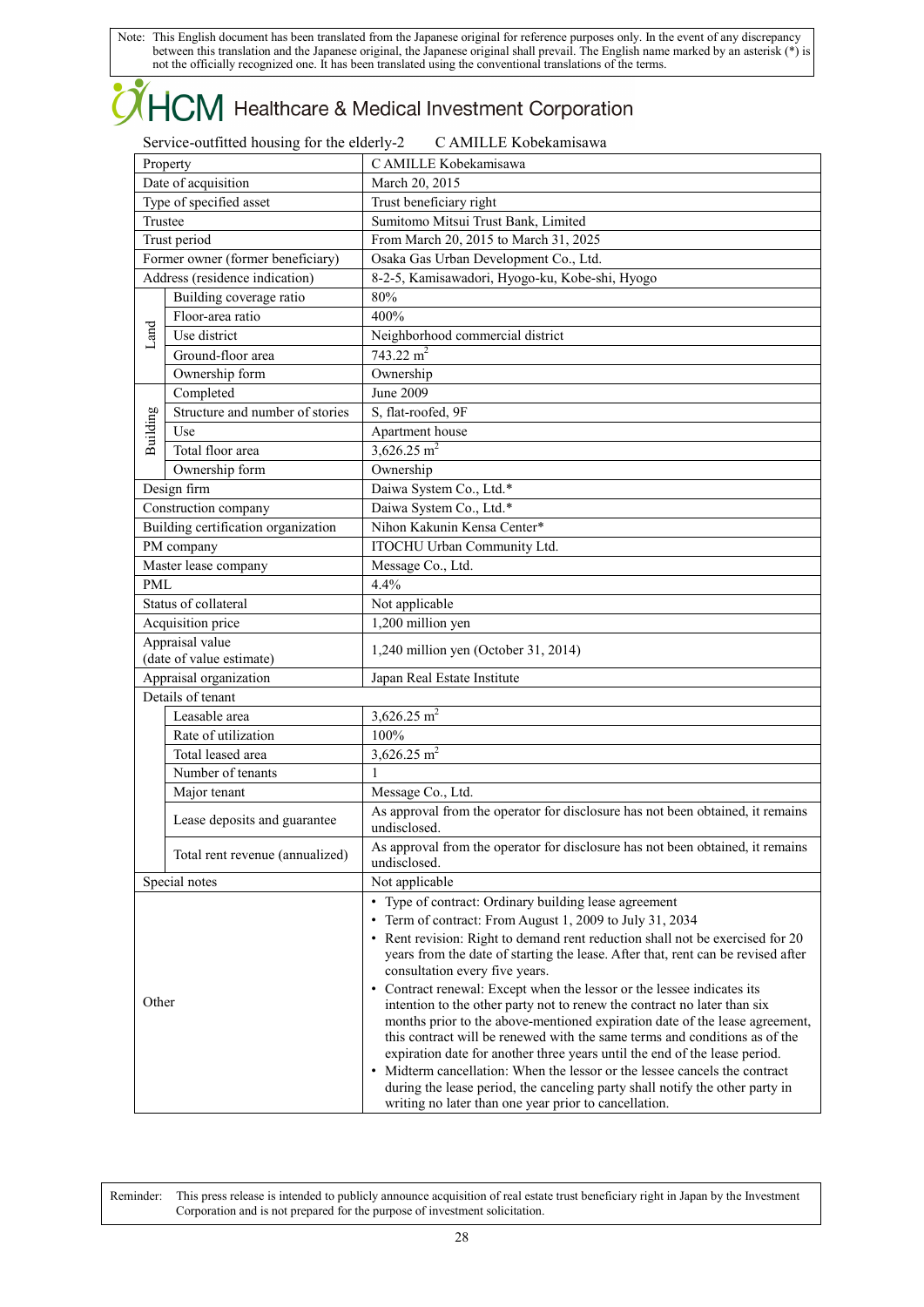Note: This English document has been translated from the Japanese original for reference purposes only. In the event of any discrepancy between this translation and the Japanese original, the Japanese original shall prevail. The English name marked by an asterisk (*) is not the officially recognized one. It has been translated using the conventional translations of the terms.

# HCM Healthcare & Medical Investment Corporation

Service-outfitted housing for the elderly-2　　C AMILLE Kobekamisawa

| Property | | C AMILLE Kobekamisawa |
|---|---|---|
| Date of acquisition | | March 20, 2015 |
| Type of specified asset | | Trust beneficiary right |
| Trustee | | Sumitomo Mitsui Trust Bank, Limited |
| Trust period | | From March 20, 2015 to March 31, 2025 |
| Former owner (former beneficiary) | | Osaka Gas Urban Development Co., Ltd. |
| Address (residence indication) | | 8-2-5, Kamisawadori, Hyogo-ku, Kobe-shi, Hyogo |
| Land | Building coverage ratio | 80% |
| | Floor-area ratio | 400% |
| | Use district | Neighborhood commercial district |
| | Ground-floor area | 743.22 m$^2$ |
| | Ownership form | Ownership |
| Building | Completed | June 2009 |
| | Structure and number of stories | S, flat-roofed, 9F |
| | Use | Apartment house |
| | Total floor area | 3,626.25 m$^2$ |
| | Ownership form | Ownership |
| Design firm | | Daiwa System Co., Ltd.* |
| Construction company | | Daiwa System Co., Ltd.* |
| Building certification organization | | Nihon Kakunin Kensa Center* |
| PM company | | ITOCHU Urban Community Ltd. |
| Master lease company | | Message Co., Ltd. |
| PML | | 4.4% |
| Status of collateral | | Not applicable |
| Acquisition price | | 1,200 million yen |
| Appraisal value (date of value estimate) | | 1,240 million yen (October 31, 2014) |
| Appraisal organization | | Japan Real Estate Institute |
| Details of tenant | | |
| | Leasable area | 3,626.25 m$^2$ |
| | Rate of utilization | 100% |
| | Total leased area | 3,626.25 m$^2$ |
| | Number of tenants | 1 |
| | Major tenant | Message Co., Ltd. |
| | Lease deposits and guarantee | As approval from the operator for disclosure has not been obtained, it remains undisclosed. |
| | Total rent revenue (annualized) | As approval from the operator for disclosure has not been obtained, it remains undisclosed. |
| Special notes | | Not applicable |
| Other | | • Type of contract: Ordinary building lease agreement<br>• Term of contract: From August 1, 2009 to July 31, 2034<br>• Rent revision: Right to demand rent reduction shall not be exercised for 20 years from the date of starting the lease. After that, rent can be revised after consultation every five years.<br>• Contract renewal: Except when the lessor or the lessee indicates its intention to the other party not to renew the contract no later than six months prior to the above-mentioned expiration date of the lease agreement, this contract will be renewed with the same terms and conditions as of the expiration date for another three years until the end of the lease period.<br>• Midterm cancellation: When the lessor or the lessee cancels the contract during the lease period, the canceling party shall notify the other party in writing no later than one year prior to cancellation. |

Reminder: This press release is intended to publicly announce acquisition of real estate trust beneficiary right in Japan by the Investment Corporation and is not prepared for the purpose of investment solicitation.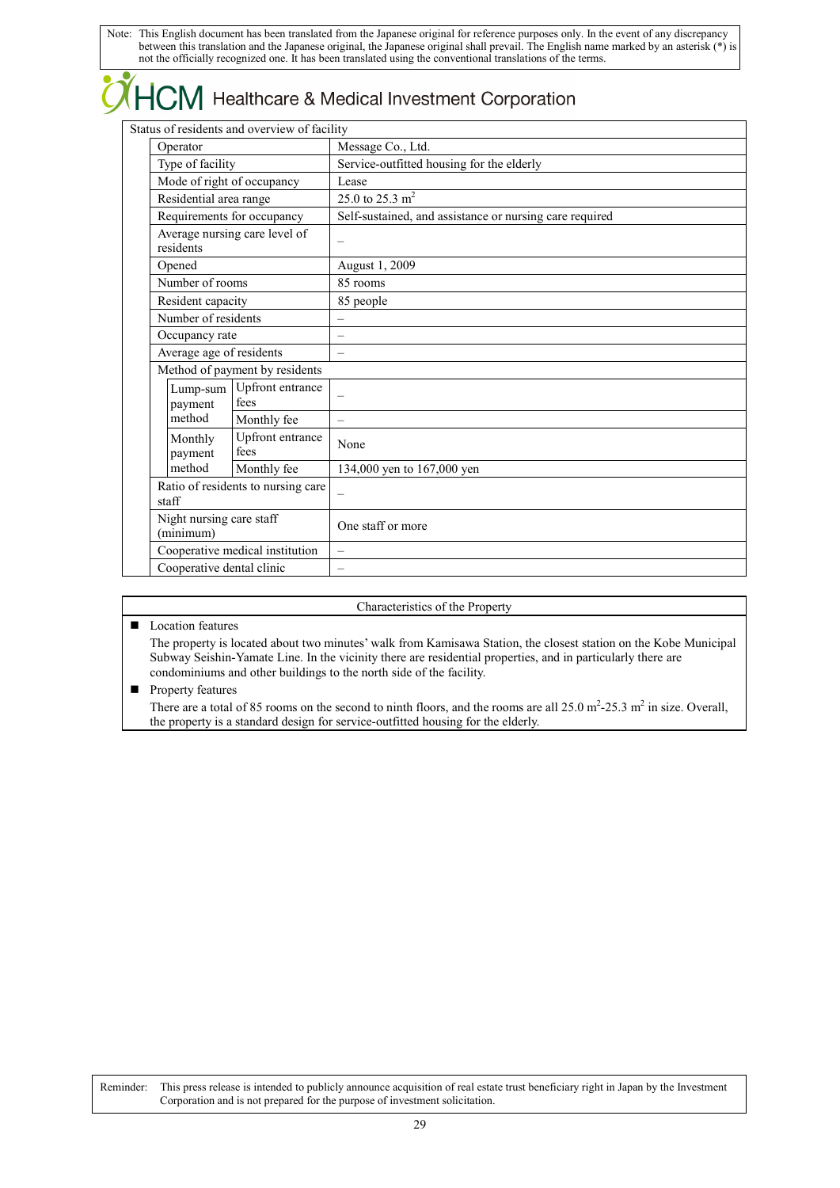Note: This English document has been translated from the Japanese original for reference purposes only. In the event of any discrepancy between this translation and the Japanese original, the Japanese original shall prevail. The English name marked by an asterisk (*) is not the officially recognized one. It has been translated using the conventional translations of the terms.

HCM Healthcare & Medical Investment Corporation

| Status of residents and overview of facility | | | |
|---|---|---|---|
| | Operator | | Message Co., Ltd. |
| | Type of facility | | Service-outfitted housing for the elderly |
| | Mode of right of occupancy | | Lease |
| | Residential area range | | 25.0 to 25.3 m$^2$ |
| | Requirements for occupancy | | Self-sustained, and assistance or nursing care required |
| | Average nursing care level of residents | | – |
| | Opened | | August 1, 2009 |
| | Number of rooms | | 85 rooms |
| | Resident capacity | | 85 people |
| | Number of residents | | – |
| | Occupancy rate | | – |
| | Average age of residents | | – |
| | Method of payment by residents | | |
| | Lump-sum payment method | Upfront entrance fees | – |
| | | Monthly fee | – |
| | Monthly payment method | Upfront entrance fees | None |
| | | Monthly fee | 134,000 yen to 167,000 yen |
| | Ratio of residents to nursing care staff | | – |
| | Night nursing care staff (minimum) | | One staff or more |
| | Cooperative medical institution | | – |
| | Cooperative dental clinic | | – |

| Characteristics of the Property |
|---|
| ■ Location features<br>The property is located about two minutes' walk from Kamisawa Station, the closest station on the Kobe Municipal Subway Seishin-Yamate Line. In the vicinity there are residential properties, and in particularly there are condominiums and other buildings to the north side of the facility.<br>■ Property features<br>There are a total of 85 rooms on the second to ninth floors, and the rooms are all 25.0 m$^2$-25.3 m$^2$ in size. Overall, the property is a standard design for service-outfitted housing for the elderly. |

Reminder: This press release is intended to publicly announce acquisition of real estate trust beneficiary right in Japan by the Investment Corporation and is not prepared for the purpose of investment solicitation.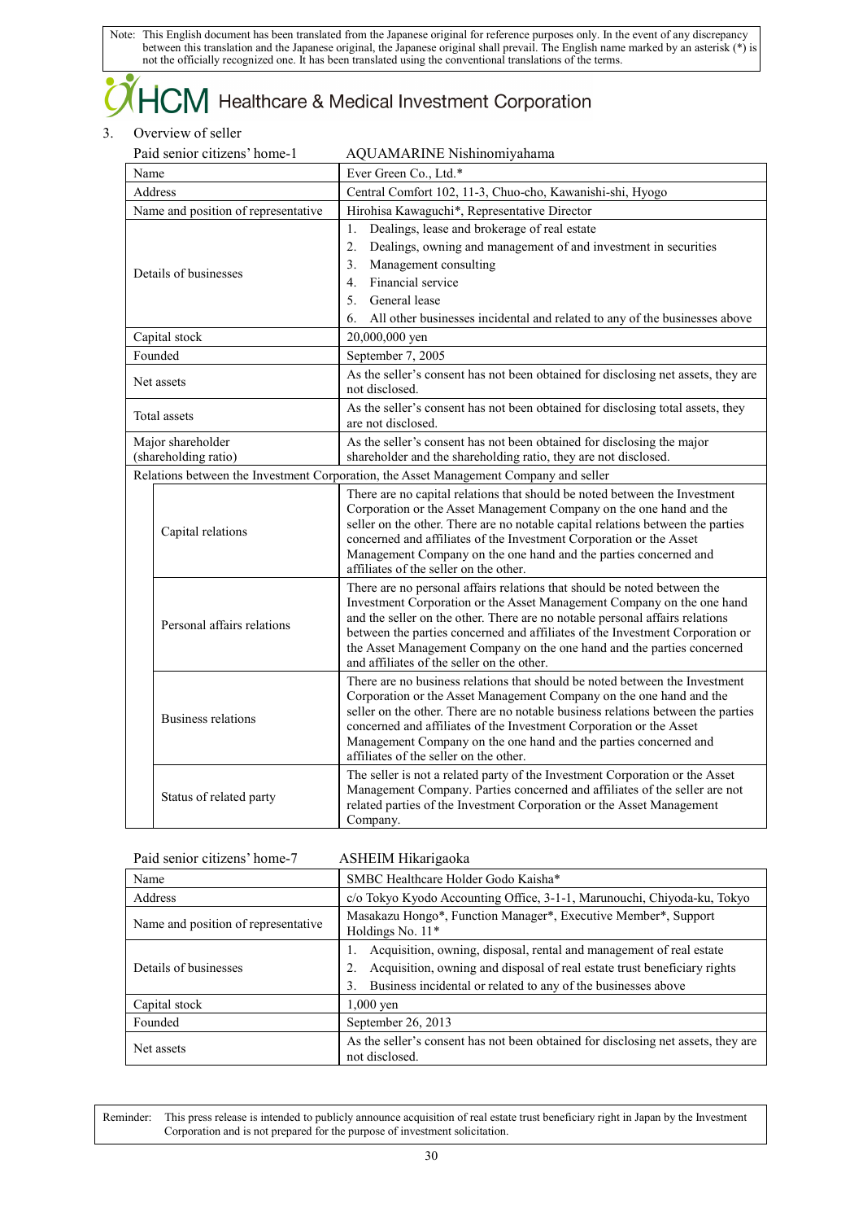Note: This English document has been translated from the Japanese original for reference purposes only. In the event of any discrepancy between this translation and the Japanese original, the Japanese original shall prevail. The English name marked by an asterisk (*) is not the officially recognized one. It has been translated using the conventional translations of the terms.

HCM Healthcare & Medical Investment Corporation

3. Overview of seller

Paid senior citizens' home-1 AQUAMARINE Nishinomiyahama

| Name | | Ever Green Co., Ltd.* |
|---|---|---|
| Address | | Central Comfort 102, 11-3, Chuo-cho, Kawanishi-shi, Hyogo |
| Name and position of representative | | Hirohisa Kawaguchi*, Representative Director |
| Details of businesses | | 1. Dealings, lease and brokerage of real estate<br>2. Dealings, owning and management of and investment in securities<br>3. Management consulting<br>4. Financial service<br>5. General lease<br>6. All other businesses incidental and related to any of the businesses above |
| Capital stock | | 20,000,000 yen |
| Founded | | September 7, 2005 |
| Net assets | | As the seller's consent has not been obtained for disclosing net assets, they are not disclosed. |
| Total assets | | As the seller's consent has not been obtained for disclosing total assets, they are not disclosed. |
| Major shareholder (shareholding ratio) | | As the seller's consent has not been obtained for disclosing the major shareholder and the shareholding ratio, they are not disclosed. |
| Relations between the Investment Corporation, the Asset Management Company and seller | | |
| | Capital relations | There are no capital relations that should be noted between the Investment Corporation or the Asset Management Company on the one hand and the seller on the other. There are no notable capital relations between the parties concerned and affiliates of the Investment Corporation or the Asset Management Company on the one hand and the parties concerned and affiliates of the seller on the other. |
| | Personal affairs relations | There are no personal affairs relations that should be noted between the Investment Corporation or the Asset Management Company on the one hand and the seller on the other. There are no notable personal affairs relations between the parties concerned and affiliates of the Investment Corporation or the Asset Management Company on the one hand and the parties concerned and affiliates of the seller on the other. |
| | Business relations | There are no business relations that should be noted between the Investment Corporation or the Asset Management Company on the one hand and the seller on the other. There are no notable business relations between the parties concerned and affiliates of the Investment Corporation or the Asset Management Company on the one hand and the parties concerned and affiliates of the seller on the other. |
| | Status of related party | The seller is not a related party of the Investment Corporation or the Asset Management Company. Parties concerned and affiliates of the seller are not related parties of the Investment Corporation or the Asset Management Company. |

Paid senior citizens' home-7 ASHEIM Hikarigaoka

| Name | SMBC Healthcare Holder Godo Kaisha* |
|---|---|
| Address | c/o Tokyo Kyodo Accounting Office, 3-1-1, Marunouchi, Chiyoda-ku, Tokyo |
| Name and position of representative | Masakazu Hongo*, Function Manager*, Executive Member*, Support Holdings No. 11* |
| Details of businesses | 1. Acquisition, owning, disposal, rental and management of real estate<br>2. Acquisition, owning and disposal of real estate trust beneficiary rights<br>3. Business incidental or related to any of the businesses above |
| Capital stock | 1,000 yen |
| Founded | September 26, 2013 |
| Net assets | As the seller's consent has not been obtained for disclosing net assets, they are not disclosed. |

Reminder: This press release is intended to publicly announce acquisition of real estate trust beneficiary right in Japan by the Investment Corporation and is not prepared for the purpose of investment solicitation.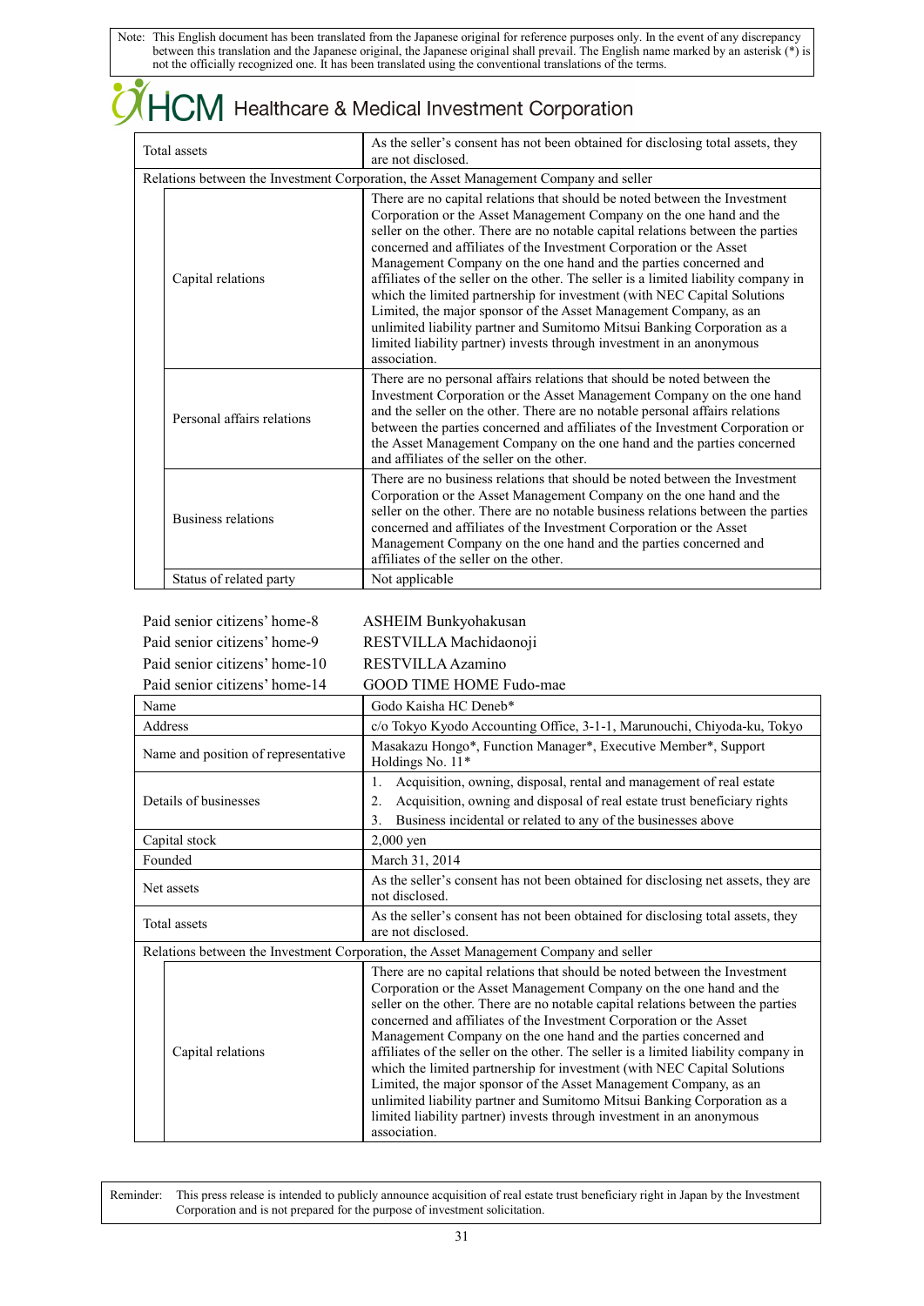Note: This English document has been translated from the Japanese original for reference purposes only. In the event of any discrepancy between this translation and the Japanese original, the Japanese original shall prevail. The English name marked by an asterisk (*) is not the officially recognized one. It has been translated using the conventional translations of the terms.

# HCM Healthcare & Medical Investment Corporation

| | | |
|---|---|---|
| Total assets | | As the seller's consent has not been obtained for disclosing total assets, they are not disclosed. |
| Relations between the Investment Corporation, the Asset Management Company and seller | | |
| | Capital relations | There are no capital relations that should be noted between the Investment Corporation or the Asset Management Company on the one hand and the seller on the other. There are no notable capital relations between the parties concerned and affiliates of the Investment Corporation or the Asset Management Company on the one hand and the parties concerned and affiliates of the seller on the other. The seller is a limited liability company in which the limited partnership for investment (with NEC Capital Solutions Limited, the major sponsor of the Asset Management Company, as an unlimited liability partner and Sumitomo Mitsui Banking Corporation as a limited liability partner) invests through investment in an anonymous association. |
| | Personal affairs relations | There are no personal affairs relations that should be noted between the Investment Corporation or the Asset Management Company on the one hand and the seller on the other. There are no notable personal affairs relations between the parties concerned and affiliates of the Investment Corporation or the Asset Management Company on the one hand and the parties concerned and affiliates of the seller on the other. |
| | Business relations | There are no business relations that should be noted between the Investment Corporation or the Asset Management Company on the one hand and the seller on the other. There are no notable business relations between the parties concerned and affiliates of the Investment Corporation or the Asset Management Company on the one hand and the parties concerned and affiliates of the seller on the other. |
| | Status of related party | Not applicable |

Paid senior citizens' home-8 ASHEIM Bunkyohakusan
Paid senior citizens' home-9 RESTVILLA Machidaonoji
Paid senior citizens' home-10 RESTVILLA Azamino
Paid senior citizens' home-14 GOOD TIME HOME Fudo-mae

| | | |
|---|---|---|
| Name | | Godo Kaisha HC Deneb* |
| Address | | c/o Tokyo Kyodo Accounting Office, 3-1-1, Marunouchi, Chiyoda-ku, Tokyo |
| Name and position of representative | | Masakazu Hongo*, Function Manager*, Executive Member*, Support Holdings No. 11* |
| Details of businesses | | 1. Acquisition, owning, disposal, rental and management of real estate<br>2. Acquisition, owning and disposal of real estate trust beneficiary rights<br>3. Business incidental or related to any of the businesses above |
| Capital stock | | 2,000 yen |
| Founded | | March 31, 2014 |
| Net assets | | As the seller's consent has not been obtained for disclosing net assets, they are not disclosed. |
| Total assets | | As the seller's consent has not been obtained for disclosing total assets, they are not disclosed. |
| Relations between the Investment Corporation, the Asset Management Company and seller | | |
| | Capital relations | There are no capital relations that should be noted between the Investment Corporation or the Asset Management Company on the one hand and the seller on the other. There are no notable capital relations between the parties concerned and affiliates of the Investment Corporation or the Asset Management Company on the one hand and the parties concerned and affiliates of the seller on the other. The seller is a limited liability company in which the limited partnership for investment (with NEC Capital Solutions Limited, the major sponsor of the Asset Management Company, as an unlimited liability partner and Sumitomo Mitsui Banking Corporation as a limited liability partner) invests through investment in an anonymous association. |

Reminder: This press release is intended to publicly announce acquisition of real estate trust beneficiary right in Japan by the Investment Corporation and is not prepared for the purpose of investment solicitation.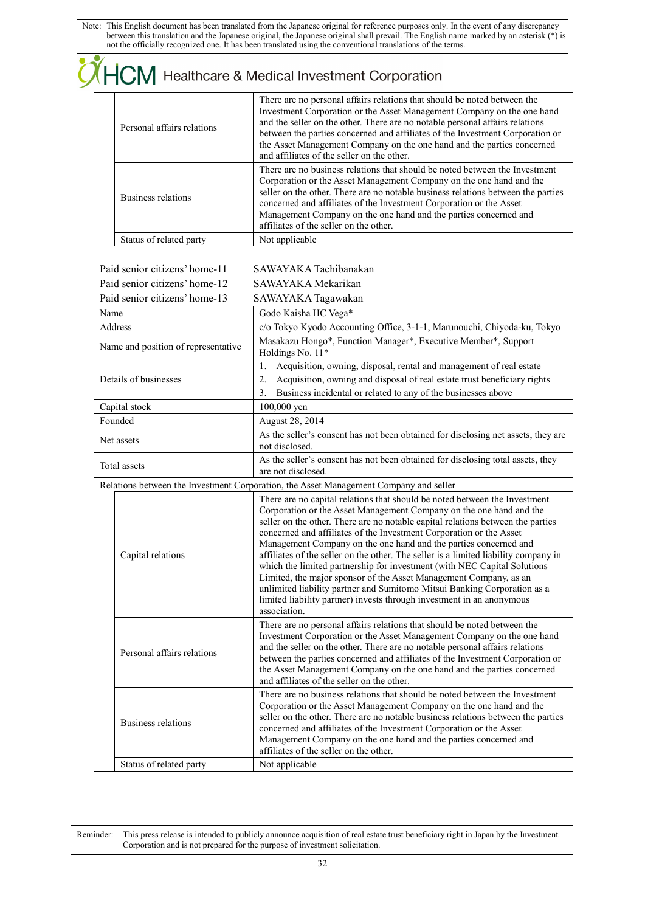| | | |
|---|---|---|
| | Personal affairs relations | There are no personal affairs relations that should be noted between the Investment Corporation or the Asset Management Company on the one hand and the seller on the other. There are no notable personal affairs relations between the parties concerned and affiliates of the Investment Corporation or the Asset Management Company on the one hand and the parties concerned and affiliates of the seller on the other. |
| | Business relations | There are no business relations that should be noted between the Investment Corporation or the Asset Management Company on the one hand and the seller on the other. There are no notable business relations between the parties concerned and affiliates of the Investment Corporation or the Asset Management Company on the one hand and the parties concerned and affiliates of the seller on the other. |
| | Status of related party | Not applicable |

Paid senior citizens' home-11 SAWAYAKA Tachibanakan
Paid senior citizens' home-12 SAWAYAKA Mekarikan
Paid senior citizens' home-13 SAWAYAKA Tagawakan

| | | |
|---|---|---|
| Name | | Godo Kaisha HC Vega* |
| Address | | c/o Tokyo Kyodo Accounting Office, 3-1-1, Marunouchi, Chiyoda-ku, Tokyo |
| Name and position of representative | | Masakazu Hongo*, Function Manager*, Executive Member*, Support Holdings No. 11* |
| Details of businesses | | 1. Acquisition, owning, disposal, rental and management of real estate<br>2. Acquisition, owning and disposal of real estate trust beneficiary rights<br>3. Business incidental or related to any of the businesses above |
| Capital stock | | 100,000 yen |
| Founded | | August 28, 2014 |
| Net assets | | As the seller's consent has not been obtained for disclosing net assets, they are not disclosed. |
| Total assets | | As the seller's consent has not been obtained for disclosing total assets, they are not disclosed. |
| Relations between the Investment Corporation, the Asset Management Company and seller | | |
| | Capital relations | There are no capital relations that should be noted between the Investment Corporation or the Asset Management Company on the one hand and the seller on the other. There are no notable capital relations between the parties concerned and affiliates of the Investment Corporation or the Asset Management Company on the one hand and the parties concerned and affiliates of the seller on the other. The seller is a limited liability company in which the limited partnership for investment (with NEC Capital Solutions Limited, the major sponsor of the Asset Management Company, as an unlimited liability partner and Sumitomo Mitsui Banking Corporation as a limited liability partner) invests through investment in an anonymous association. |
| | Personal affairs relations | There are no personal affairs relations that should be noted between the Investment Corporation or the Asset Management Company on the one hand and the seller on the other. There are no notable personal affairs relations between the parties concerned and affiliates of the Investment Corporation or the Asset Management Company on the one hand and the parties concerned and affiliates of the seller on the other. |
| | Business relations | There are no business relations that should be noted between the Investment Corporation or the Asset Management Company on the one hand and the seller on the other. There are no notable business relations between the parties concerned and affiliates of the Investment Corporation or the Asset Management Company on the one hand and the parties concerned and affiliates of the seller on the other. |
| | Status of related party | Not applicable |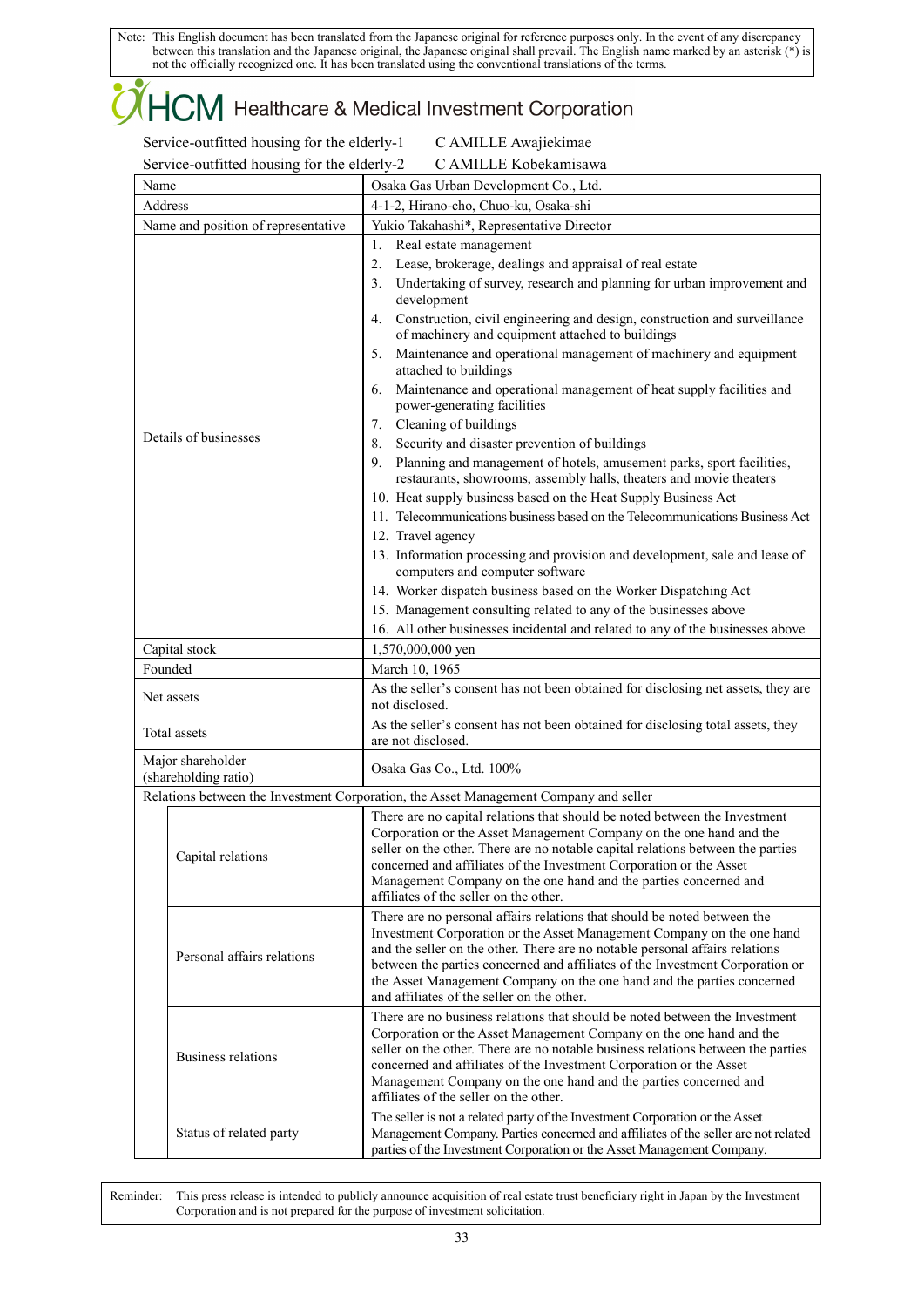Note: This English document has been translated from the Japanese original for reference purposes only. In the event of any discrepancy between this translation and the Japanese original, the Japanese original shall prevail. The English name marked by an asterisk (*) is not the officially recognized one. It has been translated using the conventional translations of the terms.

Service-outfitted housing for the elderly-1 C AMILLE Awajiekimae
Service-outfitted housing for the elderly-2 C AMILLE Kobekamisawa

| | |
|---|---|
| Name | Osaka Gas Urban Development Co., Ltd. |
| Address | 4-1-2, Hirano-cho, Chuo-ku, Osaka-shi |
| Name and position of representative | Yukio Takahashi*, Representative Director |
| Details of businesses | 1. Real estate management<br>2. Lease, brokerage, dealings and appraisal of real estate<br>3. Undertaking of survey, research and planning for urban improvement and development<br>4. Construction, civil engineering and design, construction and surveillance of machinery and equipment attached to buildings<br>5. Maintenance and operational management of machinery and equipment attached to buildings<br>6. Maintenance and operational management of heat supply facilities and power-generating facilities<br>7. Cleaning of buildings<br>8. Security and disaster prevention of buildings<br>9. Planning and management of hotels, amusement parks, sport facilities, restaurants, showrooms, assembly halls, theaters and movie theaters<br>10. Heat supply business based on the Heat Supply Business Act<br>11. Telecommunications business based on the Telecommunications Business Act<br>12. Travel agency<br>13. Information processing and provision and development, sale and lease of computers and computer software<br>14. Worker dispatch business based on the Worker Dispatching Act<br>15. Management consulting related to any of the businesses above<br>16. All other businesses incidental and related to any of the businesses above |
| Capital stock | 1,570,000,000 yen |
| Founded | March 10, 1965 |
| Net assets | As the seller's consent has not been obtained for disclosing net assets, they are not disclosed. |
| Total assets | As the seller's consent has not been obtained for disclosing total assets, they are not disclosed. |
| Major shareholder (shareholding ratio) | Osaka Gas Co., Ltd. 100% |
| Relations between the Investment Corporation, the Asset Management Company and seller | |
| Capital relations | There are no capital relations that should be noted between the Investment Corporation or the Asset Management Company on the one hand and the seller on the other. There are no notable capital relations between the parties concerned and affiliates of the Investment Corporation or the Asset Management Company on the one hand and the parties concerned and affiliates of the seller on the other. |
| Personal affairs relations | There are no personal affairs relations that should be noted between the Investment Corporation or the Asset Management Company on the one hand and the seller on the other. There are no notable personal affairs relations between the parties concerned and affiliates of the Investment Corporation or the Asset Management Company on the one hand and the parties concerned and affiliates of the seller on the other. |
| Business relations | There are no business relations that should be noted between the Investment Corporation or the Asset Management Company on the one hand and the seller on the other. There are no notable business relations between the parties concerned and affiliates of the Investment Corporation or the Asset Management Company on the one hand and the parties concerned and affiliates of the seller on the other. |
| Status of related party | The seller is not a related party of the Investment Corporation or the Asset Management Company. Parties concerned and affiliates of the seller are not related parties of the Investment Corporation or the Asset Management Company. |

Reminder: This press release is intended to publicly announce acquisition of real estate trust beneficiary right in Japan by the Investment Corporation and is not prepared for the purpose of investment solicitation.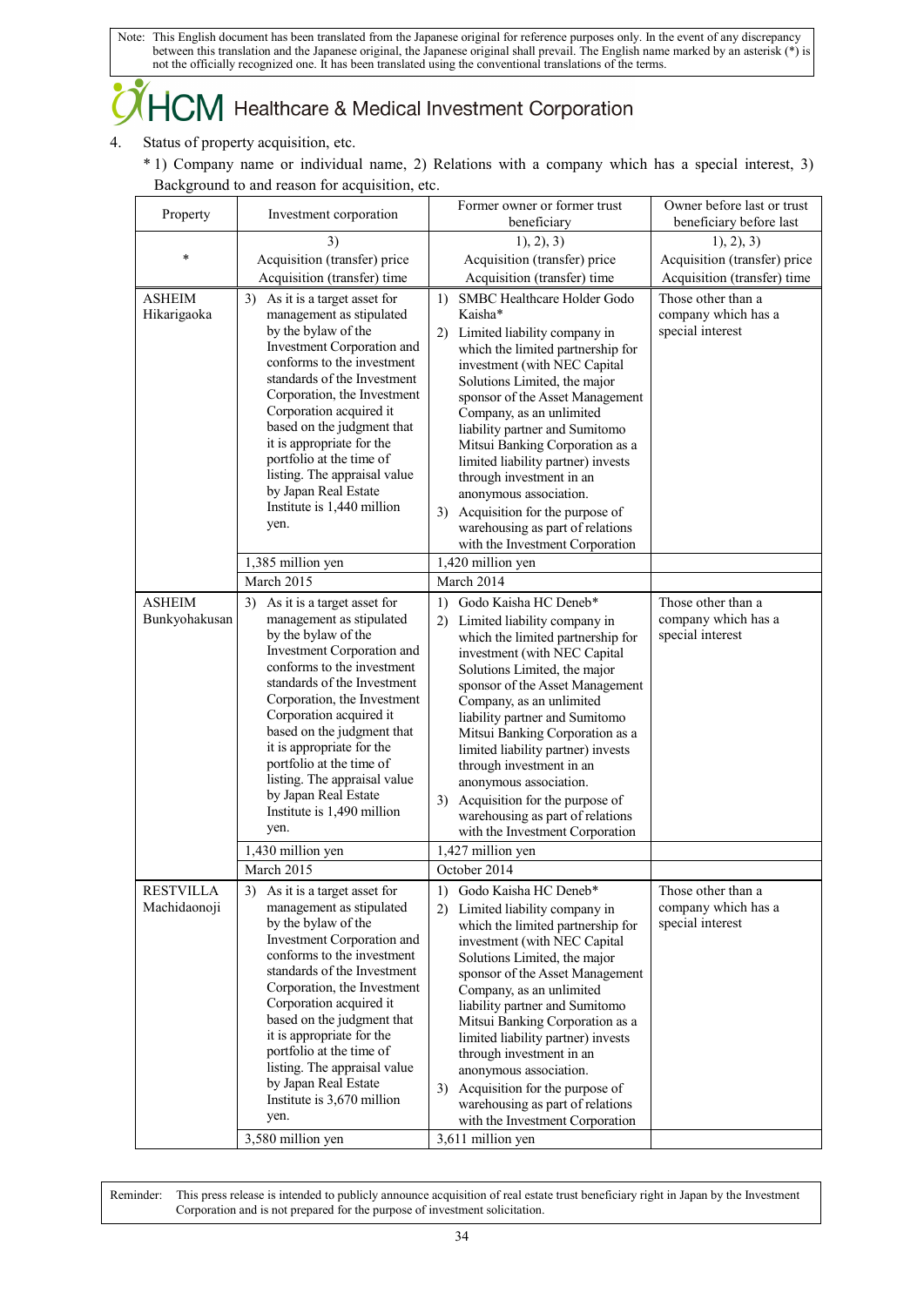Note: This English document has been translated from the Japanese original for reference purposes only. In the event of any discrepancy between this translation and the Japanese original, the Japanese original shall prevail. The English name marked by an asterisk (*) is not the officially recognized one. It has been translated using the conventional translations of the terms.

HCM Healthcare & Medical Investment Corporation

4. Status of property acquisition, etc.

\* 1) Company name or individual name, 2) Relations with a company which has a special interest, 3) Background to and reason for acquisition, etc.

| Property | Investment corporation | Former owner or former trust beneficiary | Owner before last or trust beneficiary before last |
|---|---|---|---|
| * | 3)<br>Acquisition (transfer) price<br>Acquisition (transfer) time | 1), 2), 3)<br>Acquisition (transfer) price<br>Acquisition (transfer) time | 1), 2), 3)<br>Acquisition (transfer) price<br>Acquisition (transfer) time |
| ASHEIM Hikarigaoka | 3) As it is a target asset for management as stipulated by the bylaw of the Investment Corporation and conforms to the investment standards of the Investment Corporation, the Investment Corporation acquired it based on the judgment that it is appropriate for the portfolio at the time of listing. The appraisal value by Japan Real Estate Institute is 1,440 million yen. | 1) SMBC Healthcare Holder Godo Kaisha*<br>2) Limited liability company in which the limited partnership for investment (with NEC Capital Solutions Limited, the major sponsor of the Asset Management Company, as an unlimited liability partner and Sumitomo Mitsui Banking Corporation as a limited liability partner) invests through investment in an anonymous association.<br>3) Acquisition for the purpose of warehousing as part of relations with the Investment Corporation | Those other than a company which has a special interest |
| | 1,385 million yen | 1,420 million yen | |
| | March 2015 | March 2014 | |
| ASHEIM Bunkyohakusan | 3) As it is a target asset for management as stipulated by the bylaw of the Investment Corporation and conforms to the investment standards of the Investment Corporation, the Investment Corporation acquired it based on the judgment that it is appropriate for the portfolio at the time of listing. The appraisal value by Japan Real Estate Institute is 1,490 million yen. | 1) Godo Kaisha HC Deneb*<br>2) Limited liability company in which the limited partnership for investment (with NEC Capital Solutions Limited, the major sponsor of the Asset Management Company, as an unlimited liability partner and Sumitomo Mitsui Banking Corporation as a limited liability partner) invests through investment in an anonymous association.<br>3) Acquisition for the purpose of warehousing as part of relations with the Investment Corporation | Those other than a company which has a special interest |
| | 1,430 million yen | 1,427 million yen | |
| | March 2015 | October 2014 | |
| RESTVILLA Machidaonoji | 3) As it is a target asset for management as stipulated by the bylaw of the Investment Corporation and conforms to the investment standards of the Investment Corporation, the Investment Corporation acquired it based on the judgment that it is appropriate for the portfolio at the time of listing. The appraisal value by Japan Real Estate Institute is 3,670 million yen. | 1) Godo Kaisha HC Deneb*<br>2) Limited liability company in which the limited partnership for investment (with NEC Capital Solutions Limited, the major sponsor of the Asset Management Company, as an unlimited liability partner and Sumitomo Mitsui Banking Corporation as a limited liability partner) invests through investment in an anonymous association.<br>3) Acquisition for the purpose of warehousing as part of relations with the Investment Corporation | Those other than a company which has a special interest |
| | 3,580 million yen | 3,611 million yen | |

Reminder: This press release is intended to publicly announce acquisition of real estate trust beneficiary right in Japan by the Investment Corporation and is not prepared for the purpose of investment solicitation.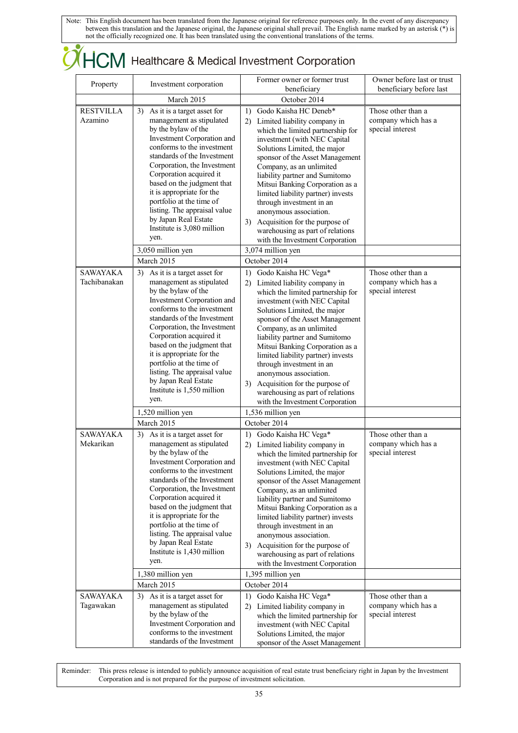Note: This English document has been translated from the Japanese original for reference purposes only. In the event of any discrepancy between this translation and the Japanese original, the Japanese original shall prevail. The English name marked by an asterisk (*) is not the officially recognized one. It has been translated using the conventional translations of the terms.

# HCM Healthcare & Medical Investment Corporation

| Property | Investment corporation | Former owner or former trust beneficiary | Owner before last or trust beneficiary before last |
|---|---|---|---|
| | March 2015 | October 2014 | |
| RESTVILLA Azamino | 3) As it is a target asset for management as stipulated by the bylaw of the Investment Corporation and conforms to the investment standards of the Investment Corporation, the Investment Corporation acquired it based on the judgment that it is appropriate for the portfolio at the time of listing. The appraisal value by Japan Real Estate Institute is 3,080 million yen. | 1) Godo Kaisha HC Deneb* 2) Limited liability company in which the limited partnership for investment (with NEC Capital Solutions Limited, the major sponsor of the Asset Management Company, as an unlimited liability partner and Sumitomo Mitsui Banking Corporation as a limited liability partner) invests through investment in an anonymous association. 3) Acquisition for the purpose of warehousing as part of relations with the Investment Corporation | Those other than a company which has a special interest |
| | 3,050 million yen | 3,074 million yen | |
| | March 2015 | October 2014 | |
| SAWAYAKA Tachibanakan | 3) As it is a target asset for management as stipulated by the bylaw of the Investment Corporation and conforms to the investment standards of the Investment Corporation, the Investment Corporation acquired it based on the judgment that it is appropriate for the portfolio at the time of listing. The appraisal value by Japan Real Estate Institute is 1,550 million yen. | 1) Godo Kaisha HC Vega* 2) Limited liability company in which the limited partnership for investment (with NEC Capital Solutions Limited, the major sponsor of the Asset Management Company, as an unlimited liability partner and Sumitomo Mitsui Banking Corporation as a limited liability partner) invests through investment in an anonymous association. 3) Acquisition for the purpose of warehousing as part of relations with the Investment Corporation | Those other than a company which has a special interest |
| | 1,520 million yen | 1,536 million yen | |
| | March 2015 | October 2014 | |
| SAWAYAKA Mekarikan | 3) As it is a target asset for management as stipulated by the bylaw of the Investment Corporation and conforms to the investment standards of the Investment Corporation, the Investment Corporation acquired it based on the judgment that it is appropriate for the portfolio at the time of listing. The appraisal value by Japan Real Estate Institute is 1,430 million yen. | 1) Godo Kaisha HC Vega* 2) Limited liability company in which the limited partnership for investment (with NEC Capital Solutions Limited, the major sponsor of the Asset Management Company, as an unlimited liability partner and Sumitomo Mitsui Banking Corporation as a limited liability partner) invests through investment in an anonymous association. 3) Acquisition for the purpose of warehousing as part of relations with the Investment Corporation | Those other than a company which has a special interest |
| | 1,380 million yen | 1,395 million yen | |
| | March 2015 | October 2014 | |
| SAWAYAKA Tagawakan | 3) As it is a target asset for management as stipulated by the bylaw of the Investment Corporation and conforms to the investment standards of the Investment | 1) Godo Kaisha HC Vega* 2) Limited liability company in which the limited partnership for investment (with NEC Capital Solutions Limited, the major sponsor of the Asset Management | Those other than a company which has a special interest |

Reminder: This press release is intended to publicly announce acquisition of real estate trust beneficiary right in Japan by the Investment Corporation and is not prepared for the purpose of investment solicitation.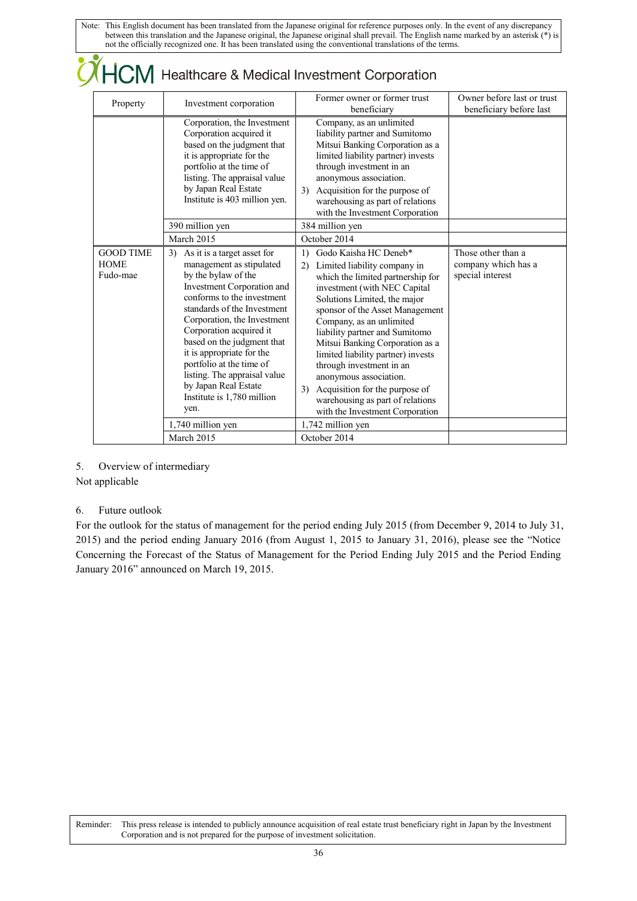Note: This English document has been translated from the Japanese original for reference purposes only. In the event of any discrepancy between this translation and the Japanese original, the Japanese original shall prevail. The English name marked by an asterisk (*) is not the officially recognized one. It has been translated using the conventional translations of the terms.

| Property | Investment corporation | Former owner or former trust beneficiary | Owner before last or trust beneficiary before last |
|---|---|---|---|
| | Corporation, the Investment Corporation acquired it based on the judgment that it is appropriate for the portfolio at the time of listing. The appraisal value by Japan Real Estate Institute is 403 million yen. | Company, as an unlimited liability partner and Sumitomo Mitsui Banking Corporation as a limited liability partner) invests through investment in an anonymous association.<br>3) Acquisition for the purpose of warehousing as part of relations with the Investment Corporation | |
| | 390 million yen | 384 million yen | |
| | March 2015 | October 2014 | |
| GOOD TIME HOME Fudo-mae | 3) As it is a target asset for management as stipulated by the bylaw of the Investment Corporation and conforms to the investment standards of the Investment Corporation, the Investment Corporation acquired it based on the judgment that it is appropriate for the portfolio at the time of listing. The appraisal value by Japan Real Estate Institute is 1,780 million yen. | 1) Godo Kaisha HC Deneb*<br>2) Limited liability company in which the limited partnership for investment (with NEC Capital Solutions Limited, the major sponsor of the Asset Management Company, as an unlimited liability partner and Sumitomo Mitsui Banking Corporation as a limited liability partner) invests through investment in an anonymous association.<br>3) Acquisition for the purpose of warehousing as part of relations with the Investment Corporation | Those other than a company which has a special interest |
| | 1,740 million yen | 1,742 million yen | |
| | March 2015 | October 2014 | |

5. Overview of intermediary

Not applicable

6. Future outlook

For the outlook for the status of management for the period ending July 2015 (from December 9, 2014 to July 31, 2015) and the period ending January 2016 (from August 1, 2015 to January 31, 2016), please see the "Notice Concerning the Forecast of the Status of Management for the Period Ending July 2015 and the Period Ending January 2016" announced on March 19, 2015.

Reminder: This press release is intended to publicly announce acquisition of real estate trust beneficiary right in Japan by the Investment Corporation and is not prepared for the purpose of investment solicitation.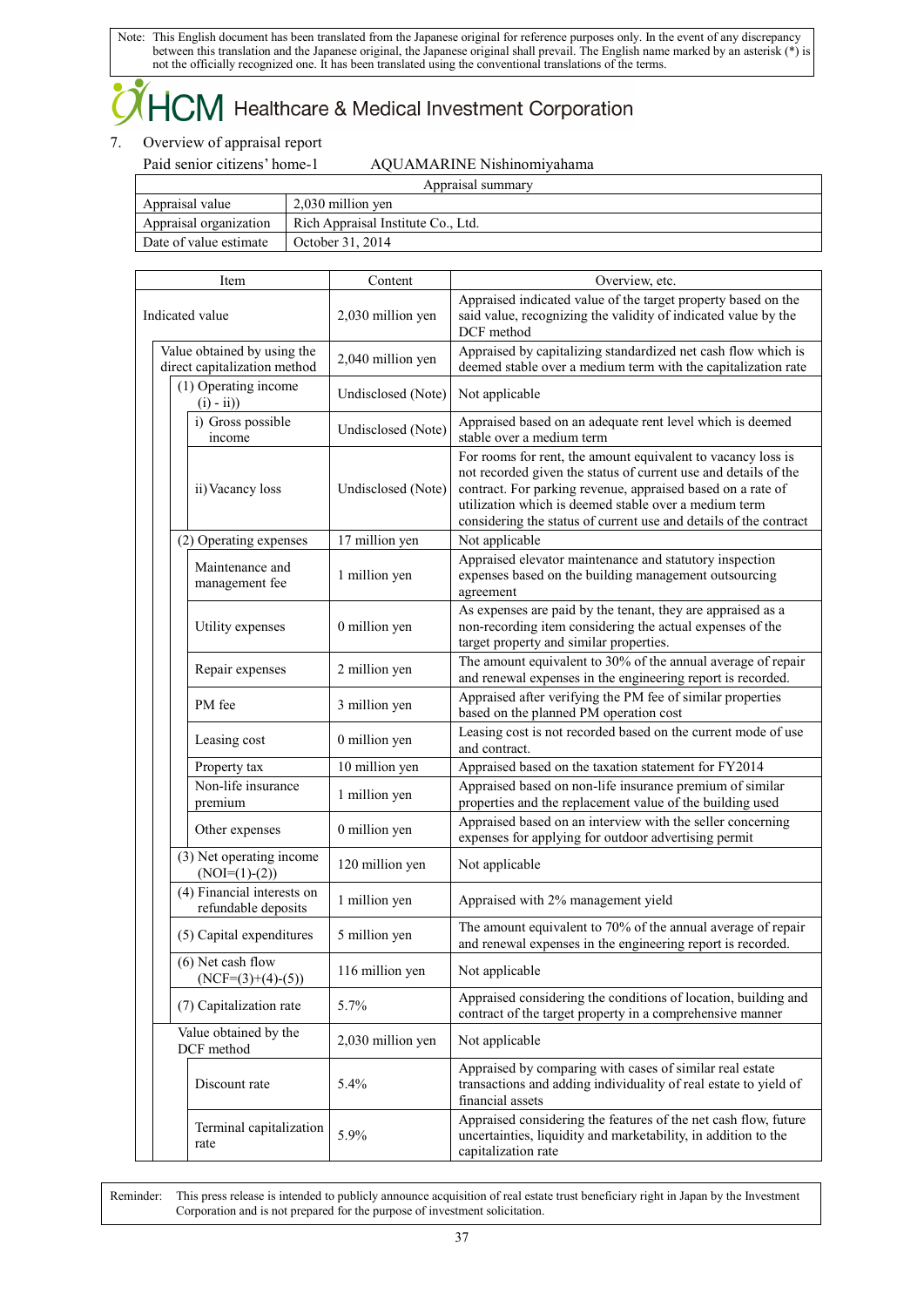Note: This English document has been translated from the Japanese original for reference purposes only. In the event of any discrepancy between this translation and the Japanese original, the Japanese original shall prevail. The English name marked by an asterisk (*) is not the officially recognized one. It has been translated using the conventional translations of the terms.

HCM Healthcare & Medical Investment Corporation

7. Overview of appraisal report

Paid senior citizens' home-1 AQUAMARINE Nishinomiyahama

| Appraisal summary | |
|---|---|
| Appraisal value | 2,030 million yen |
| Appraisal organization | Rich Appraisal Institute Co., Ltd. |
| Date of value estimate | October 31, 2014 |

| Item | Content | Overview, etc. |
|---|---|---|
| Indicated value | 2,030 million yen | Appraised indicated value of the target property based on the said value, recognizing the validity of indicated value by the DCF method |
| Value obtained by using the direct capitalization method | 2,040 million yen | Appraised by capitalizing standardized net cash flow which is deemed stable over a medium term with the capitalization rate |
| (1) Operating income (i) - ii)) | Undisclosed (Note) | Not applicable |
| i) Gross possible income | Undisclosed (Note) | Appraised based on an adequate rent level which is deemed stable over a medium term |
| ii) Vacancy loss | Undisclosed (Note) | For rooms for rent, the amount equivalent to vacancy loss is not recorded given the status of current use and details of the contract. For parking revenue, appraised based on a rate of utilization which is deemed stable over a medium term considering the status of current use and details of the contract |
| (2) Operating expenses | 17 million yen | Not applicable |
| Maintenance and management fee | 1 million yen | Appraised elevator maintenance and statutory inspection expenses based on the building management outsourcing agreement |
| Utility expenses | 0 million yen | As expenses are paid by the tenant, they are appraised as a non-recording item considering the actual expenses of the target property and similar properties. |
| Repair expenses | 2 million yen | The amount equivalent to 30% of the annual average of repair and renewal expenses in the engineering report is recorded. |
| PM fee | 3 million yen | Appraised after verifying the PM fee of similar properties based on the planned PM operation cost |
| Leasing cost | 0 million yen | Leasing cost is not recorded based on the current mode of use and contract. |
| Property tax | 10 million yen | Appraised based on the taxation statement for FY2014 |
| Non-life insurance premium | 1 million yen | Appraised based on non-life insurance premium of similar properties and the replacement value of the building used |
| Other expenses | 0 million yen | Appraised based on an interview with the seller concerning expenses for applying for outdoor advertising permit |
| (3) Net operating income (NOI=(1)-(2)) | 120 million yen | Not applicable |
| (4) Financial interests on refundable deposits | 1 million yen | Appraised with 2% management yield |
| (5) Capital expenditures | 5 million yen | The amount equivalent to 70% of the annual average of repair and renewal expenses in the engineering report is recorded. |
| (6) Net cash flow (NCF=(3)+(4)-(5)) | 116 million yen | Not applicable |
| (7) Capitalization rate | 5.7% | Appraised considering the conditions of location, building and contract of the target property in a comprehensive manner |
| Value obtained by the DCF method | 2,030 million yen | Not applicable |
| Discount rate | 5.4% | Appraised by comparing with cases of similar real estate transactions and adding individuality of real estate to yield of financial assets |
| Terminal capitalization rate | 5.9% | Appraised considering the features of the net cash flow, future uncertainties, liquidity and marketability, in addition to the capitalization rate |

Reminder: This press release is intended to publicly announce acquisition of real estate trust beneficiary right in Japan by the Investment Corporation and is not prepared for the purpose of investment solicitation.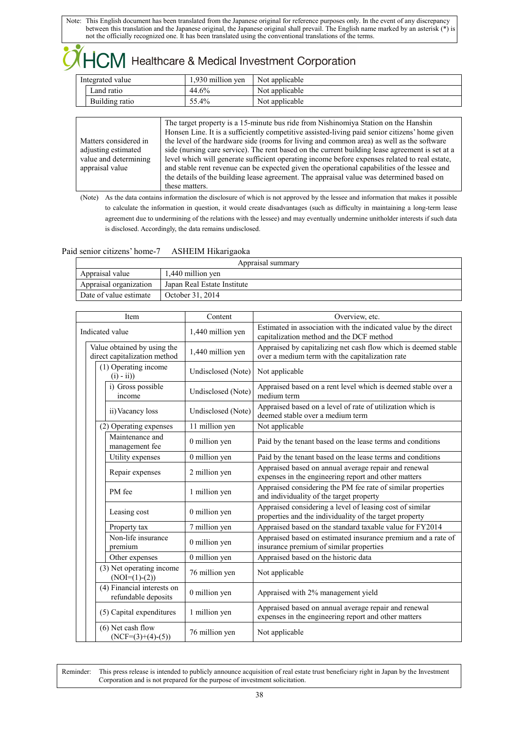Note: This English document has been translated from the Japanese original for reference purposes only. In the event of any discrepancy between this translation and the Japanese original, the Japanese original shall prevail. The English name marked by an asterisk (*) is not the officially recognized one. It has been translated using the conventional translations of the terms.

| Item | Content | Overview, etc. |
|---|---|---|
| Integrated value | 1,930 million yen | Not applicable |
| Land ratio | 44.6% | Not applicable |
| Building ratio | 55.4% | Not applicable |

| | |
|---|---|
| Matters considered in adjusting estimated value and determining appraisal value | The target property is a 15-minute bus ride from Nishinomiya Station on the Hanshin Honsen Line. It is a sufficiently competitive assisted-living paid senior citizens' home given the level of the hardware side (rooms for living and common area) as well as the software side (nursing care service). The rent based on the current building lease agreement is set at a level which will generate sufficient operating income before expenses related to real estate, and stable rent revenue can be expected given the operational capabilities of the lessee and the details of the building lease agreement. The appraisal value was determined based on these matters. |

(Note) As the data contains information the disclosure of which is not approved by the lessee and information that makes it possible to calculate the information in question, it would create disadvantages (such as difficulty in maintaining a long-term lease agreement due to undermining of the relations with the lessee) and may eventually undermine unitholder interests if such data is disclosed. Accordingly, the data remains undisclosed.

Paid senior citizens' home-7 ASHEIM Hikarigaoka

| Appraisal summary | |
|---|---|
| Appraisal value | 1,440 million yen |
| Appraisal organization | Japan Real Estate Institute |
| Date of value estimate | October 31, 2014 |

| Item | Content | Overview, etc. |
|---|---|---|
| Indicated value | 1,440 million yen | Estimated in association with the indicated value by the direct capitalization method and the DCF method |
| Value obtained by using the direct capitalization method | 1,440 million yen | Appraised by capitalizing net cash flow which is deemed stable over a medium term with the capitalization rate |
| (1) Operating income (i) - ii)) | Undisclosed (Note) | Not applicable |
| i) Gross possible income | Undisclosed (Note) | Appraised based on a rent level which is deemed stable over a medium term |
| ii) Vacancy loss | Undisclosed (Note) | Appraised based on a level of rate of utilization which is deemed stable over a medium term |
| (2) Operating expenses | 11 million yen | Not applicable |
| Maintenance and management fee | 0 million yen | Paid by the tenant based on the lease terms and conditions |
| Utility expenses | 0 million yen | Paid by the tenant based on the lease terms and conditions |
| Repair expenses | 2 million yen | Appraised based on annual average repair and renewal expenses in the engineering report and other matters |
| PM fee | 1 million yen | Appraised considering the PM fee rate of similar properties and individuality of the target property |
| Leasing cost | 0 million yen | Appraised considering a level of leasing cost of similar properties and the individuality of the target property |
| Property tax | 7 million yen | Appraised based on the standard taxable value for FY2014 |
| Non-life insurance premium | 0 million yen | Appraised based on estimated insurance premium and a rate of insurance premium of similar properties |
| Other expenses | 0 million yen | Appraised based on the historic data |
| (3) Net operating income (NOI=(1)-(2)) | 76 million yen | Not applicable |
| (4) Financial interests on refundable deposits | 0 million yen | Appraised with 2% management yield |
| (5) Capital expenditures | 1 million yen | Appraised based on annual average repair and renewal expenses in the engineering report and other matters |
| (6) Net cash flow (NCF=(3)+(4)-(5)) | 76 million yen | Not applicable |

Reminder: This press release is intended to publicly announce acquisition of real estate trust beneficiary right in Japan by the Investment Corporation and is not prepared for the purpose of investment solicitation.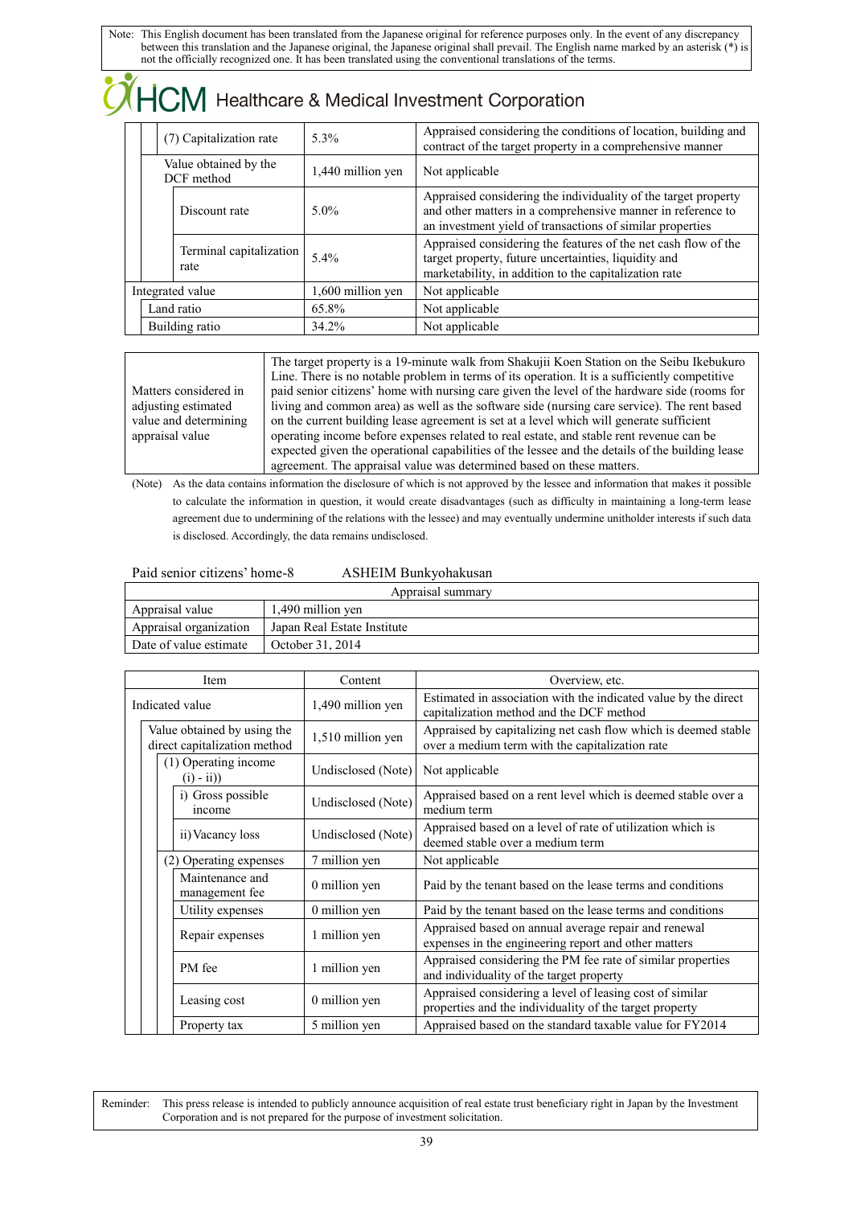Note: This English document has been translated from the Japanese original for reference purposes only. In the event of any discrepancy between this translation and the Japanese original, the Japanese original shall prevail. The English name marked by an asterisk (*) is not the officially recognized one. It has been translated using the conventional translations of the terms.

HCM Healthcare & Medical Investment Corporation

| Item | Content | Overview, etc. |
|---|---|---|
| (7) Capitalization rate | 5.3% | Appraised considering the conditions of location, building and contract of the target property in a comprehensive manner |
| Value obtained by the DCF method | 1,440 million yen | Not applicable |
| Discount rate | 5.0% | Appraised considering the individuality of the target property and other matters in a comprehensive manner in reference to an investment yield of transactions of similar properties |
| Terminal capitalization rate | 5.4% | Appraised considering the features of the net cash flow of the target property, future uncertainties, liquidity and marketability, in addition to the capitalization rate |
| Integrated value | 1,600 million yen | Not applicable |
| Land ratio | 65.8% | Not applicable |
| Building ratio | 34.2% | Not applicable |

| | |
|---|---|
| Matters considered in adjusting estimated value and determining appraisal value | The target property is a 19-minute walk from Shakujii Koen Station on the Seibu Ikebukuro Line. There is no notable problem in terms of its operation. It is a sufficiently competitive paid senior citizens' home with nursing care given the level of the hardware side (rooms for living and common area) as well as the software side (nursing care service). The rent based on the current building lease agreement is set at a level which will generate sufficient operating income before expenses related to real estate, and stable rent revenue can be expected given the operational capabilities of the lessee and the details of the building lease agreement. The appraisal value was determined based on these matters. |

(Note) As the data contains information the disclosure of which is not approved by the lessee and information that makes it possible to calculate the information in question, it would create disadvantages (such as difficulty in maintaining a long-term lease agreement due to undermining of the relations with the lessee) and may eventually undermine unitholder interests if such data is disclosed. Accordingly, the data remains undisclosed.

Paid senior citizens' home-8 ASHEIM Bunkyohakusan

| Appraisal summary | |
|---|---|
| Appraisal value | 1,490 million yen |
| Appraisal organization | Japan Real Estate Institute |
| Date of value estimate | October 31, 2014 |

| Item | Content | Overview, etc. |
|---|---|---|
| Indicated value | 1,490 million yen | Estimated in association with the indicated value by the direct capitalization method and the DCF method |
| Value obtained by using the direct capitalization method | 1,510 million yen | Appraised by capitalizing net cash flow which is deemed stable over a medium term with the capitalization rate |
| (1) Operating income (i) - ii)) | Undisclosed (Note) | Not applicable |
| i) Gross possible income | Undisclosed (Note) | Appraised based on a rent level which is deemed stable over a medium term |
| ii) Vacancy loss | Undisclosed (Note) | Appraised based on a level of rate of utilization which is deemed stable over a medium term |
| (2) Operating expenses | 7 million yen | Not applicable |
| Maintenance and management fee | 0 million yen | Paid by the tenant based on the lease terms and conditions |
| Utility expenses | 0 million yen | Paid by the tenant based on the lease terms and conditions |
| Repair expenses | 1 million yen | Appraised based on annual average repair and renewal expenses in the engineering report and other matters |
| PM fee | 1 million yen | Appraised considering the PM fee rate of similar properties and individuality of the target property |
| Leasing cost | 0 million yen | Appraised considering a level of leasing cost of similar properties and the individuality of the target property |
| Property tax | 5 million yen | Appraised based on the standard taxable value for FY2014 |

Reminder: This press release is intended to publicly announce acquisition of real estate trust beneficiary right in Japan by the Investment Corporation and is not prepared for the purpose of investment solicitation.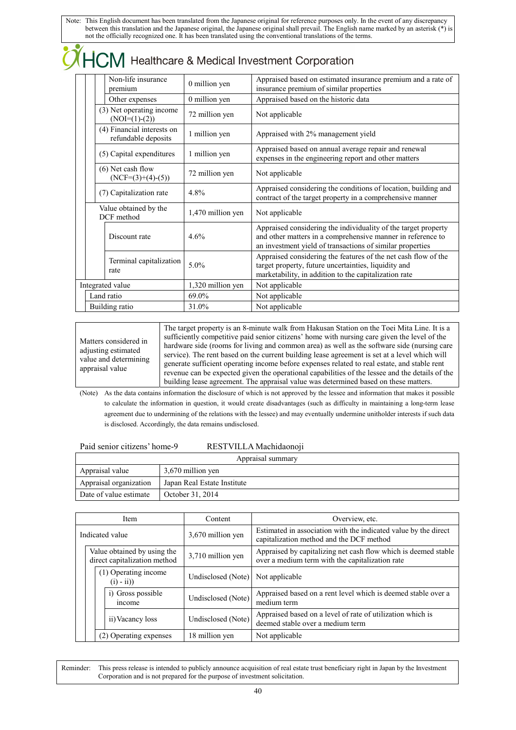Note: This English document has been translated from the Japanese original for reference purposes only. In the event of any discrepancy between this translation and the Japanese original, the Japanese original shall prevail. The English name marked by an asterisk (*) is not the officially recognized one. It has been translated using the conventional translations of the terms.

| Item | Content | Overview, etc. |
|---|---|---|
| Non-life insurance premium | 0 million yen | Appraised based on estimated insurance premium and a rate of insurance premium of similar properties |
| Other expenses | 0 million yen | Appraised based on the historic data |
| (3) Net operating income (NOI=(1)-(2)) | 72 million yen | Not applicable |
| (4) Financial interests on refundable deposits | 1 million yen | Appraised with 2% management yield |
| (5) Capital expenditures | 1 million yen | Appraised based on annual average repair and renewal expenses in the engineering report and other matters |
| (6) Net cash flow (NCF=(3)+(4)-(5)) | 72 million yen | Not applicable |
| (7) Capitalization rate | 4.8% | Appraised considering the conditions of location, building and contract of the target property in a comprehensive manner |
| Value obtained by the DCF method | 1,470 million yen | Not applicable |
| Discount rate | 4.6% | Appraised considering the individuality of the target property and other matters in a comprehensive manner in reference to an investment yield of transactions of similar properties |
| Terminal capitalization rate | 5.0% | Appraised considering the features of the net cash flow of the target property, future uncertainties, liquidity and marketability, in addition to the capitalization rate |
| Integrated value | 1,320 million yen | Not applicable |
| Land ratio | 69.0% | Not applicable |
| Building ratio | 31.0% | Not applicable |

| | |
|---|---|
| Matters considered in adjusting estimated value and determining appraisal value | The target property is an 8-minute walk from Hakusan Station on the Toei Mita Line. It is a sufficiently competitive paid senior citizens' home with nursing care given the level of the hardware side (rooms for living and common area) as well as the software side (nursing care service). The rent based on the current building lease agreement is set at a level which will generate sufficient operating income before expenses related to real estate, and stable rent revenue can be expected given the operational capabilities of the lessee and the details of the building lease agreement. The appraisal value was determined based on these matters. |

(Note) As the data contains information the disclosure of which is not approved by the lessee and information that makes it possible to calculate the information in question, it would create disadvantages (such as difficulty in maintaining a long-term lease agreement due to undermining of the relations with the lessee) and may eventually undermine unitholder interests if such data is disclosed. Accordingly, the data remains undisclosed.

Paid senior citizens' home-9 RESTVILLA Machidaonoji

| Appraisal summary | |
|---|---|
| Appraisal value | 3,670 million yen |
| Appraisal organization | Japan Real Estate Institute |
| Date of value estimate | October 31, 2014 |

| Item | Content | Overview, etc. |
|---|---|---|
| Indicated value | 3,670 million yen | Estimated in association with the indicated value by the direct capitalization method and the DCF method |
| Value obtained by using the direct capitalization method | 3,710 million yen | Appraised by capitalizing net cash flow which is deemed stable over a medium term with the capitalization rate |
| (1) Operating income (i) - ii)) | Undisclosed (Note) | Not applicable |
| i) Gross possible income | Undisclosed (Note) | Appraised based on a rent level which is deemed stable over a medium term |
| ii) Vacancy loss | Undisclosed (Note) | Appraised based on a level of rate of utilization which is deemed stable over a medium term |
| (2) Operating expenses | 18 million yen | Not applicable |

Reminder: This press release is intended to publicly announce acquisition of real estate trust beneficiary right in Japan by the Investment Corporation and is not prepared for the purpose of investment solicitation.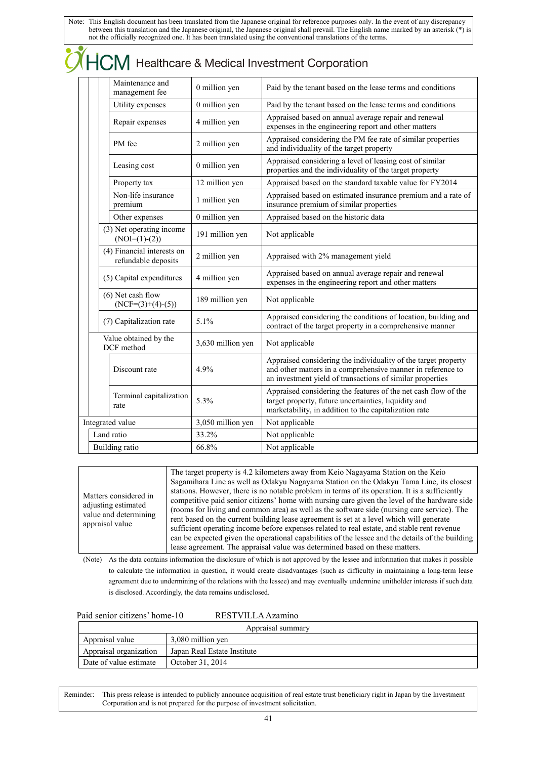Note: This English document has been translated from the Japanese original for reference purposes only. In the event of any discrepancy between this translation and the Japanese original, the Japanese original shall prevail. The English name marked by an asterisk (*) is not the officially recognized one. It has been translated using the conventional translations of the terms.

| Item | Amount | Description |
|---|---|---|
| Maintenance and management fee | 0 million yen | Paid by the tenant based on the lease terms and conditions |
| Utility expenses | 0 million yen | Paid by the tenant based on the lease terms and conditions |
| Repair expenses | 4 million yen | Appraised based on annual average repair and renewal expenses in the engineering report and other matters |
| PM fee | 2 million yen | Appraised considering the PM fee rate of similar properties and individuality of the target property |
| Leasing cost | 0 million yen | Appraised considering a level of leasing cost of similar properties and the individuality of the target property |
| Property tax | 12 million yen | Appraised based on the standard taxable value for FY2014 |
| Non-life insurance premium | 1 million yen | Appraised based on estimated insurance premium and a rate of insurance premium of similar properties |
| Other expenses | 0 million yen | Appraised based on the historic data |
| (3) Net operating income (NOI=(1)-(2)) | 191 million yen | Not applicable |
| (4) Financial interests on refundable deposits | 2 million yen | Appraised with 2% management yield |
| (5) Capital expenditures | 4 million yen | Appraised based on annual average repair and renewal expenses in the engineering report and other matters |
| (6) Net cash flow (NCF=(3)+(4)-(5)) | 189 million yen | Not applicable |
| (7) Capitalization rate | 5.1% | Appraised considering the conditions of location, building and contract of the target property in a comprehensive manner |
| Value obtained by the DCF method | 3,630 million yen | Not applicable |
| Discount rate | 4.9% | Appraised considering the individuality of the target property and other matters in a comprehensive manner in reference to an investment yield of transactions of similar properties |
| Terminal capitalization rate | 5.3% | Appraised considering the features of the net cash flow of the target property, future uncertainties, liquidity and marketability, in addition to the capitalization rate |
| Integrated value | 3,050 million yen | Not applicable |
| Land ratio | 33.2% | Not applicable |
| Building ratio | 66.8% | Not applicable |

| | |
|---|---|
| Matters considered in adjusting estimated value and determining appraisal value | The target property is 4.2 kilometers away from Keio Nagayama Station on the Keio Sagamihara Line as well as Odakyu Nagayama Station on the Odakyu Tama Line, its closest stations. However, there is no notable problem in terms of its operation. It is a sufficiently competitive paid senior citizens' home with nursing care given the level of the hardware side (rooms for living and common area) as well as the software side (nursing care service). The rent based on the current building lease agreement is set at a level which will generate sufficient operating income before expenses related to real estate, and stable rent revenue can be expected given the operational capabilities of the lessee and the details of the building lease agreement. The appraisal value was determined based on these matters. |

(Note) As the data contains information the disclosure of which is not approved by the lessee and information that makes it possible to calculate the information in question, it would create disadvantages (such as difficulty in maintaining a long-term lease agreement due to undermining of the relations with the lessee) and may eventually undermine unitholder interests if such data is disclosed. Accordingly, the data remains undisclosed.

Paid senior citizens' home-10 RESTVILLA Azamino

| Appraisal summary | |
|---|---|
| Appraisal value | 3,080 million yen |
| Appraisal organization | Japan Real Estate Institute |
| Date of value estimate | October 31, 2014 |

Reminder: This press release is intended to publicly announce acquisition of real estate trust beneficiary right in Japan by the Investment Corporation and is not prepared for the purpose of investment solicitation.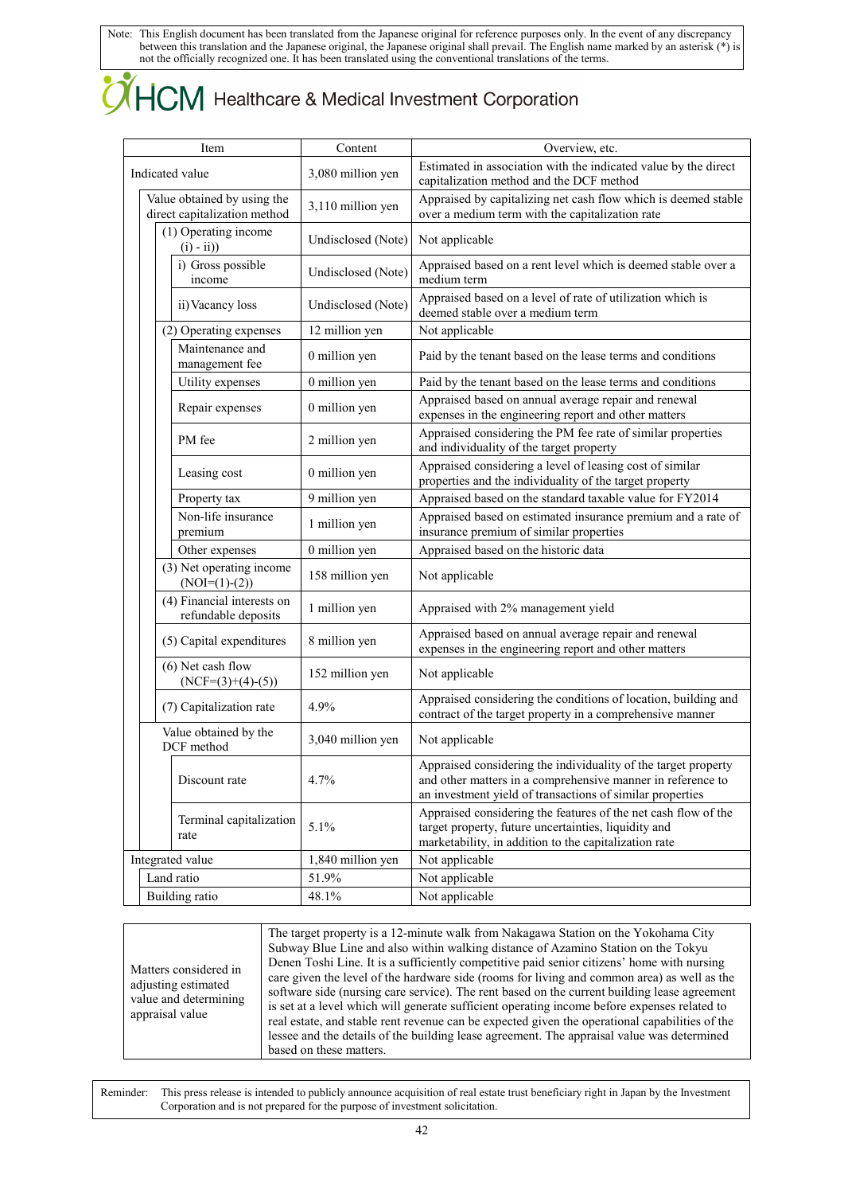Note: This English document has been translated from the Japanese original for reference purposes only. In the event of any discrepancy between this translation and the Japanese original, the Japanese original shall prevail. The English name marked by an asterisk (*) is not the officially recognized one. It has been translated using the conventional translations of the terms.

HCM Healthcare & Medical Investment Corporation

| Item | Content | Overview, etc. |
|---|---|---|
| Indicated value | 3,080 million yen | Estimated in association with the indicated value by the direct capitalization method and the DCF method |
| Value obtained by using the direct capitalization method | 3,110 million yen | Appraised by capitalizing net cash flow which is deemed stable over a medium term with the capitalization rate |
| (1) Operating income (i) - ii)) | Undisclosed (Note) | Not applicable |
| i) Gross possible income | Undisclosed (Note) | Appraised based on a rent level which is deemed stable over a medium term |
| ii) Vacancy loss | Undisclosed (Note) | Appraised based on a level of rate of utilization which is deemed stable over a medium term |
| (2) Operating expenses | 12 million yen | Not applicable |
| Maintenance and management fee | 0 million yen | Paid by the tenant based on the lease terms and conditions |
| Utility expenses | 0 million yen | Paid by the tenant based on the lease terms and conditions |
| Repair expenses | 0 million yen | Appraised based on annual average repair and renewal expenses in the engineering report and other matters |
| PM fee | 2 million yen | Appraised considering the PM fee rate of similar properties and individuality of the target property |
| Leasing cost | 0 million yen | Appraised considering a level of leasing cost of similar properties and the individuality of the target property |
| Property tax | 9 million yen | Appraised based on the standard taxable value for FY2014 |
| Non-life insurance premium | 1 million yen | Appraised based on estimated insurance premium and a rate of insurance premium of similar properties |
| Other expenses | 0 million yen | Appraised based on the historic data |
| (3) Net operating income (NOI=(1)-(2)) | 158 million yen | Not applicable |
| (4) Financial interests on refundable deposits | 1 million yen | Appraised with 2% management yield |
| (5) Capital expenditures | 8 million yen | Appraised based on annual average repair and renewal expenses in the engineering report and other matters |
| (6) Net cash flow (NCF=(3)+(4)-(5)) | 152 million yen | Not applicable |
| (7) Capitalization rate | 4.9% | Appraised considering the conditions of location, building and contract of the target property in a comprehensive manner |
| Value obtained by the DCF method | 3,040 million yen | Not applicable |
| Discount rate | 4.7% | Appraised considering the individuality of the target property and other matters in a comprehensive manner in reference to an investment yield of transactions of similar properties |
| Terminal capitalization rate | 5.1% | Appraised considering the features of the net cash flow of the target property, future uncertainties, liquidity and marketability, in addition to the capitalization rate |
| Integrated value | 1,840 million yen | Not applicable |
| Land ratio | 51.9% | Not applicable |
| Building ratio | 48.1% | Not applicable |

| | |
|---|---|
| Matters considered in adjusting estimated value and determining appraisal value | The target property is a 12-minute walk from Nakagawa Station on the Yokohama City Subway Blue Line and also within walking distance of Azamino Station on the Tokyu Denen Toshi Line. It is a sufficiently competitive paid senior citizens' home with nursing care given the level of the hardware side (rooms for living and common area) as well as the software side (nursing care service). The rent based on the current building lease agreement is set at a level which will generate sufficient operating income before expenses related to real estate, and stable rent revenue can be expected given the operational capabilities of the lessee and the details of the building lease agreement. The appraisal value was determined based on these matters. |

Reminder: This press release is intended to publicly announce acquisition of real estate trust beneficiary right in Japan by the Investment Corporation and is not prepared for the purpose of investment solicitation.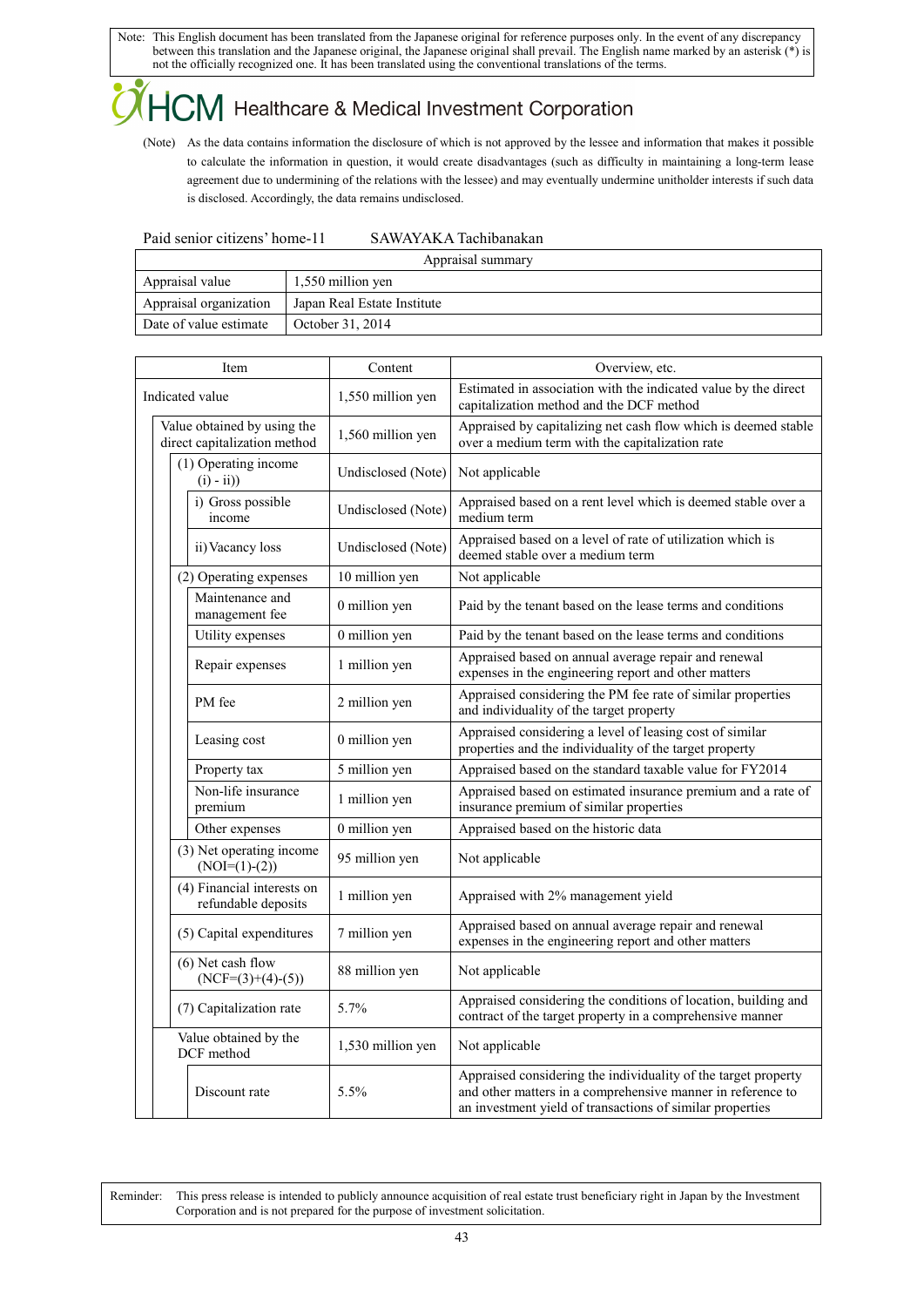Note: This English document has been translated from the Japanese original for reference purposes only. In the event of any discrepancy between this translation and the Japanese original, the Japanese original shall prevail. The English name marked by an asterisk (*) is not the officially recognized one. It has been translated using the conventional translations of the terms.

HCM Healthcare & Medical Investment Corporation

(Note) As the data contains information the disclosure of which is not approved by the lessee and information that makes it possible to calculate the information in question, it would create disadvantages (such as difficulty in maintaining a long-term lease agreement due to undermining of the relations with the lessee) and may eventually undermine unitholder interests if such data is disclosed. Accordingly, the data remains undisclosed.

Paid senior citizens' home-11 SAWAYAKA Tachibanakan

| Appraisal summary | |
|---|---|
| Appraisal value | 1,550 million yen |
| Appraisal organization | Japan Real Estate Institute |
| Date of value estimate | October 31, 2014 |

| Item | Content | Overview, etc. |
|---|---|---|
| Indicated value | 1,550 million yen | Estimated in association with the indicated value by the direct capitalization method and the DCF method |
| Value obtained by using the direct capitalization method | 1,560 million yen | Appraised by capitalizing net cash flow which is deemed stable over a medium term with the capitalization rate |
| (1) Operating income (i) - ii)) | Undisclosed (Note) | Not applicable |
| i) Gross possible income | Undisclosed (Note) | Appraised based on a rent level which is deemed stable over a medium term |
| ii) Vacancy loss | Undisclosed (Note) | Appraised based on a level of rate of utilization which is deemed stable over a medium term |
| (2) Operating expenses | 10 million yen | Not applicable |
| Maintenance and management fee | 0 million yen | Paid by the tenant based on the lease terms and conditions |
| Utility expenses | 0 million yen | Paid by the tenant based on the lease terms and conditions |
| Repair expenses | 1 million yen | Appraised based on annual average repair and renewal expenses in the engineering report and other matters |
| PM fee | 2 million yen | Appraised considering the PM fee rate of similar properties and individuality of the target property |
| Leasing cost | 0 million yen | Appraised considering a level of leasing cost of similar properties and the individuality of the target property |
| Property tax | 5 million yen | Appraised based on the standard taxable value for FY2014 |
| Non-life insurance premium | 1 million yen | Appraised based on estimated insurance premium and a rate of insurance premium of similar properties |
| Other expenses | 0 million yen | Appraised based on the historic data |
| (3) Net operating income (NOI=(1)-(2)) | 95 million yen | Not applicable |
| (4) Financial interests on refundable deposits | 1 million yen | Appraised with 2% management yield |
| (5) Capital expenditures | 7 million yen | Appraised based on annual average repair and renewal expenses in the engineering report and other matters |
| (6) Net cash flow (NCF=(3)+(4)-(5)) | 88 million yen | Not applicable |
| (7) Capitalization rate | 5.7% | Appraised considering the conditions of location, building and contract of the target property in a comprehensive manner |
| Value obtained by the DCF method | 1,530 million yen | Not applicable |
| Discount rate | 5.5% | Appraised considering the individuality of the target property and other matters in a comprehensive manner in reference to an investment yield of transactions of similar properties |

Reminder: This press release is intended to publicly announce acquisition of real estate trust beneficiary right in Japan by the Investment Corporation and is not prepared for the purpose of investment solicitation.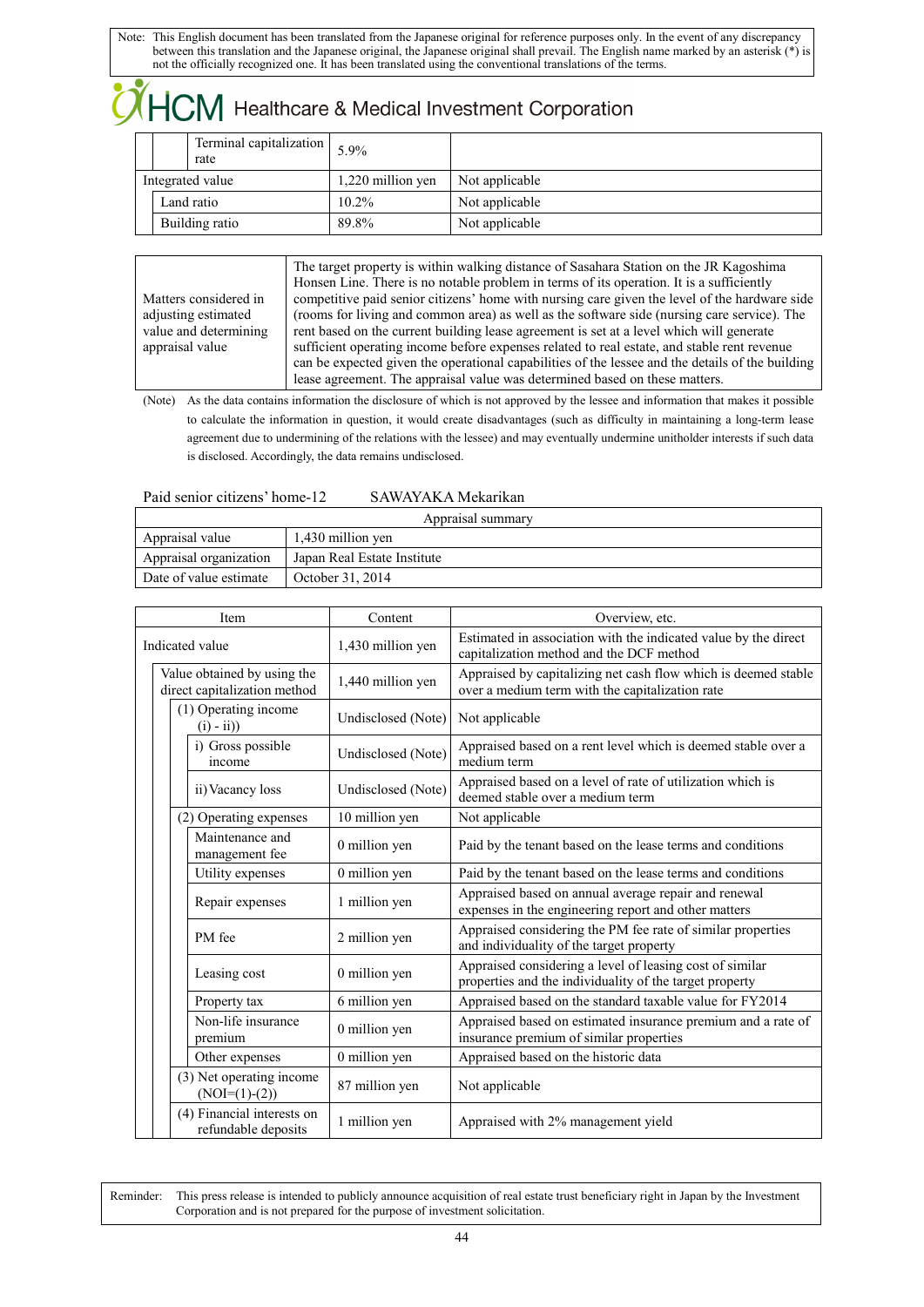Note: This English document has been translated from the Japanese original for reference purposes only. In the event of any discrepancy between this translation and the Japanese original, the Japanese original shall prevail. The English name marked by an asterisk (*) is not the officially recognized one. It has been translated using the conventional translations of the terms.

| Item | Content | Overview, etc. |
|---|---|---|
| Terminal capitalization rate | 5.9% | |
| Integrated value | 1,220 million yen | Not applicable |
| Land ratio | 10.2% | Not applicable |
| Building ratio | 89.8% | Not applicable |

| | |
|---|---|
| Matters considered in adjusting estimated value and determining appraisal value | The target property is within walking distance of Sasahara Station on the JR Kagoshima Honsen Line. There is no notable problem in terms of its operation. It is a sufficiently competitive paid senior citizens' home with nursing care given the level of the hardware side (rooms for living and common area) as well as the software side (nursing care service). The rent based on the current building lease agreement is set at a level which will generate sufficient operating income before expenses related to real estate, and stable rent revenue can be expected given the operational capabilities of the lessee and the details of the building lease agreement. The appraisal value was determined based on these matters. |

(Note) As the data contains information the disclosure of which is not approved by the lessee and information that makes it possible to calculate the information in question, it would create disadvantages (such as difficulty in maintaining a long-term lease agreement due to undermining of the relations with the lessee) and may eventually undermine unitholder interests if such data is disclosed. Accordingly, the data remains undisclosed.

Paid senior citizens' home-12 SAWAYAKA Mekarikan

| Appraisal summary | |
|---|---|
| Appraisal value | 1,430 million yen |
| Appraisal organization | Japan Real Estate Institute |
| Date of value estimate | October 31, 2014 |

| Item | Content | Overview, etc. |
|---|---|---|
| Indicated value | 1,430 million yen | Estimated in association with the indicated value by the direct capitalization method and the DCF method |
| Value obtained by using the direct capitalization method | 1,440 million yen | Appraised by capitalizing net cash flow which is deemed stable over a medium term with the capitalization rate |
| (1) Operating income (i) - ii)) | Undisclosed (Note) | Not applicable |
| i) Gross possible income | Undisclosed (Note) | Appraised based on a rent level which is deemed stable over a medium term |
| ii) Vacancy loss | Undisclosed (Note) | Appraised based on a level of rate of utilization which is deemed stable over a medium term |
| (2) Operating expenses | 10 million yen | Not applicable |
| Maintenance and management fee | 0 million yen | Paid by the tenant based on the lease terms and conditions |
| Utility expenses | 0 million yen | Paid by the tenant based on the lease terms and conditions |
| Repair expenses | 1 million yen | Appraised based on annual average repair and renewal expenses in the engineering report and other matters |
| PM fee | 2 million yen | Appraised considering the PM fee rate of similar properties and individuality of the target property |
| Leasing cost | 0 million yen | Appraised considering a level of leasing cost of similar properties and the individuality of the target property |
| Property tax | 6 million yen | Appraised based on the standard taxable value for FY2014 |
| Non-life insurance premium | 0 million yen | Appraised based on estimated insurance premium and a rate of insurance premium of similar properties |
| Other expenses | 0 million yen | Appraised based on the historic data |
| (3) Net operating income (NOI=(1)-(2)) | 87 million yen | Not applicable |
| (4) Financial interests on refundable deposits | 1 million yen | Appraised with 2% management yield |

Reminder: This press release is intended to publicly announce acquisition of real estate trust beneficiary right in Japan by the Investment Corporation and is not prepared for the purpose of investment solicitation.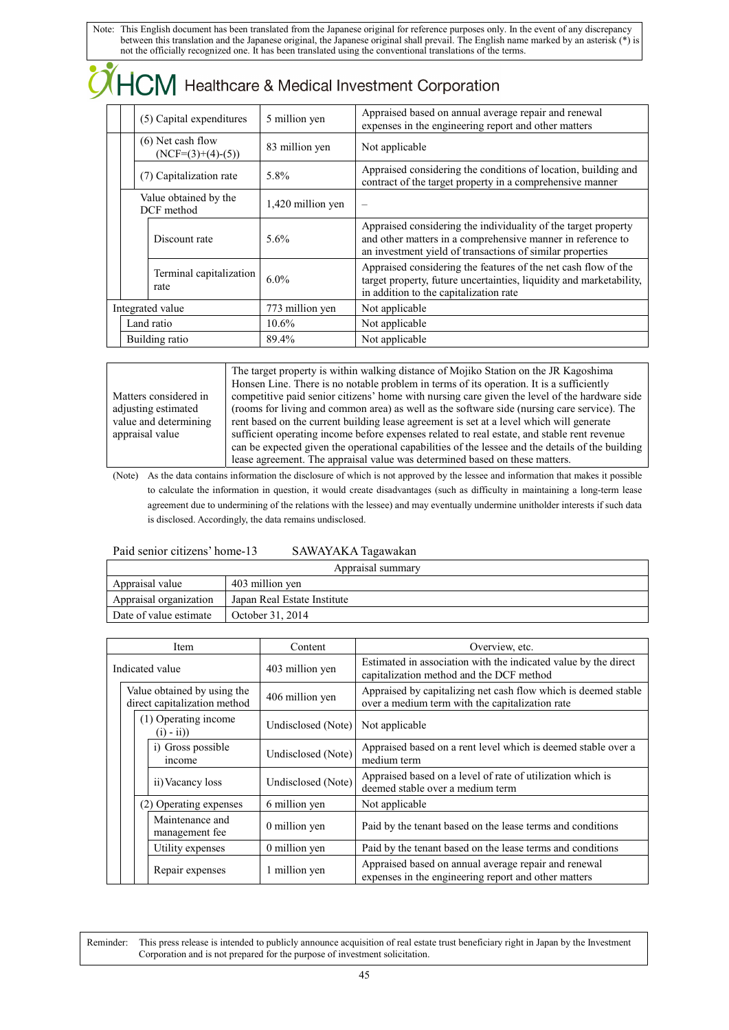Note: This English document has been translated from the Japanese original for reference purposes only. In the event of any discrepancy between this translation and the Japanese original, the Japanese original shall prevail. The English name marked by an asterisk (*) is not the officially recognized one. It has been translated using the conventional translations of the terms.

# HCM Healthcare & Medical Investment Corporation

| Item | Content | Overview, etc. |
|---|---|---|
| (5) Capital expenditures | 5 million yen | Appraised based on annual average repair and renewal expenses in the engineering report and other matters |
| (6) Net cash flow (NCF=(3)+(4)-(5)) | 83 million yen | Not applicable |
| (7) Capitalization rate | 5.8% | Appraised considering the conditions of location, building and contract of the target property in a comprehensive manner |
| Value obtained by the DCF method | 1,420 million yen | – |
| Discount rate | 5.6% | Appraised considering the individuality of the target property and other matters in a comprehensive manner in reference to an investment yield of transactions of similar properties |
| Terminal capitalization rate | 6.0% | Appraised considering the features of the net cash flow of the target property, future uncertainties, liquidity and marketability, in addition to the capitalization rate |
| Integrated value | 773 million yen | Not applicable |
| Land ratio | 10.6% | Not applicable |
| Building ratio | 89.4% | Not applicable |

| | |
|---|---|
| Matters considered in adjusting estimated value and determining appraisal value | The target property is within walking distance of Mojiko Station on the JR Kagoshima Honsen Line. There is no notable problem in terms of its operation. It is a sufficiently competitive paid senior citizens' home with nursing care given the level of the hardware side (rooms for living and common area) as well as the software side (nursing care service). The rent based on the current building lease agreement is set at a level which will generate sufficient operating income before expenses related to real estate, and stable rent revenue can be expected given the operational capabilities of the lessee and the details of the building lease agreement. The appraisal value was determined based on these matters. |

(Note) As the data contains information the disclosure of which is not approved by the lessee and information that makes it possible to calculate the information in question, it would create disadvantages (such as difficulty in maintaining a long-term lease agreement due to undermining of the relations with the lessee) and may eventually undermine unitholder interests if such data is disclosed. Accordingly, the data remains undisclosed.

Paid senior citizens' home-13 SAWAYAKA Tagawakan

| Appraisal summary | |
|---|---|
| Appraisal value | 403 million yen |
| Appraisal organization | Japan Real Estate Institute |
| Date of value estimate | October 31, 2014 |

| Item | Content | Overview, etc. |
|---|---|---|
| Indicated value | 403 million yen | Estimated in association with the indicated value by the direct capitalization method and the DCF method |
| Value obtained by using the direct capitalization method | 406 million yen | Appraised by capitalizing net cash flow which is deemed stable over a medium term with the capitalization rate |
| (1) Operating income (i) - ii)) | Undisclosed (Note) | Not applicable |
| i) Gross possible income | Undisclosed (Note) | Appraised based on a rent level which is deemed stable over a medium term |
| ii) Vacancy loss | Undisclosed (Note) | Appraised based on a level of rate of utilization which is deemed stable over a medium term |
| (2) Operating expenses | 6 million yen | Not applicable |
| Maintenance and management fee | 0 million yen | Paid by the tenant based on the lease terms and conditions |
| Utility expenses | 0 million yen | Paid by the tenant based on the lease terms and conditions |
| Repair expenses | 1 million yen | Appraised based on annual average repair and renewal expenses in the engineering report and other matters |

Reminder: This press release is intended to publicly announce acquisition of real estate trust beneficiary right in Japan by the Investment Corporation and is not prepared for the purpose of investment solicitation.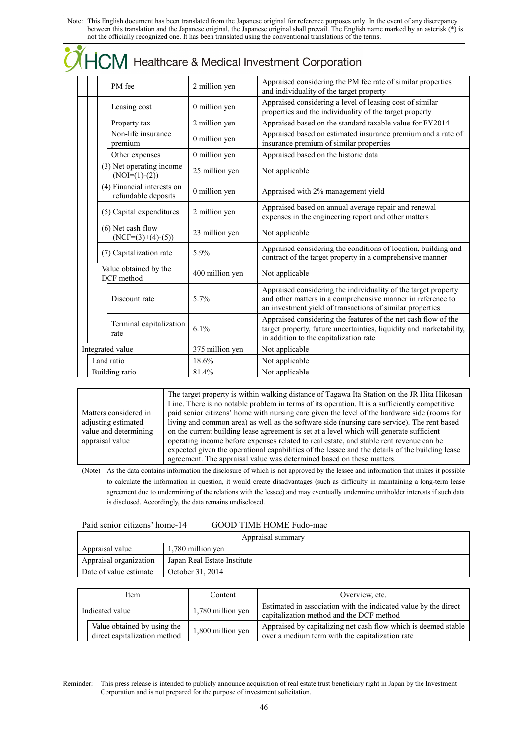Note: This English document has been translated from the Japanese original for reference purposes only. In the event of any discrepancy between this translation and the Japanese original, the Japanese original shall prevail. The English name marked by an asterisk (*) is not the officially recognized one. It has been translated using the conventional translations of the terms.

| Item | Content | Overview, etc. |
|---|---|---|
| PM fee | 2 million yen | Appraised considering the PM fee rate of similar properties and individuality of the target property |
| Leasing cost | 0 million yen | Appraised considering a level of leasing cost of similar properties and the individuality of the target property |
| Property tax | 2 million yen | Appraised based on the standard taxable value for FY2014 |
| Non-life insurance premium | 0 million yen | Appraised based on estimated insurance premium and a rate of insurance premium of similar properties |
| Other expenses | 0 million yen | Appraised based on the historic data |
| (3) Net operating income (NOI=(1)-(2)) | 25 million yen | Not applicable |
| (4) Financial interests on refundable deposits | 0 million yen | Appraised with 2% management yield |
| (5) Capital expenditures | 2 million yen | Appraised based on annual average repair and renewal expenses in the engineering report and other matters |
| (6) Net cash flow (NCF=(3)+(4)-(5)) | 23 million yen | Not applicable |
| (7) Capitalization rate | 5.9% | Appraised considering the conditions of location, building and contract of the target property in a comprehensive manner |
| Value obtained by the DCF method | 400 million yen | Not applicable |
| Discount rate | 5.7% | Appraised considering the individuality of the target property and other matters in a comprehensive manner in reference to an investment yield of transactions of similar properties |
| Terminal capitalization rate | 6.1% | Appraised considering the features of the net cash flow of the target property, future uncertainties, liquidity and marketability, in addition to the capitalization rate |
| Integrated value | 375 million yen | Not applicable |
| Land ratio | 18.6% | Not applicable |
| Building ratio | 81.4% | Not applicable |

| | |
|---|---|
| Matters considered in adjusting estimated value and determining appraisal value | The target property is within walking distance of Tagawa Ita Station on the JR Hita Hikosan Line. There is no notable problem in terms of its operation. It is a sufficiently competitive paid senior citizens' home with nursing care given the level of the hardware side (rooms for living and common area) as well as the software side (nursing care service). The rent based on the current building lease agreement is set at a level which will generate sufficient operating income before expenses related to real estate, and stable rent revenue can be expected given the operational capabilities of the lessee and the details of the building lease agreement. The appraisal value was determined based on these matters. |

(Note) As the data contains information the disclosure of which is not approved by the lessee and information that makes it possible to calculate the information in question, it would create disadvantages (such as difficulty in maintaining a long-term lease agreement due to undermining of the relations with the lessee) and may eventually undermine unitholder interests if such data is disclosed. Accordingly, the data remains undisclosed.

Paid senior citizens' home-14 GOOD TIME HOME Fudo-mae

| Appraisal summary | |
|---|---|
| Appraisal value | 1,780 million yen |
| Appraisal organization | Japan Real Estate Institute |
| Date of value estimate | October 31, 2014 |

| Item | Content | Overview, etc. |
|---|---|---|
| Indicated value | 1,780 million yen | Estimated in association with the indicated value by the direct capitalization method and the DCF method |
| Value obtained by using the direct capitalization method | 1,800 million yen | Appraised by capitalizing net cash flow which is deemed stable over a medium term with the capitalization rate |

Reminder: This press release is intended to publicly announce acquisition of real estate trust beneficiary right in Japan by the Investment Corporation and is not prepared for the purpose of investment solicitation.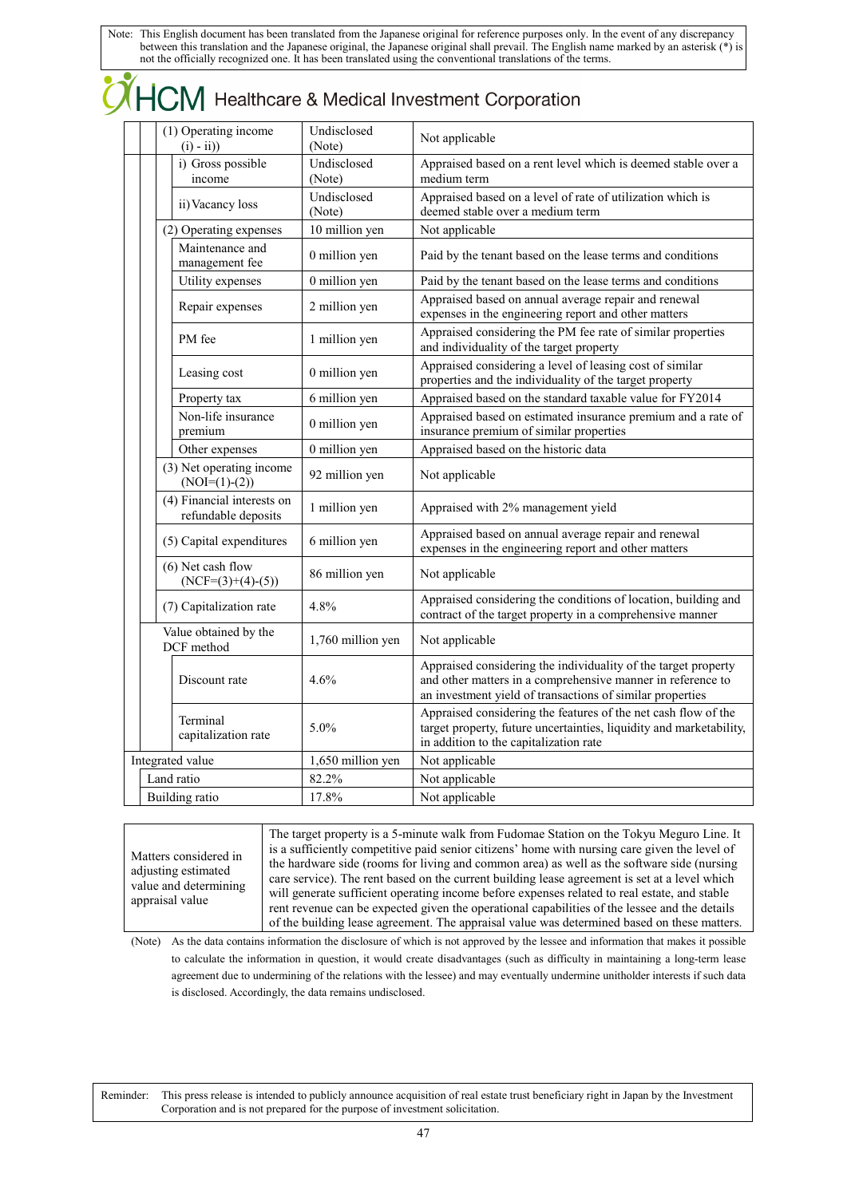Note: This English document has been translated from the Japanese original for reference purposes only. In the event of any discrepancy between this translation and the Japanese original, the Japanese original shall prevail. The English name marked by an asterisk (*) is not the officially recognized one. It has been translated using the conventional translations of the terms.

HCM Healthcare & Medical Investment Corporation

| Item | Amount | Description |
|---|---|---|
| (1) Operating income (i) - ii)) | Undisclosed (Note) | Not applicable |
| i) Gross possible income | Undisclosed (Note) | Appraised based on a rent level which is deemed stable over a medium term |
| ii) Vacancy loss | Undisclosed (Note) | Appraised based on a level of rate of utilization which is deemed stable over a medium term |
| (2) Operating expenses | 10 million yen | Not applicable |
| Maintenance and management fee | 0 million yen | Paid by the tenant based on the lease terms and conditions |
| Utility expenses | 0 million yen | Paid by the tenant based on the lease terms and conditions |
| Repair expenses | 2 million yen | Appraised based on annual average repair and renewal expenses in the engineering report and other matters |
| PM fee | 1 million yen | Appraised considering the PM fee rate of similar properties and individuality of the target property |
| Leasing cost | 0 million yen | Appraised considering a level of leasing cost of similar properties and the individuality of the target property |
| Property tax | 6 million yen | Appraised based on the standard taxable value for FY2014 |
| Non-life insurance premium | 0 million yen | Appraised based on estimated insurance premium and a rate of insurance premium of similar properties |
| Other expenses | 0 million yen | Appraised based on the historic data |
| (3) Net operating income (NOI=(1)-(2)) | 92 million yen | Not applicable |
| (4) Financial interests on refundable deposits | 1 million yen | Appraised with 2% management yield |
| (5) Capital expenditures | 6 million yen | Appraised based on annual average repair and renewal expenses in the engineering report and other matters |
| (6) Net cash flow (NCF=(3)+(4)-(5)) | 86 million yen | Not applicable |
| (7) Capitalization rate | 4.8% | Appraised considering the conditions of location, building and contract of the target property in a comprehensive manner |
| Value obtained by the DCF method | 1,760 million yen | Not applicable |
| Discount rate | 4.6% | Appraised considering the individuality of the target property and other matters in a comprehensive manner in reference to an investment yield of transactions of similar properties |
| Terminal capitalization rate | 5.0% | Appraised considering the features of the net cash flow of the target property, future uncertainties, liquidity and marketability, in addition to the capitalization rate |
| Integrated value | 1,650 million yen | Not applicable |
| Land ratio | 82.2% | Not applicable |
| Building ratio | 17.8% | Not applicable |

| Matters considered in adjusting estimated value and determining appraisal value | The target property is a 5-minute walk from Fudomae Station on the Tokyu Meguro Line. It is a sufficiently competitive paid senior citizens' home with nursing care given the level of the hardware side (rooms for living and common area) as well as the software side (nursing care service). The rent based on the current building lease agreement is set at a level which will generate sufficient operating income before expenses related to real estate, and stable rent revenue can be expected given the operational capabilities of the lessee and the details of the building lease agreement. The appraisal value was determined based on these matters. |
|---|---|

(Note) As the data contains information the disclosure of which is not approved by the lessee and information that makes it possible to calculate the information in question, it would create disadvantages (such as difficulty in maintaining a long-term lease agreement due to undermining of the relations with the lessee) and may eventually undermine unitholder interests if such data is disclosed. Accordingly, the data remains undisclosed.

Reminder: This press release is intended to publicly announce acquisition of real estate trust beneficiary right in Japan by the Investment Corporation and is not prepared for the purpose of investment solicitation.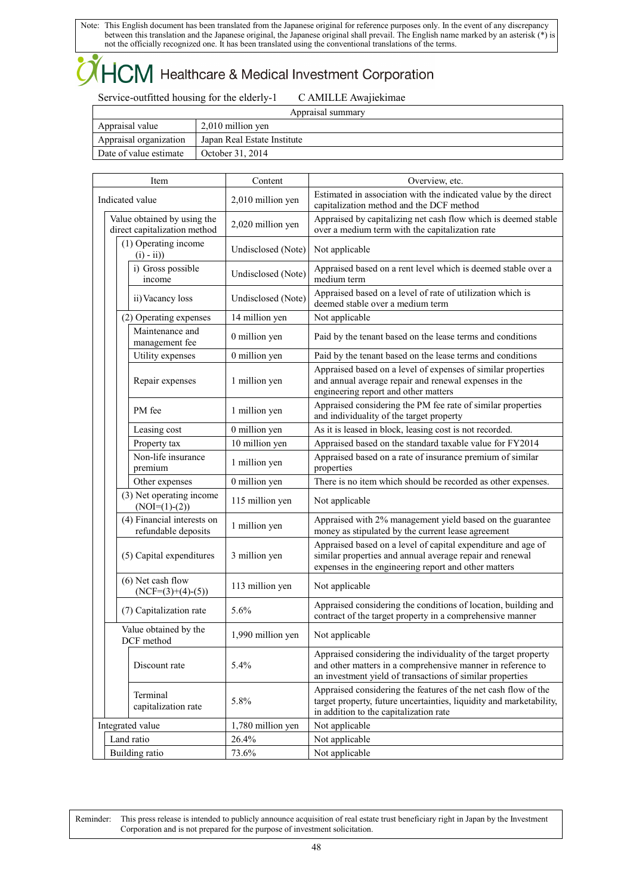Note: This English document has been translated from the Japanese original for reference purposes only. In the event of any discrepancy between this translation and the Japanese original, the Japanese original shall prevail. The English name marked by an asterisk (*) is not the officially recognized one. It has been translated using the conventional translations of the terms.

# HCM Healthcare & Medical Investment Corporation

Service-outfitted housing for the elderly-1 C AMILLE Awajiekimae

| Appraisal summary | |
|---|---|
| Appraisal value | 2,010 million yen |
| Appraisal organization | Japan Real Estate Institute |
| Date of value estimate | October 31, 2014 |

| Item | Content | Overview, etc. |
|---|---|---|
| Indicated value | 2,010 million yen | Estimated in association with the indicated value by the direct capitalization method and the DCF method |
| Value obtained by using the direct capitalization method | 2,020 million yen | Appraised by capitalizing net cash flow which is deemed stable over a medium term with the capitalization rate |
| (1) Operating income (i) - ii)) | Undisclosed (Note) | Not applicable |
| i) Gross possible income | Undisclosed (Note) | Appraised based on a rent level which is deemed stable over a medium term |
| ii) Vacancy loss | Undisclosed (Note) | Appraised based on a level of rate of utilization which is deemed stable over a medium term |
| (2) Operating expenses | 14 million yen | Not applicable |
| Maintenance and management fee | 0 million yen | Paid by the tenant based on the lease terms and conditions |
| Utility expenses | 0 million yen | Paid by the tenant based on the lease terms and conditions |
| Repair expenses | 1 million yen | Appraised based on a level of expenses of similar properties and annual average repair and renewal expenses in the engineering report and other matters |
| PM fee | 1 million yen | Appraised considering the PM fee rate of similar properties and individuality of the target property |
| Leasing cost | 0 million yen | As it is leased in block, leasing cost is not recorded. |
| Property tax | 10 million yen | Appraised based on the standard taxable value for FY2014 |
| Non-life insurance premium | 1 million yen | Appraised based on a rate of insurance premium of similar properties |
| Other expenses | 0 million yen | There is no item which should be recorded as other expenses. |
| (3) Net operating income (NOI=(1)-(2)) | 115 million yen | Not applicable |
| (4) Financial interests on refundable deposits | 1 million yen | Appraised with 2% management yield based on the guarantee money as stipulated by the current lease agreement |
| (5) Capital expenditures | 3 million yen | Appraised based on a level of capital expenditure and age of similar properties and annual average repair and renewal expenses in the engineering report and other matters |
| (6) Net cash flow (NCF=(3)+(4)-(5)) | 113 million yen | Not applicable |
| (7) Capitalization rate | 5.6% | Appraised considering the conditions of location, building and contract of the target property in a comprehensive manner |
| Value obtained by the DCF method | 1,990 million yen | Not applicable |
| Discount rate | 5.4% | Appraised considering the individuality of the target property and other matters in a comprehensive manner in reference to an investment yield of transactions of similar properties |
| Terminal capitalization rate | 5.8% | Appraised considering the features of the net cash flow of the target property, future uncertainties, liquidity and marketability, in addition to the capitalization rate |
| Integrated value | 1,780 million yen | Not applicable |
| Land ratio | 26.4% | Not applicable |
| Building ratio | 73.6% | Not applicable |

Reminder: This press release is intended to publicly announce acquisition of real estate trust beneficiary right in Japan by the Investment Corporation and is not prepared for the purpose of investment solicitation.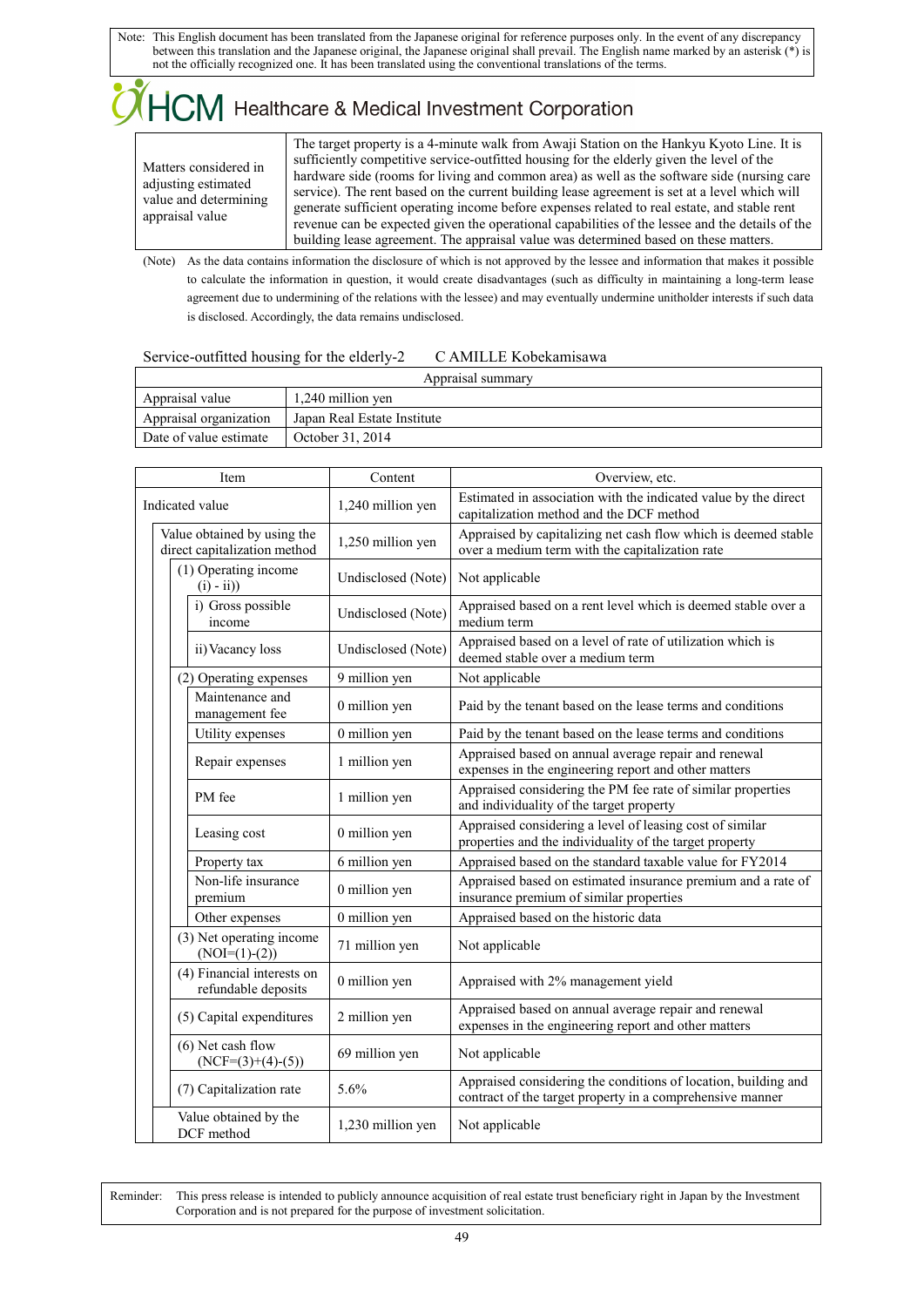Note: This English document has been translated from the Japanese original for reference purposes only. In the event of any discrepancy between this translation and the Japanese original, the Japanese original shall prevail. The English name marked by an asterisk (*) is not the officially recognized one. It has been translated using the conventional translations of the terms.

# HCM Healthcare & Medical Investment Corporation

| Matters considered in adjusting estimated value and determining appraisal value | The target property is a 4-minute walk from Awaji Station on the Hankyu Kyoto Line. It is sufficiently competitive service-outfitted housing for the elderly given the level of the hardware side (rooms for living and common area) as well as the software side (nursing care service). The rent based on the current building lease agreement is set at a level which will generate sufficient operating income before expenses related to real estate, and stable rent revenue can be expected given the operational capabilities of the lessee and the details of the building lease agreement. The appraisal value was determined based on these matters. |
|---|---|

(Note) As the data contains information the disclosure of which is not approved by the lessee and information that makes it possible to calculate the information in question, it would create disadvantages (such as difficulty in maintaining a long-term lease agreement due to undermining of the relations with the lessee) and may eventually undermine unitholder interests if such data is disclosed. Accordingly, the data remains undisclosed.

Service-outfitted housing for the elderly-2 C AMILLE Kobekamisawa

| Appraisal summary | |
|---|---|
| Appraisal value | 1,240 million yen |
| Appraisal organization | Japan Real Estate Institute |
| Date of value estimate | October 31, 2014 |

| Item | Content | Overview, etc. |
|---|---|---|
| Indicated value | 1,240 million yen | Estimated in association with the indicated value by the direct capitalization method and the DCF method |
| Value obtained by using the direct capitalization method | 1,250 million yen | Appraised by capitalizing net cash flow which is deemed stable over a medium term with the capitalization rate |
| (1) Operating income (i) - ii)) | Undisclosed (Note) | Not applicable |
| i) Gross possible income | Undisclosed (Note) | Appraised based on a rent level which is deemed stable over a medium term |
| ii) Vacancy loss | Undisclosed (Note) | Appraised based on a level of rate of utilization which is deemed stable over a medium term |
| (2) Operating expenses | 9 million yen | Not applicable |
| Maintenance and management fee | 0 million yen | Paid by the tenant based on the lease terms and conditions |
| Utility expenses | 0 million yen | Paid by the tenant based on the lease terms and conditions |
| Repair expenses | 1 million yen | Appraised based on annual average repair and renewal expenses in the engineering report and other matters |
| PM fee | 1 million yen | Appraised considering the PM fee rate of similar properties and individuality of the target property |
| Leasing cost | 0 million yen | Appraised considering a level of leasing cost of similar properties and the individuality of the target property |
| Property tax | 6 million yen | Appraised based on the standard taxable value for FY2014 |
| Non-life insurance premium | 0 million yen | Appraised based on estimated insurance premium and a rate of insurance premium of similar properties |
| Other expenses | 0 million yen | Appraised based on the historic data |
| (3) Net operating income (NOI=(1)-(2)) | 71 million yen | Not applicable |
| (4) Financial interests on refundable deposits | 0 million yen | Appraised with 2% management yield |
| (5) Capital expenditures | 2 million yen | Appraised based on annual average repair and renewal expenses in the engineering report and other matters |
| (6) Net cash flow (NCF=(3)+(4)-(5)) | 69 million yen | Not applicable |
| (7) Capitalization rate | 5.6% | Appraised considering the conditions of location, building and contract of the target property in a comprehensive manner |
| Value obtained by the DCF method | 1,230 million yen | Not applicable |

Reminder: This press release is intended to publicly announce acquisition of real estate trust beneficiary right in Japan by the Investment Corporation and is not prepared for the purpose of investment solicitation.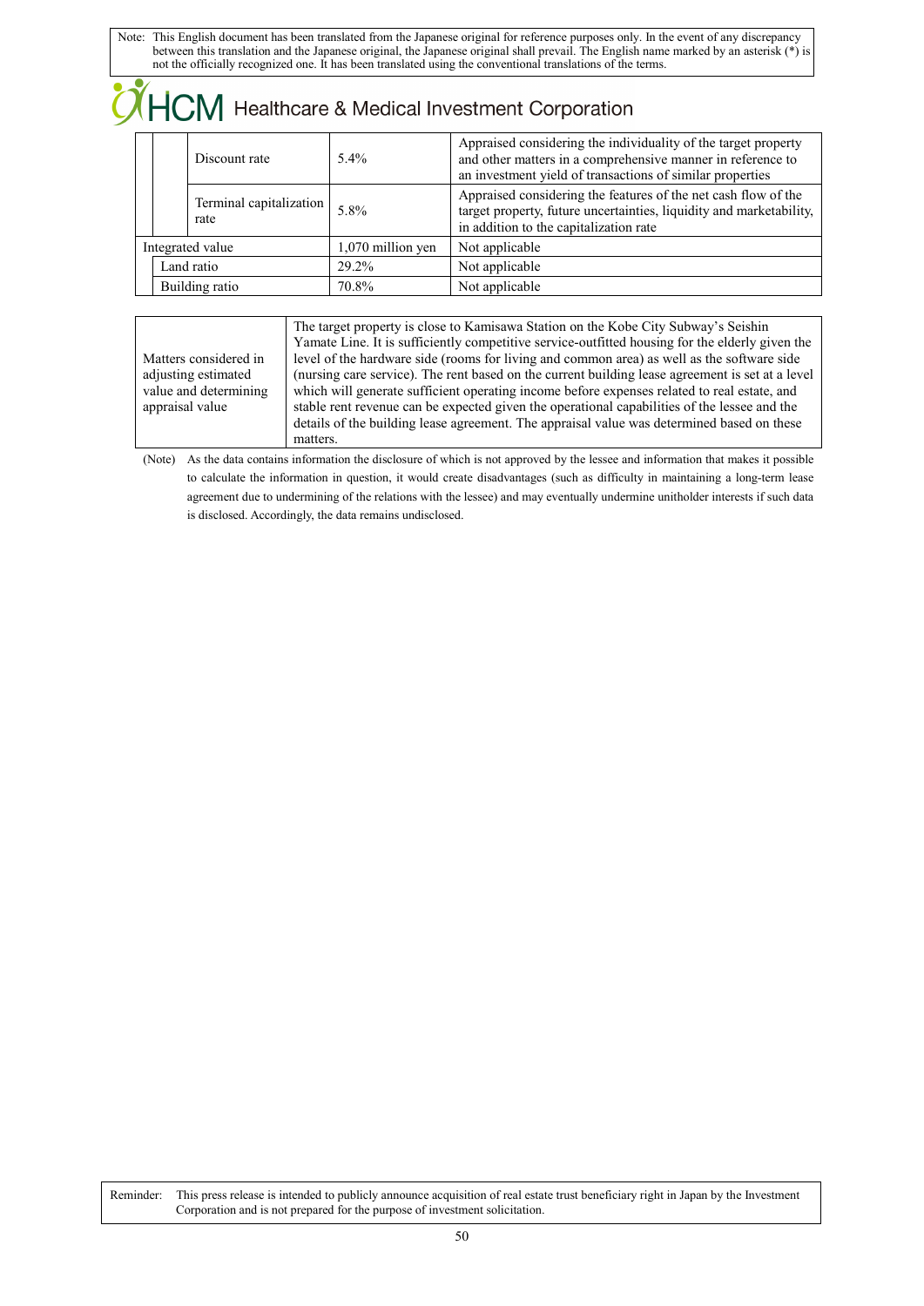Note: This English document has been translated from the Japanese original for reference purposes only. In the event of any discrepancy between this translation and the Japanese original, the Japanese original shall prevail. The English name marked by an asterisk (*) is not the officially recognized one. It has been translated using the conventional translations of the terms.

| | | | |
|---|---|---|---|
| | Discount rate | 5.4% | Appraised considering the individuality of the target property and other matters in a comprehensive manner in reference to an investment yield of transactions of similar properties |
| | Terminal capitalization rate | 5.8% | Appraised considering the features of the net cash flow of the target property, future uncertainties, liquidity and marketability, in addition to the capitalization rate |
| Integrated value | | 1,070 million yen | Not applicable |
| | Land ratio | 29.2% | Not applicable |
| | Building ratio | 70.8% | Not applicable |

| | |
|---|---|
| Matters considered in adjusting estimated value and determining appraisal value | The target property is close to Kamisawa Station on the Kobe City Subway's Seishin Yamate Line. It is sufficiently competitive service-outfitted housing for the elderly given the level of the hardware side (rooms for living and common area) as well as the software side (nursing care service). The rent based on the current building lease agreement is set at a level which will generate sufficient operating income before expenses related to real estate, and stable rent revenue can be expected given the operational capabilities of the lessee and the details of the building lease agreement. The appraisal value was determined based on these matters. |

(Note) As the data contains information the disclosure of which is not approved by the lessee and information that makes it possible to calculate the information in question, it would create disadvantages (such as difficulty in maintaining a long-term lease agreement due to undermining of the relations with the lessee) and may eventually undermine unitholder interests if such data is disclosed. Accordingly, the data remains undisclosed.

Reminder: This press release is intended to publicly announce acquisition of real estate trust beneficiary right in Japan by the Investment Corporation and is not prepared for the purpose of investment solicitation.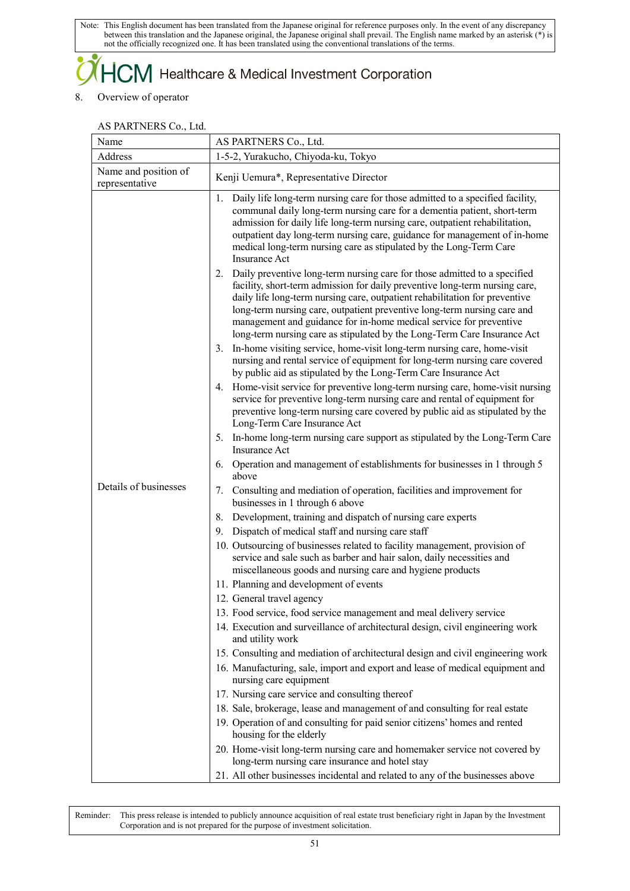Note: This English document has been translated from the Japanese original for reference purposes only. In the event of any discrepancy between this translation and the Japanese original, the Japanese original shall prevail. The English name marked by an asterisk (*) is not the officially recognized one. It has been translated using the conventional translations of the terms.

HCM Healthcare & Medical Investment Corporation

8. Overview of operator

AS PARTNERS Co., Ltd.

| Name | AS PARTNERS Co., Ltd. |
|---|---|
| Address | 1-5-2, Yurakucho, Chiyoda-ku, Tokyo |
| Name and position of representative | Kenji Uemura*, Representative Director |
| Details of businesses | 1. Daily life long-term nursing care for those admitted to a specified facility, communal daily long-term nursing care for a dementia patient, short-term admission for daily life long-term nursing care, outpatient rehabilitation, outpatient day long-term nursing care, guidance for management of in-home medical long-term nursing care as stipulated by the Long-Term Care Insurance Act<br>2. Daily preventive long-term nursing care for those admitted to a specified facility, short-term admission for daily preventive long-term nursing care, daily life long-term nursing care, outpatient rehabilitation for preventive long-term nursing care, outpatient preventive long-term nursing care and management and guidance for in-home medical service for preventive long-term nursing care as stipulated by the Long-Term Care Insurance Act<br>3. In-home visiting service, home-visit long-term nursing care, home-visit nursing and rental service of equipment for long-term nursing care covered by public aid as stipulated by the Long-Term Care Insurance Act<br>4. Home-visit service for preventive long-term nursing care, home-visit nursing service for preventive long-term nursing care and rental of equipment for preventive long-term nursing care covered by public aid as stipulated by the Long-Term Care Insurance Act<br>5. In-home long-term nursing care support as stipulated by the Long-Term Care Insurance Act<br>6. Operation and management of establishments for businesses in 1 through 5 above<br>7. Consulting and mediation of operation, facilities and improvement for businesses in 1 through 6 above<br>8. Development, training and dispatch of nursing care experts<br>9. Dispatch of medical staff and nursing care staff<br>10. Outsourcing of businesses related to facility management, provision of service and sale such as barber and hair salon, daily necessities and miscellaneous goods and nursing care and hygiene products<br>11. Planning and development of events<br>12. General travel agency<br>13. Food service, food service management and meal delivery service<br>14. Execution and surveillance of architectural design, civil engineering work and utility work<br>15. Consulting and mediation of architectural design and civil engineering work<br>16. Manufacturing, sale, import and export and lease of medical equipment and nursing care equipment<br>17. Nursing care service and consulting thereof<br>18. Sale, brokerage, lease and management of and consulting for real estate<br>19. Operation of and consulting for paid senior citizens' homes and rented housing for the elderly<br>20. Home-visit long-term nursing care and homemaker service not covered by long-term nursing care insurance and hotel stay<br>21. All other businesses incidental and related to any of the businesses above |

Reminder: This press release is intended to publicly announce acquisition of real estate trust beneficiary right in Japan by the Investment Corporation and is not prepared for the purpose of investment solicitation.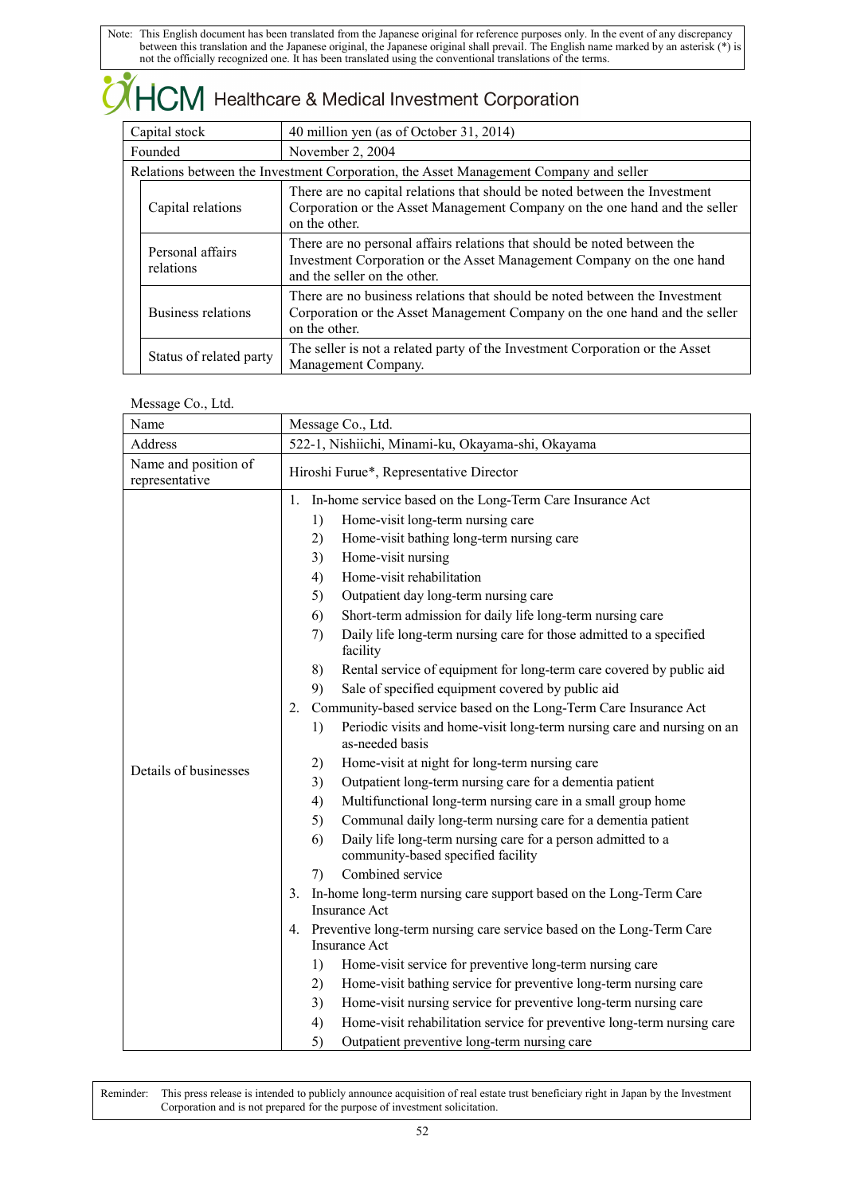Note: This English document has been translated from the Japanese original for reference purposes only. In the event of any discrepancy between this translation and the Japanese original, the Japanese original shall prevail. The English name marked by an asterisk (*) is not the officially recognized one. It has been translated using the conventional translations of the terms.

| Capital stock | | 40 million yen (as of October 31, 2014) |
|---|---|---|
| Founded | | November 2, 2004 |
| Relations between the Investment Corporation, the Asset Management Company and seller | | |
| | Capital relations | There are no capital relations that should be noted between the Investment Corporation or the Asset Management Company on the one hand and the seller on the other. |
| | Personal affairs relations | There are no personal affairs relations that should be noted between the Investment Corporation or the Asset Management Company on the one hand and the seller on the other. |
| | Business relations | There are no business relations that should be noted between the Investment Corporation or the Asset Management Company on the one hand and the seller on the other. |
| | Status of related party | The seller is not a related party of the Investment Corporation or the Asset Management Company. |

Message Co., Ltd.

| Name | Message Co., Ltd. |
|---|---|
| Address | 522-1, Nishiichi, Minami-ku, Okayama-shi, Okayama |
| Name and position of representative | Hiroshi Furue*, Representative Director |
| Details of businesses | 1. In-home service based on the Long-Term Care Insurance Act<br>1) Home-visit long-term nursing care<br>2) Home-visit bathing long-term nursing care<br>3) Home-visit nursing<br>4) Home-visit rehabilitation<br>5) Outpatient day long-term nursing care<br>6) Short-term admission for daily life long-term nursing care<br>7) Daily life long-term nursing care for those admitted to a specified facility<br>8) Rental service of equipment for long-term care covered by public aid<br>9) Sale of specified equipment covered by public aid<br>2. Community-based service based on the Long-Term Care Insurance Act<br>1) Periodic visits and home-visit long-term nursing care and nursing on an as-needed basis<br>2) Home-visit at night for long-term nursing care<br>3) Outpatient long-term nursing care for a dementia patient<br>4) Multifunctional long-term nursing care in a small group home<br>5) Communal daily long-term nursing care for a dementia patient<br>6) Daily life long-term nursing care for a person admitted to a community-based specified facility<br>7) Combined service<br>3. In-home long-term nursing care support based on the Long-Term Care Insurance Act<br>4. Preventive long-term nursing care service based on the Long-Term Care Insurance Act<br>1) Home-visit service for preventive long-term nursing care<br>2) Home-visit bathing service for preventive long-term nursing care<br>3) Home-visit nursing service for preventive long-term nursing care<br>4) Home-visit rehabilitation service for preventive long-term nursing care<br>5) Outpatient preventive long-term nursing care |

Reminder: This press release is intended to publicly announce acquisition of real estate trust beneficiary right in Japan by the Investment Corporation and is not prepared for the purpose of investment solicitation.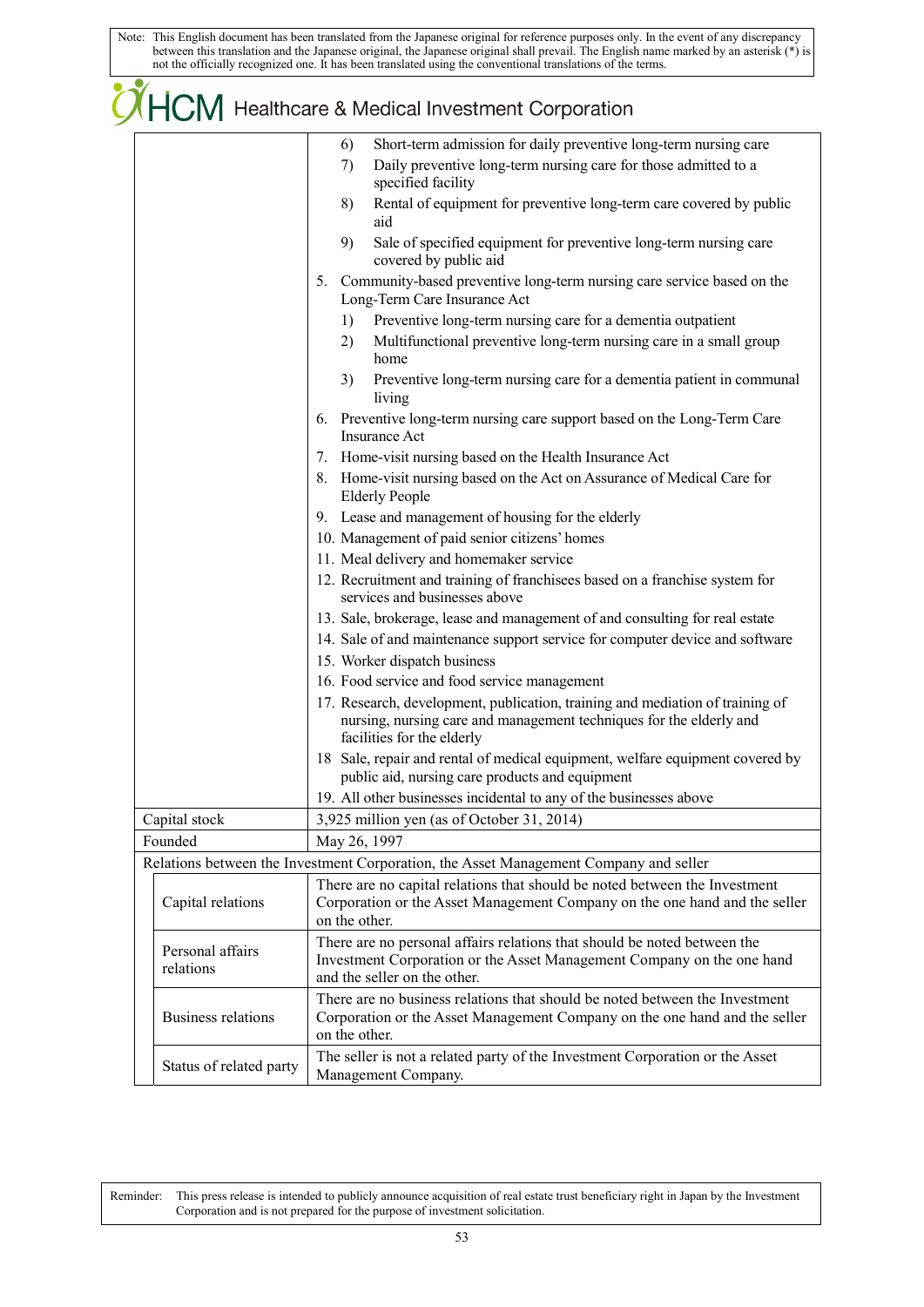Note: This English document has been translated from the Japanese original for reference purposes only. In the event of any discrepancy between this translation and the Japanese original, the Japanese original shall prevail. The English name marked by an asterisk (*) is not the officially recognized one. It has been translated using the conventional translations of the terms.

HCM Healthcare & Medical Investment Corporation

| | |
|---|---|
| | 6) Short-term admission for daily preventive long-term nursing care<br>7) Daily preventive long-term nursing care for those admitted to a specified facility<br>8) Rental of equipment for preventive long-term care covered by public aid<br>9) Sale of specified equipment for preventive long-term nursing care covered by public aid<br>5. Community-based preventive long-term nursing care service based on the Long-Term Care Insurance Act<br>1) Preventive long-term nursing care for a dementia outpatient<br>2) Multifunctional preventive long-term nursing care in a small group home<br>3) Preventive long-term nursing care for a dementia patient in communal living<br>6. Preventive long-term nursing care support based on the Long-Term Care Insurance Act<br>7. Home-visit nursing based on the Health Insurance Act<br>8. Home-visit nursing based on the Act on Assurance of Medical Care for Elderly People<br>9. Lease and management of housing for the elderly<br>10. Management of paid senior citizens' homes<br>11. Meal delivery and homemaker service<br>12. Recruitment and training of franchisees based on a franchise system for services and businesses above<br>13. Sale, brokerage, lease and management of and consulting for real estate<br>14. Sale of and maintenance support service for computer device and software<br>15. Worker dispatch business<br>16. Food service and food service management<br>17. Research, development, publication, training and mediation of training of nursing, nursing care and management techniques for the elderly and facilities for the elderly<br>18 Sale, repair and rental of medical equipment, welfare equipment covered by public aid, nursing care products and equipment<br>19. All other businesses incidental to any of the businesses above |
| Capital stock | 3,925 million yen (as of October 31, 2014) |
| Founded | May 26, 1997 |
| Relations between the Investment Corporation, the Asset Management Company and seller | |
| Capital relations | There are no capital relations that should be noted between the Investment Corporation or the Asset Management Company on the one hand and the seller on the other. |
| Personal affairs relations | There are no personal affairs relations that should be noted between the Investment Corporation or the Asset Management Company on the one hand and the seller on the other. |
| Business relations | There are no business relations that should be noted between the Investment Corporation or the Asset Management Company on the one hand and the seller on the other. |
| Status of related party | The seller is not a related party of the Investment Corporation or the Asset Management Company. |

Reminder: This press release is intended to publicly announce acquisition of real estate trust beneficiary right in Japan by the Investment Corporation and is not prepared for the purpose of investment solicitation.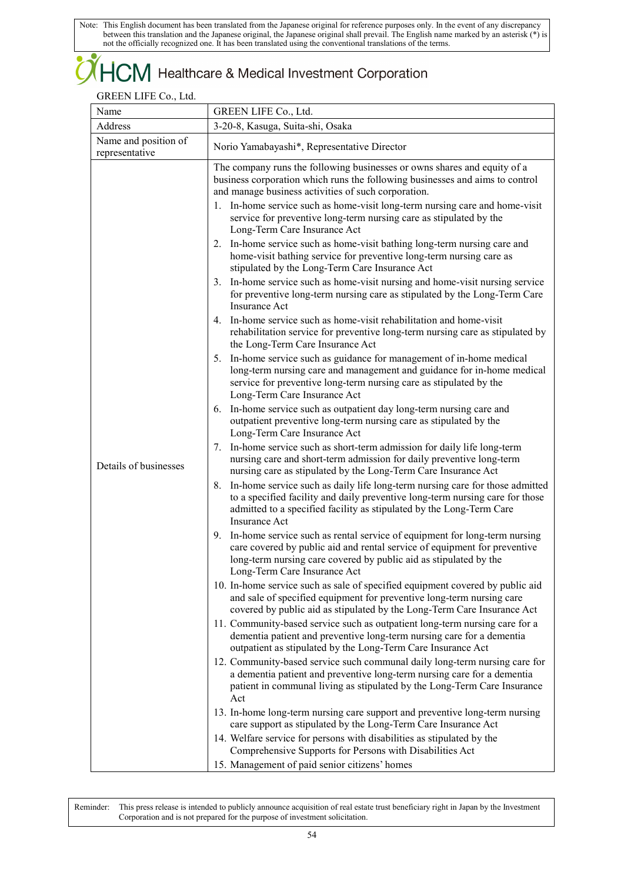Note: This English document has been translated from the Japanese original for reference purposes only. In the event of any discrepancy between this translation and the Japanese original, the Japanese original shall prevail. The English name marked by an asterisk (*) is not the officially recognized one. It has been translated using the conventional translations of the terms.

HCM Healthcare & Medical Investment Corporation

GREEN LIFE Co., Ltd.

| Name | GREEN LIFE Co., Ltd. |
|---|---|
| Address | 3-20-8, Kasuga, Suita-shi, Osaka |
| Name and position of representative | Norio Yamabayashi*, Representative Director |
| Details of businesses | The company runs the following businesses or owns shares and equity of a business corporation which runs the following businesses and aims to control and manage business activities of such corporation.<br>1. In-home service such as home-visit long-term nursing care and home-visit service for preventive long-term nursing care as stipulated by the Long-Term Care Insurance Act<br>2. In-home service such as home-visit bathing long-term nursing care and home-visit bathing service for preventive long-term nursing care as stipulated by the Long-Term Care Insurance Act<br>3. In-home service such as home-visit nursing and home-visit nursing service for preventive long-term nursing care as stipulated by the Long-Term Care Insurance Act<br>4. In-home service such as home-visit rehabilitation and home-visit rehabilitation service for preventive long-term nursing care as stipulated by the Long-Term Care Insurance Act<br>5. In-home service such as guidance for management of in-home medical long-term nursing care and management and guidance for in-home medical service for preventive long-term nursing care as stipulated by the Long-Term Care Insurance Act<br>6. In-home service such as outpatient day long-term nursing care and outpatient preventive long-term nursing care as stipulated by the Long-Term Care Insurance Act<br>7. In-home service such as short-term admission for daily life long-term nursing care and short-term admission for daily preventive long-term nursing care as stipulated by the Long-Term Care Insurance Act<br>8. In-home service such as daily life long-term nursing care for those admitted to a specified facility and daily preventive long-term nursing care for those admitted to a specified facility as stipulated by the Long-Term Care Insurance Act<br>9. In-home service such as rental service of equipment for long-term nursing care covered by public aid and rental service of equipment for preventive long-term nursing care covered by public aid as stipulated by the Long-Term Care Insurance Act<br>10. In-home service such as sale of specified equipment covered by public aid and sale of specified equipment for preventive long-term nursing care covered by public aid as stipulated by the Long-Term Care Insurance Act<br>11. Community-based service such as outpatient long-term nursing care for a dementia patient and preventive long-term nursing care for a dementia outpatient as stipulated by the Long-Term Care Insurance Act<br>12. Community-based service such communal daily long-term nursing care for a dementia patient and preventive long-term nursing care for a dementia patient in communal living as stipulated by the Long-Term Care Insurance Act<br>13. In-home long-term nursing care support and preventive long-term nursing care support as stipulated by the Long-Term Care Insurance Act<br>14. Welfare service for persons with disabilities as stipulated by the Comprehensive Supports for Persons with Disabilities Act<br>15. Management of paid senior citizens' homes |

Reminder: This press release is intended to publicly announce acquisition of real estate trust beneficiary right in Japan by the Investment Corporation and is not prepared for the purpose of investment solicitation.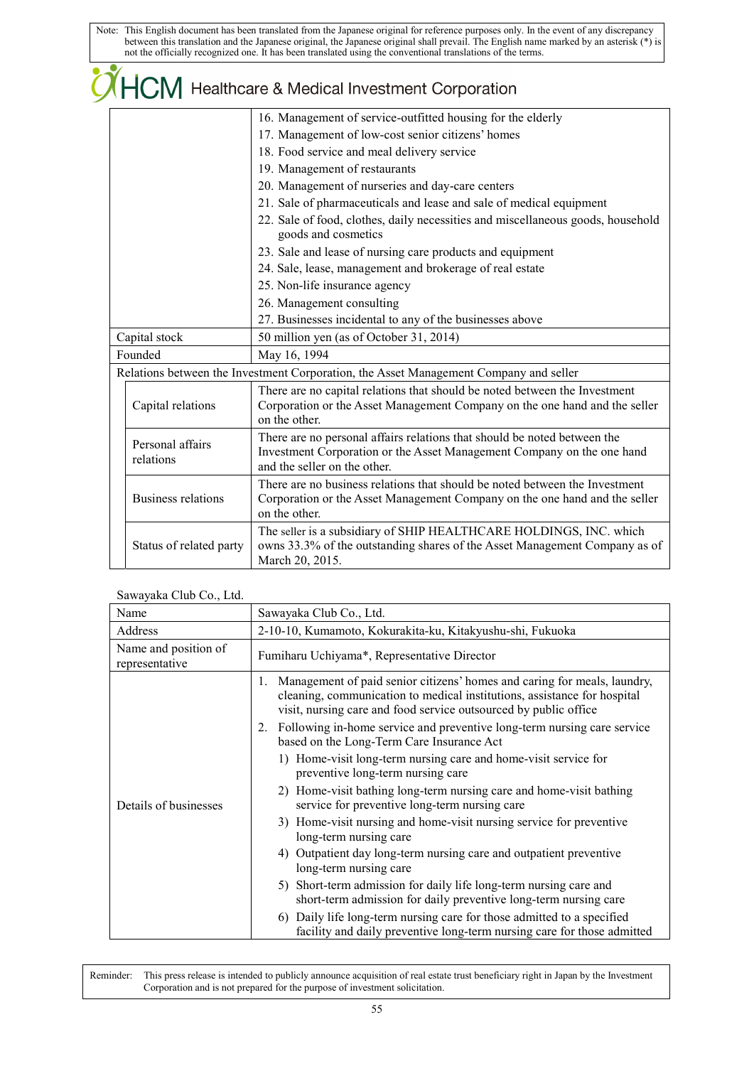| | |
|---|---|
| | 16. Management of service-outfitted housing for the elderly<br>17. Management of low-cost senior citizens' homes<br>18. Food service and meal delivery service<br>19. Management of restaurants<br>20. Management of nurseries and day-care centers<br>21. Sale of pharmaceuticals and lease and sale of medical equipment<br>22. Sale of food, clothes, daily necessities and miscellaneous goods, household goods and cosmetics<br>23. Sale and lease of nursing care products and equipment<br>24. Sale, lease, management and brokerage of real estate<br>25. Non-life insurance agency<br>26. Management consulting<br>27. Businesses incidental to any of the businesses above |
| Capital stock | 50 million yen (as of October 31, 2014) |
| Founded | May 16, 1994 |
| Relations between the Investment Corporation, the Asset Management Company and seller | |
| Capital relations | There are no capital relations that should be noted between the Investment Corporation or the Asset Management Company on the one hand and the seller on the other. |
| Personal affairs relations | There are no personal affairs relations that should be noted between the Investment Corporation or the Asset Management Company on the one hand and the seller on the other. |
| Business relations | There are no business relations that should be noted between the Investment Corporation or the Asset Management Company on the one hand and the seller on the other. |
| Status of related party | The seller is a subsidiary of SHIP HEALTHCARE HOLDINGS, INC. which owns 33.3% of the outstanding shares of the Asset Management Company as of March 20, 2015. |

Sawayaka Club Co., Ltd.

| | |
|---|---|
| Name | Sawayaka Club Co., Ltd. |
| Address | 2-10-10, Kumamoto, Kokurakita-ku, Kitakyushu-shi, Fukuoka |
| Name and position of representative | Fumiharu Uchiyama*, Representative Director |
| Details of businesses | 1. Management of paid senior citizens' homes and caring for meals, laundry, cleaning, communication to medical institutions, assistance for hospital visit, nursing care and food service outsourced by public office<br>2. Following in-home service and preventive long-term nursing care service based on the Long-Term Care Insurance Act<br>1) Home-visit long-term nursing care and home-visit service for preventive long-term nursing care<br>2) Home-visit bathing long-term nursing care and home-visit bathing service for preventive long-term nursing care<br>3) Home-visit nursing and home-visit nursing service for preventive long-term nursing care<br>4) Outpatient day long-term nursing care and outpatient preventive long-term nursing care<br>5) Short-term admission for daily life long-term nursing care and short-term admission for daily preventive long-term nursing care<br>6) Daily life long-term nursing care for those admitted to a specified facility and daily preventive long-term nursing care for those admitted |

Reminder: This press release is intended to publicly announce acquisition of real estate trust beneficiary right in Japan by the Investment Corporation and is not prepared for the purpose of investment solicitation.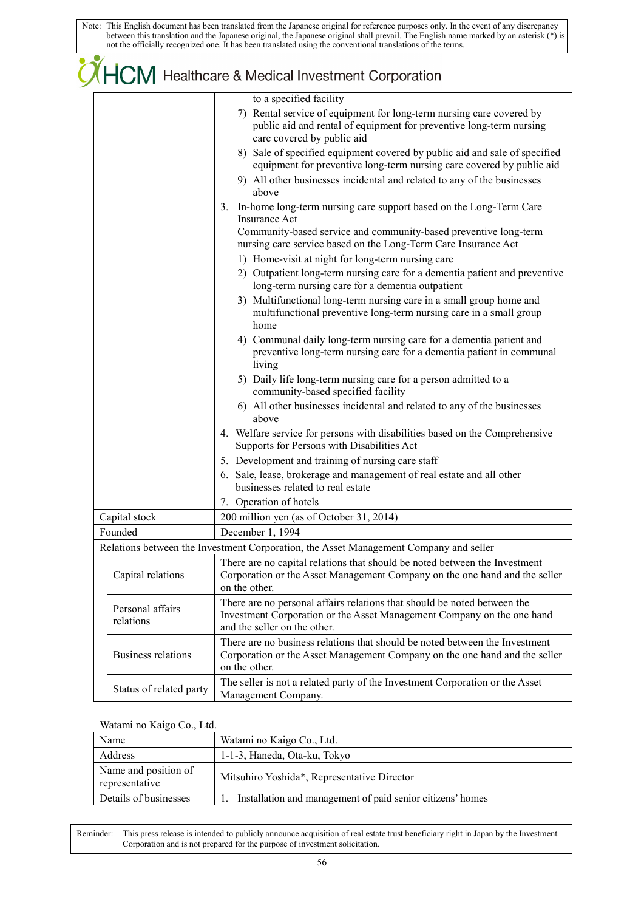| | |
|---|---|
| | to a specified facility<br>7) Rental service of equipment for long-term nursing care covered by public aid and rental of equipment for preventive long-term nursing care covered by public aid<br>8) Sale of specified equipment covered by public aid and sale of specified equipment for preventive long-term nursing care covered by public aid<br>9) All other businesses incidental and related to any of the businesses above<br>3. In-home long-term nursing care support based on the Long-Term Care Insurance Act<br>Community-based service and community-based preventive long-term nursing care service based on the Long-Term Care Insurance Act<br>1) Home-visit at night for long-term nursing care<br>2) Outpatient long-term nursing care for a dementia patient and preventive long-term nursing care for a dementia outpatient<br>3) Multifunctional long-term nursing care in a small group home and multifunctional preventive long-term nursing care in a small group home<br>4) Communal daily long-term nursing care for a dementia patient and preventive long-term nursing care for a dementia patient in communal living<br>5) Daily life long-term nursing care for a person admitted to a community-based specified facility<br>6) All other businesses incidental and related to any of the businesses above<br>4. Welfare service for persons with disabilities based on the Comprehensive Supports for Persons with Disabilities Act<br>5. Development and training of nursing care staff<br>6. Sale, lease, brokerage and management of real estate and all other businesses related to real estate<br>7. Operation of hotels |
| Capital stock | 200 million yen (as of October 31, 2014) |
| Founded | December 1, 1994 |
| Relations between the Investment Corporation, the Asset Management Company and seller | |
| Capital relations | There are no capital relations that should be noted between the Investment Corporation or the Asset Management Company on the one hand and the seller on the other. |
| Personal affairs relations | There are no personal affairs relations that should be noted between the Investment Corporation or the Asset Management Company on the one hand and the seller on the other. |
| Business relations | There are no business relations that should be noted between the Investment Corporation or the Asset Management Company on the one hand and the seller on the other. |
| Status of related party | The seller is not a related party of the Investment Corporation or the Asset Management Company. |

Watami no Kaigo Co., Ltd.

| Name | Watami no Kaigo Co., Ltd. |
|---|---|
| Address | 1-1-3, Haneda, Ota-ku, Tokyo |
| Name and position of representative | Mitsuhiro Yoshida*, Representative Director |
| Details of businesses | 1. Installation and management of paid senior citizens' homes |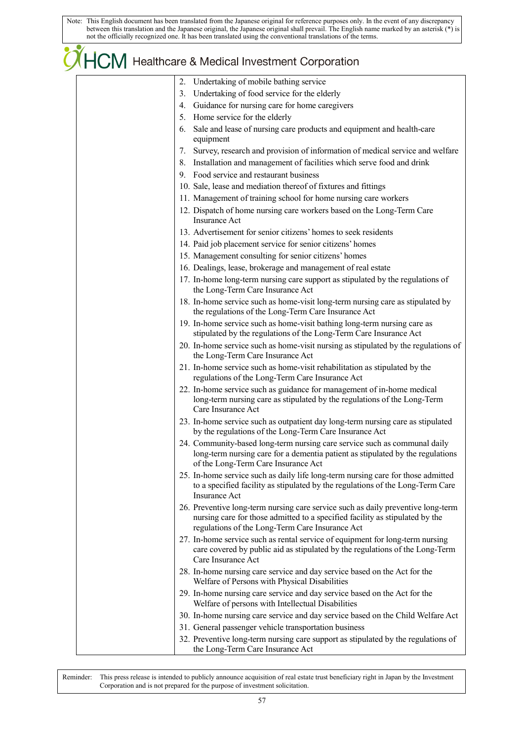Note: This English document has been translated from the Japanese original for reference purposes only. In the event of any discrepancy between this translation and the Japanese original, the Japanese original shall prevail. The English name marked by an asterisk (*) is not the officially recognized one. It has been translated using the conventional translations of the terms.

| | |
|---|---|
| | 2. Undertaking of mobile bathing service<br>3. Undertaking of food service for the elderly<br>4. Guidance for nursing care for home caregivers<br>5. Home service for the elderly<br>6. Sale and lease of nursing care products and equipment and health-care equipment<br>7. Survey, research and provision of information of medical service and welfare<br>8. Installation and management of facilities which serve food and drink<br>9. Food service and restaurant business<br>10. Sale, lease and mediation thereof of fixtures and fittings<br>11. Management of training school for home nursing care workers<br>12. Dispatch of home nursing care workers based on the Long-Term Care Insurance Act<br>13. Advertisement for senior citizens' homes to seek residents<br>14. Paid job placement service for senior citizens' homes<br>15. Management consulting for senior citizens' homes<br>16. Dealings, lease, brokerage and management of real estate<br>17. In-home long-term nursing care support as stipulated by the regulations of the Long-Term Care Insurance Act<br>18. In-home service such as home-visit long-term nursing care as stipulated by the regulations of the Long-Term Care Insurance Act<br>19. In-home service such as home-visit bathing long-term nursing care as stipulated by the regulations of the Long-Term Care Insurance Act<br>20. In-home service such as home-visit nursing as stipulated by the regulations of the Long-Term Care Insurance Act<br>21. In-home service such as home-visit rehabilitation as stipulated by the regulations of the Long-Term Care Insurance Act<br>22. In-home service such as guidance for management of in-home medical long-term nursing care as stipulated by the regulations of the Long-Term Care Insurance Act<br>23. In-home service such as outpatient day long-term nursing care as stipulated by the regulations of the Long-Term Care Insurance Act<br>24. Community-based long-term nursing care service such as communal daily long-term nursing care for a dementia patient as stipulated by the regulations of the Long-Term Care Insurance Act<br>25. In-home service such as daily life long-term nursing care for those admitted to a specified facility as stipulated by the regulations of the Long-Term Care Insurance Act<br>26. Preventive long-term nursing care service such as daily preventive long-term nursing care for those admitted to a specified facility as stipulated by the regulations of the Long-Term Care Insurance Act<br>27. In-home service such as rental service of equipment for long-term nursing care covered by public aid as stipulated by the regulations of the Long-Term Care Insurance Act<br>28. In-home nursing care service and day service based on the Act for the Welfare of Persons with Physical Disabilities<br>29. In-home nursing care service and day service based on the Act for the Welfare of persons with Intellectual Disabilities<br>30. In-home nursing care service and day service based on the Child Welfare Act<br>31. General passenger vehicle transportation business<br>32. Preventive long-term nursing care support as stipulated by the regulations of the Long-Term Care Insurance Act |

Reminder: This press release is intended to publicly announce acquisition of real estate trust beneficiary right in Japan by the Investment Corporation and is not prepared for the purpose of investment solicitation.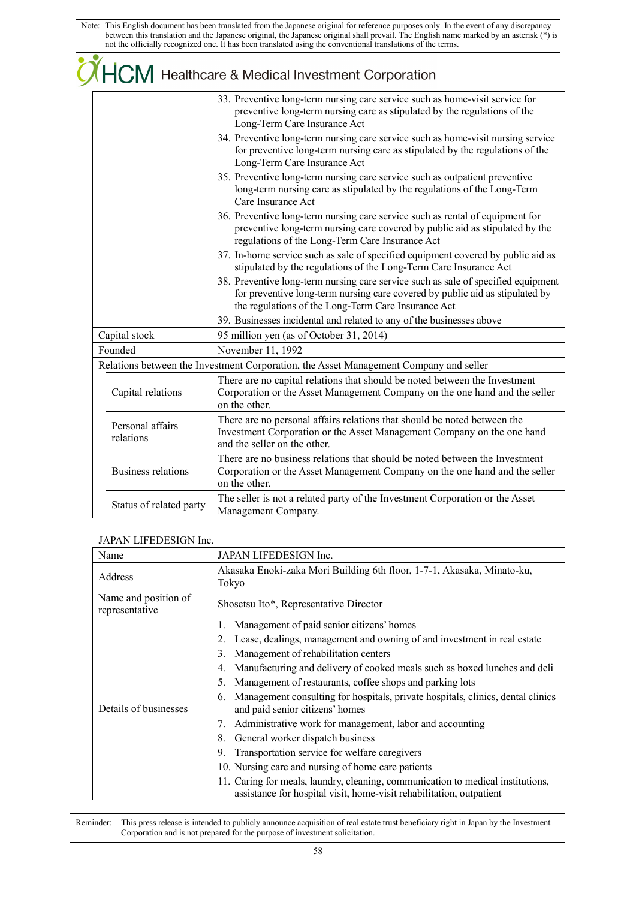| | |
|---|---|
| | 33. Preventive long-term nursing care service such as home-visit service for preventive long-term nursing care as stipulated by the regulations of the Long-Term Care Insurance Act<br>34. Preventive long-term nursing care service such as home-visit nursing service for preventive long-term nursing care as stipulated by the regulations of the Long-Term Care Insurance Act<br>35. Preventive long-term nursing care service such as outpatient preventive long-term nursing care as stipulated by the regulations of the Long-Term Care Insurance Act<br>36. Preventive long-term nursing care service such as rental of equipment for preventive long-term nursing care covered by public aid as stipulated by the regulations of the Long-Term Care Insurance Act<br>37. In-home service such as sale of specified equipment covered by public aid as stipulated by the regulations of the Long-Term Care Insurance Act<br>38. Preventive long-term nursing care service such as sale of specified equipment for preventive long-term nursing care covered by public aid as stipulated by the regulations of the Long-Term Care Insurance Act<br>39. Businesses incidental and related to any of the businesses above |
| Capital stock | 95 million yen (as of October 31, 2014) |
| Founded | November 11, 1992 |
| Relations between the Investment Corporation, the Asset Management Company and seller | |
| Capital relations | There are no capital relations that should be noted between the Investment Corporation or the Asset Management Company on the one hand and the seller on the other. |
| Personal affairs relations | There are no personal affairs relations that should be noted between the Investment Corporation or the Asset Management Company on the one hand and the seller on the other. |
| Business relations | There are no business relations that should be noted between the Investment Corporation or the Asset Management Company on the one hand and the seller on the other. |
| Status of related party | The seller is not a related party of the Investment Corporation or the Asset Management Company. |

JAPAN LIFEDESIGN Inc.

| | |
|---|---|
| Name | JAPAN LIFEDESIGN Inc. |
| Address | Akasaka Enoki-zaka Mori Building 6th floor, 1-7-1, Akasaka, Minato-ku, Tokyo |
| Name and position of representative | Shosetsu Ito*, Representative Director |
| Details of businesses | 1. Management of paid senior citizens' homes<br>2. Lease, dealings, management and owning of and investment in real estate<br>3. Management of rehabilitation centers<br>4. Manufacturing and delivery of cooked meals such as boxed lunches and deli<br>5. Management of restaurants, coffee shops and parking lots<br>6. Management consulting for hospitals, private hospitals, clinics, dental clinics and paid senior citizens' homes<br>7. Administrative work for management, labor and accounting<br>8. General worker dispatch business<br>9. Transportation service for welfare caregivers<br>10. Nursing care and nursing of home care patients<br>11. Caring for meals, laundry, cleaning, communication to medical institutions, assistance for hospital visit, home-visit rehabilitation, outpatient |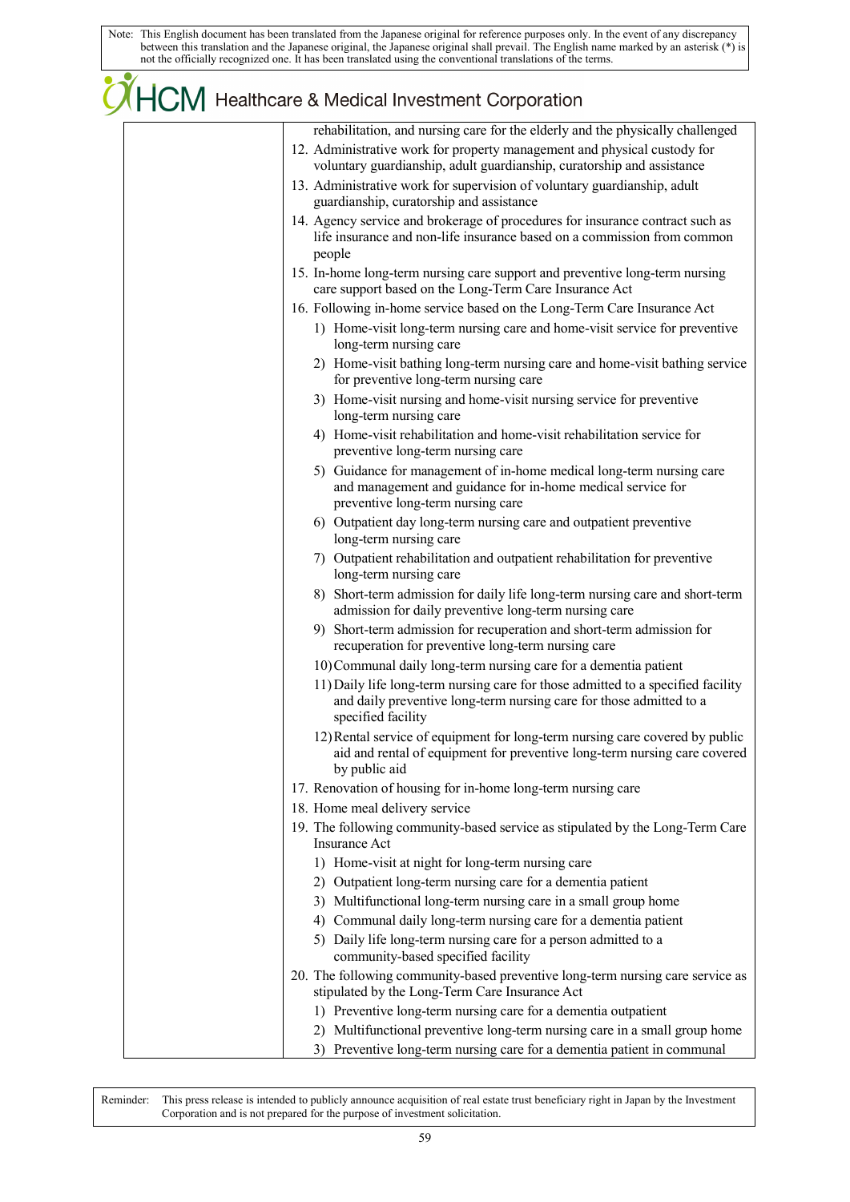Note: This English document has been translated from the Japanese original for reference purposes only. In the event of any discrepancy between this translation and the Japanese original, the Japanese original shall prevail. The English name marked by an asterisk (*) is not the officially recognized one. It has been translated using the conventional translations of the terms.

| | |
|---|---|
| | rehabilitation, and nursing care for the elderly and the physically challenged<br>12. Administrative work for property management and physical custody for voluntary guardianship, adult guardianship, curatorship and assistance<br>13. Administrative work for supervision of voluntary guardianship, adult guardianship, curatorship and assistance<br>14. Agency service and brokerage of procedures for insurance contract such as life insurance and non-life insurance based on a commission from common people<br>15. In-home long-term nursing care support and preventive long-term nursing care support based on the Long-Term Care Insurance Act<br>16. Following in-home service based on the Long-Term Care Insurance Act<br>1) Home-visit long-term nursing care and home-visit service for preventive long-term nursing care<br>2) Home-visit bathing long-term nursing care and home-visit bathing service for preventive long-term nursing care<br>3) Home-visit nursing and home-visit nursing service for preventive long-term nursing care<br>4) Home-visit rehabilitation and home-visit rehabilitation service for preventive long-term nursing care<br>5) Guidance for management of in-home medical long-term nursing care and management and guidance for in-home medical service for preventive long-term nursing care<br>6) Outpatient day long-term nursing care and outpatient preventive long-term nursing care<br>7) Outpatient rehabilitation and outpatient rehabilitation for preventive long-term nursing care<br>8) Short-term admission for daily life long-term nursing care and short-term admission for daily preventive long-term nursing care<br>9) Short-term admission for recuperation and short-term admission for recuperation for preventive long-term nursing care<br>10) Communal daily long-term nursing care for a dementia patient<br>11) Daily life long-term nursing care for those admitted to a specified facility and daily preventive long-term nursing care for those admitted to a specified facility<br>12) Rental service of equipment for long-term nursing care covered by public aid and rental of equipment for preventive long-term nursing care covered by public aid<br>17. Renovation of housing for in-home long-term nursing care<br>18. Home meal delivery service<br>19. The following community-based service as stipulated by the Long-Term Care Insurance Act<br>1) Home-visit at night for long-term nursing care<br>2) Outpatient long-term nursing care for a dementia patient<br>3) Multifunctional long-term nursing care in a small group home<br>4) Communal daily long-term nursing care for a dementia patient<br>5) Daily life long-term nursing care for a person admitted to a community-based specified facility<br>20. The following community-based preventive long-term nursing care service as stipulated by the Long-Term Care Insurance Act<br>1) Preventive long-term nursing care for a dementia outpatient<br>2) Multifunctional preventive long-term nursing care in a small group home<br>3) Preventive long-term nursing care for a dementia patient in communal |

Reminder: This press release is intended to publicly announce acquisition of real estate trust beneficiary right in Japan by the Investment Corporation and is not prepared for the purpose of investment solicitation.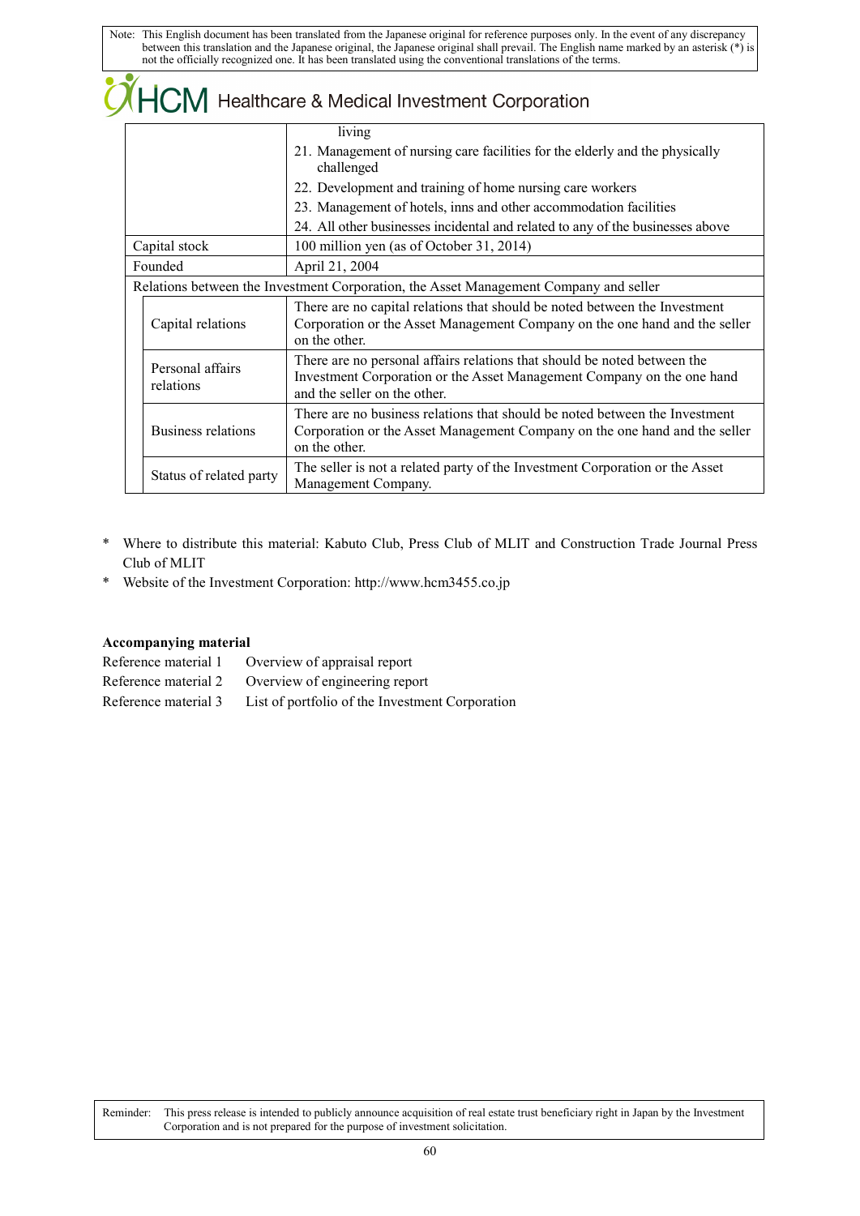| | living<br>21. Management of nursing care facilities for the elderly and the physically challenged<br>22. Development and training of home nursing care workers<br>23. Management of hotels, inns and other accommodation facilities<br>24. All other businesses incidental and related to any of the businesses above |
|---|---|
| Capital stock | 100 million yen (as of October 31, 2014) |
| Founded | April 21, 2004 |
| Relations between the Investment Corporation, the Asset Management Company and seller | |
| Capital relations | There are no capital relations that should be noted between the Investment Corporation or the Asset Management Company on the one hand and the seller on the other. |
| Personal affairs relations | There are no personal affairs relations that should be noted between the Investment Corporation or the Asset Management Company on the one hand and the seller on the other. |
| Business relations | There are no business relations that should be noted between the Investment Corporation or the Asset Management Company on the one hand and the seller on the other. |
| Status of related party | The seller is not a related party of the Investment Corporation or the Asset Management Company. |

\* Where to distribute this material: Kabuto Club, Press Club of MLIT and Construction Trade Journal Press Club of MLIT

\* Website of the Investment Corporation: http://www.hcm3455.co.jp

**Accompanying material**

Reference material 1 Overview of appraisal report

Reference material 2 Overview of engineering report

Reference material 3 List of portfolio of the Investment Corporation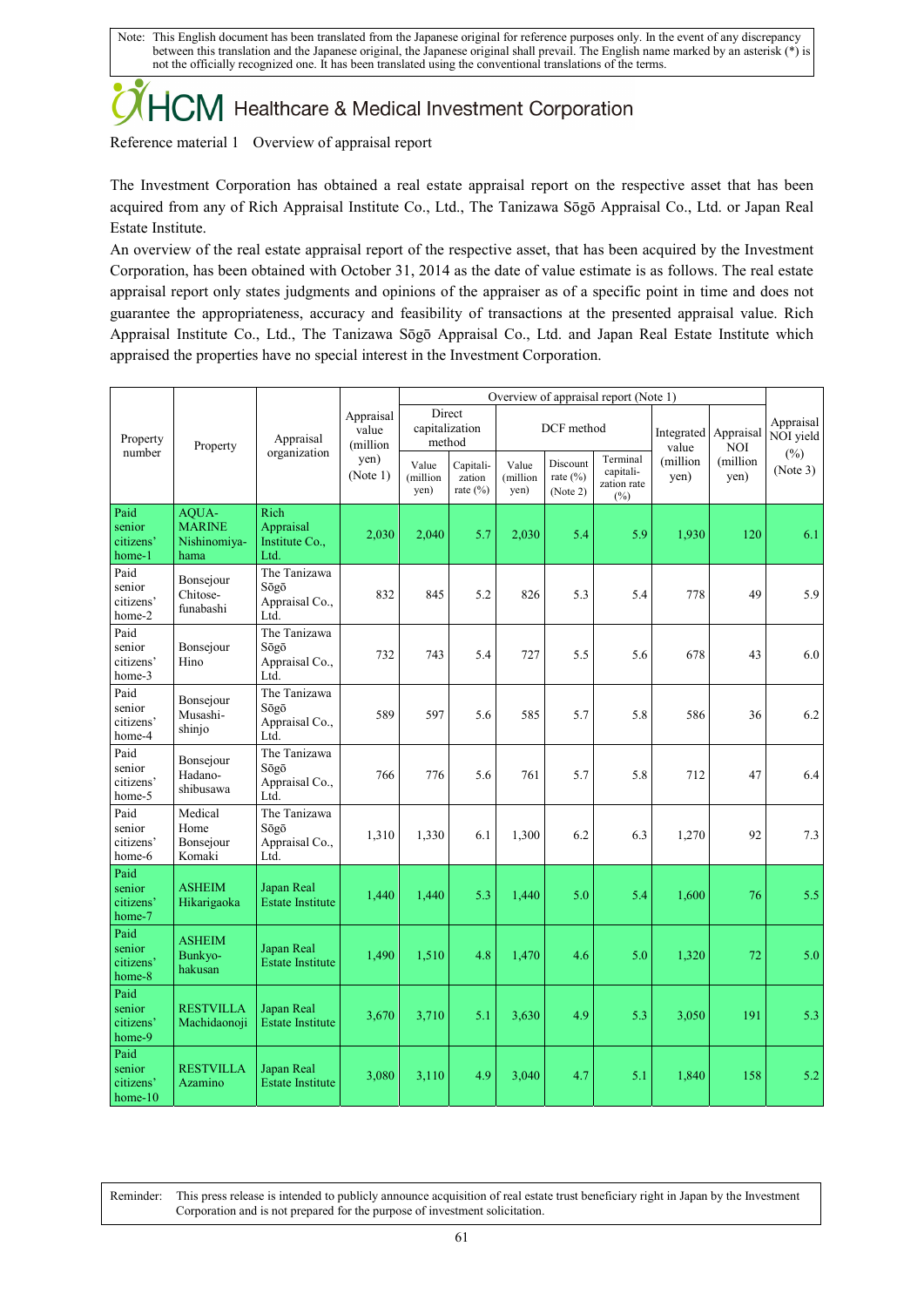Note: This English document has been translated from the Japanese original for reference purposes only. In the event of any discrepancy between this translation and the Japanese original, the Japanese original shall prevail. The English name marked by an asterisk (*) is not the officially recognized one. It has been translated using the conventional translations of the terms.

# HCM Healthcare & Medical Investment Corporation

Reference material 1 Overview of appraisal report

The Investment Corporation has obtained a real estate appraisal report on the respective asset that has been acquired from any of Rich Appraisal Institute Co., Ltd., The Tanizawa Sōgō Appraisal Co., Ltd. or Japan Real Estate Institute.

An overview of the real estate appraisal report of the respective asset, that has been acquired by the Investment Corporation, has been obtained with October 31, 2014 as the date of value estimate is as follows. The real estate appraisal report only states judgments and opinions of the appraiser as of a specific point in time and does not guarantee the appropriateness, accuracy and feasibility of transactions at the presented appraisal value. Rich Appraisal Institute Co., Ltd., The Tanizawa Sōgō Appraisal Co., Ltd. and Japan Real Estate Institute which appraised the properties have no special interest in the Investment Corporation.

| Property number | Property | Appraisal organization | Appraisal value (million yen) (Note 1) | Overview of appraisal report (Note 1) | | | | | | | Appraisal NOI yield (%) (Note 3) |
|---|---|---|---|---|---|---|---|---|---|---|---|
| | | | | Direct capitalization method | | DCF method | | | Integrated value (million yen) | Appraisal NOI (million yen) | |
| | | | | Value (million yen) | Capitalization rate (%) | Value (million yen) | Discount rate (%) (Note 2) | Terminal capitalization rate (%) | | | |
| Paid senior citizens' home-1 | AQUA-MARINE Nishinomiya-hama | Rich Appraisal Institute Co., Ltd. | 2,030 | 2,040 | 5.7 | 2,030 | 5.4 | 5.9 | 1,930 | 120 | 6.1 |
| Paid senior citizens' home-2 | Bonsejour Chitose-funabashi | The Tanizawa Sōgō Appraisal Co., Ltd. | 832 | 845 | 5.2 | 826 | 5.3 | 5.4 | 778 | 49 | 5.9 |
| Paid senior citizens' home-3 | Bonsejour Hino | The Tanizawa Sōgō Appraisal Co., Ltd. | 732 | 743 | 5.4 | 727 | 5.5 | 5.6 | 678 | 43 | 6.0 |
| Paid senior citizens' home-4 | Bonsejour Musashi-shinjo | The Tanizawa Sōgō Appraisal Co., Ltd. | 589 | 597 | 5.6 | 585 | 5.7 | 5.8 | 586 | 36 | 6.2 |
| Paid senior citizens' home-5 | Bonsejour Hadano-shibusawa | The Tanizawa Sōgō Appraisal Co., Ltd. | 766 | 776 | 5.6 | 761 | 5.7 | 5.8 | 712 | 47 | 6.4 |
| Paid senior citizens' home-6 | Medical Home Bonsejour Komaki | The Tanizawa Sōgō Appraisal Co., Ltd. | 1,310 | 1,330 | 6.1 | 1,300 | 6.2 | 6.3 | 1,270 | 92 | 7.3 |
| Paid senior citizens' home-7 | ASHEIM Hikarigaoka | Japan Real Estate Institute | 1,440 | 1,440 | 5.3 | 1,440 | 5.0 | 5.4 | 1,600 | 76 | 5.5 |
| Paid senior citizens' home-8 | ASHEIM Bunkyo-hakusan | Japan Real Estate Institute | 1,490 | 1,510 | 4.8 | 1,470 | 4.6 | 5.0 | 1,320 | 72 | 5.0 |
| Paid senior citizens' home-9 | RESTVILLA Machidaonoji | Japan Real Estate Institute | 3,670 | 3,710 | 5.1 | 3,630 | 4.9 | 5.3 | 3,050 | 191 | 5.3 |
| Paid senior citizens' home-10 | RESTVILLA Azamino | Japan Real Estate Institute | 3,080 | 3,110 | 4.9 | 3,040 | 4.7 | 5.1 | 1,840 | 158 | 5.2 |

Reminder: This press release is intended to publicly announce acquisition of real estate trust beneficiary right in Japan by the Investment Corporation and is not prepared for the purpose of investment solicitation.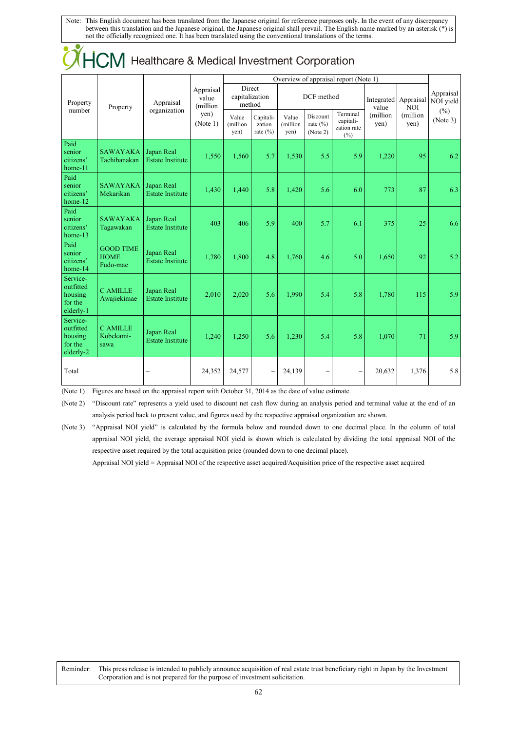Note: This English document has been translated from the Japanese original for reference purposes only. In the event of any discrepancy between this translation and the Japanese original, the Japanese original shall prevail. The English name marked by an asterisk (*) is not the officially recognized one. It has been translated using the conventional translations of the terms.

# HCM Healthcare & Medical Investment Corporation

| Property number | Property | Appraisal organization | Appraisal value (million yen) (Note 1) | Overview of appraisal report (Note 1) | | | | | | | | Appraisal NOI yield (%) (Note 3) |
|---|---|---|---|---|---|---|---|---|---|---|---|---|
| | | | | Direct capitalization method | | DCF method | | | Integrated value (million yen) | Appraisal NOI (million yen) | | |
| | | | | Value (million yen) | Capitalization rate (%) | Value (million yen) | Discount rate (%) (Note 2) | Terminal capitalization rate (%) | | | | |
| Paid senior citizens' home-11 | SAWAYAKA Tachibanakan | Japan Real Estate Institute | 1,550 | 1,560 | 5.7 | 1,530 | 5.5 | 5.9 | 1,220 | 95 | | 6.2 |
| Paid senior citizens' home-12 | SAWAYAKA Mekarikan | Japan Real Estate Institute | 1,430 | 1,440 | 5.8 | 1,420 | 5.6 | 6.0 | 773 | 87 | | 6.3 |
| Paid senior citizens' home-13 | SAWAYAKA Tagawakan | Japan Real Estate Institute | 403 | 406 | 5.9 | 400 | 5.7 | 6.1 | 375 | 25 | | 6.6 |
| Paid senior citizens' home-14 | GOOD TIME HOME Fudo-mae | Japan Real Estate Institute | 1,780 | 1,800 | 4.8 | 1,760 | 4.6 | 5.0 | 1,650 | 92 | | 5.2 |
| Service-outfitted housing for the elderly-1 | C AMILLE Awajiekimae | Japan Real Estate Institute | 2,010 | 2,020 | 5.6 | 1,990 | 5.4 | 5.8 | 1,780 | 115 | | 5.9 |
| Service-outfitted housing for the elderly-2 | C AMILLE Kobekami-sawa | Japan Real Estate Institute | 1,240 | 1,250 | 5.6 | 1,230 | 5.4 | 5.8 | 1,070 | 71 | | 5.9 |
| Total | | – | 24,352 | 24,577 | – | 24,139 | – | – | 20,632 | 1,376 | | 5.8 |

(Note 1) Figures are based on the appraisal report with October 31, 2014 as the date of value estimate.

(Note 2) "Discount rate" represents a yield used to discount net cash flow during an analysis period and terminal value at the end of an analysis period back to present value, and figures used by the respective appraisal organization are shown.

(Note 3) "Appraisal NOI yield" is calculated by the formula below and rounded down to one decimal place. In the column of total appraisal NOI yield, the average appraisal NOI yield is shown which is calculated by dividing the total appraisal NOI of the respective asset required by the total acquisition price (rounded down to one decimal place).

Appraisal NOI yield = Appraisal NOI of the respective asset acquired/Acquisition price of the respective asset acquired

Reminder: This press release is intended to publicly announce acquisition of real estate trust beneficiary right in Japan by the Investment Corporation and is not prepared for the purpose of investment solicitation.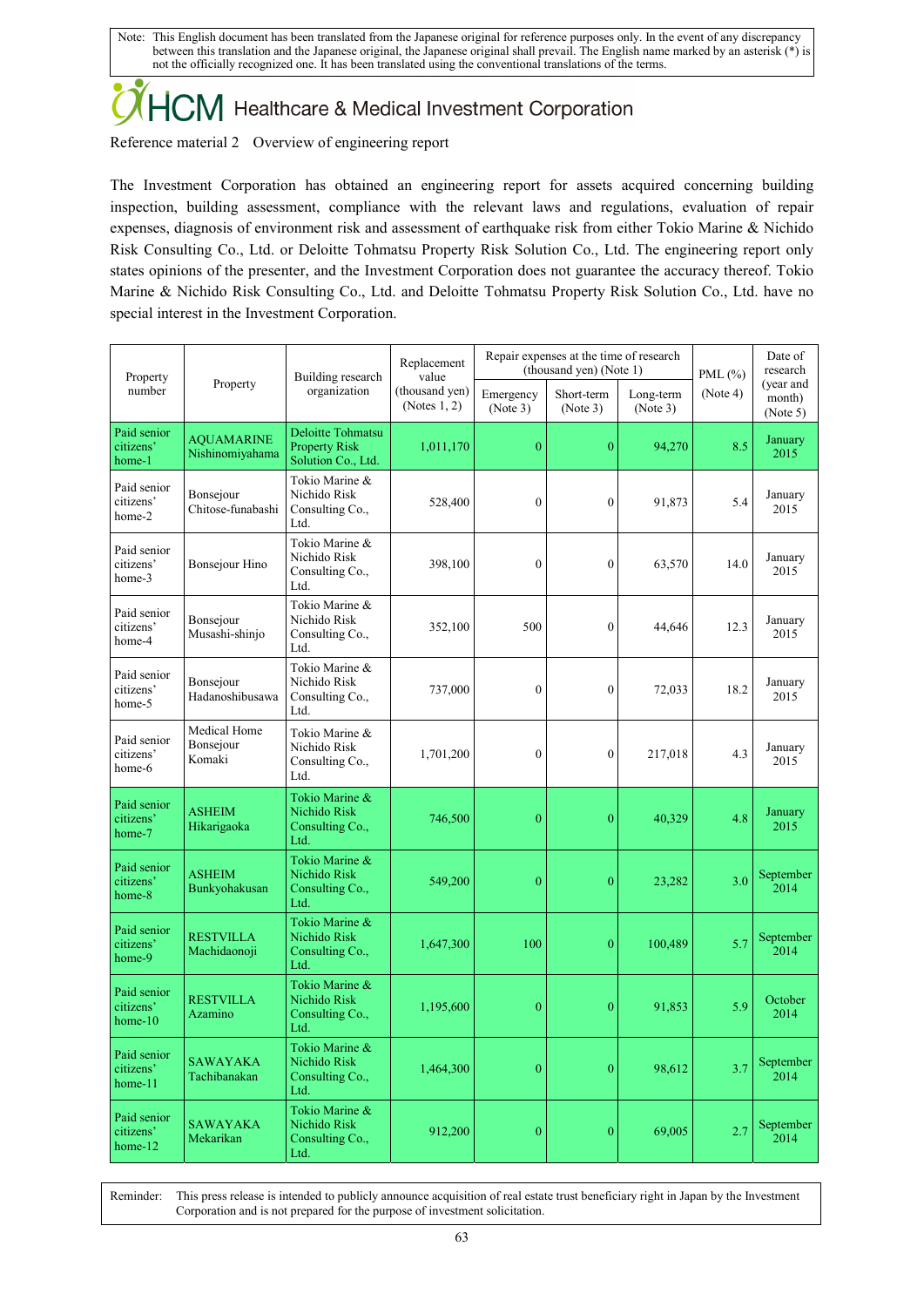Note: This English document has been translated from the Japanese original for reference purposes only. In the event of any discrepancy between this translation and the Japanese original, the Japanese original shall prevail. The English name marked by an asterisk (*) is not the officially recognized one. It has been translated using the conventional translations of the terms.

# HCM Healthcare & Medical Investment Corporation

Reference material 2 Overview of engineering report

The Investment Corporation has obtained an engineering report for assets acquired concerning building inspection, building assessment, compliance with the relevant laws and regulations, evaluation of repair expenses, diagnosis of environment risk and assessment of earthquake risk from either Tokio Marine & Nichido Risk Consulting Co., Ltd. or Deloitte Tohmatsu Property Risk Solution Co., Ltd. The engineering report only states opinions of the presenter, and the Investment Corporation does not guarantee the accuracy thereof. Tokio Marine & Nichido Risk Consulting Co., Ltd. and Deloitte Tohmatsu Property Risk Solution Co., Ltd. have no special interest in the Investment Corporation.

| Property number | Property | Building research organization | Replacement value (thousand yen) (Notes 1, 2) | Repair expenses at the time of research (thousand yen) (Note 1) | | | PML (%) (Note 4) | Date of research (year and month) (Note 5) |
|---|---|---|---|---|---|---|---|---|
| | | | | Emergency (Note 3) | Short-term (Note 3) | Long-term (Note 3) | | |
| Paid senior citizens' home-1 | AQUAMARINE Nishinomiyahama | Deloitte Tohmatsu Property Risk Solution Co., Ltd. | 1,011,170 | 0 | 0 | 94,270 | 8.5 | January 2015 |
| Paid senior citizens' home-2 | Bonsejour Chitose-funabashi | Tokio Marine & Nichido Risk Consulting Co., Ltd. | 528,400 | 0 | 0 | 91,873 | 5.4 | January 2015 |
| Paid senior citizens' home-3 | Bonsejour Hino | Tokio Marine & Nichido Risk Consulting Co., Ltd. | 398,100 | 0 | 0 | 63,570 | 14.0 | January 2015 |
| Paid senior citizens' home-4 | Bonsejour Musashi-shinjo | Tokio Marine & Nichido Risk Consulting Co., Ltd. | 352,100 | 500 | 0 | 44,646 | 12.3 | January 2015 |
| Paid senior citizens' home-5 | Bonsejour Hadanoshibusawa | Tokio Marine & Nichido Risk Consulting Co., Ltd. | 737,000 | 0 | 0 | 72,033 | 18.2 | January 2015 |
| Paid senior citizens' home-6 | Medical Home Bonsejour Komaki | Tokio Marine & Nichido Risk Consulting Co., Ltd. | 1,701,200 | 0 | 0 | 217,018 | 4.3 | January 2015 |
| Paid senior citizens' home-7 | ASHEIM Hikarigaoka | Tokio Marine & Nichido Risk Consulting Co., Ltd. | 746,500 | 0 | 0 | 40,329 | 4.8 | January 2015 |
| Paid senior citizens' home-8 | ASHEIM Bunkyohakusan | Tokio Marine & Nichido Risk Consulting Co., Ltd. | 549,200 | 0 | 0 | 23,282 | 3.0 | September 2014 |
| Paid senior citizens' home-9 | RESTVILLA Machidaonoji | Tokio Marine & Nichido Risk Consulting Co., Ltd. | 1,647,300 | 100 | 0 | 100,489 | 5.7 | September 2014 |
| Paid senior citizens' home-10 | RESTVILLA Azamino | Tokio Marine & Nichido Risk Consulting Co., Ltd. | 1,195,600 | 0 | 0 | 91,853 | 5.9 | October 2014 |
| Paid senior citizens' home-11 | SAWAYAKA Tachibanakan | Tokio Marine & Nichido Risk Consulting Co., Ltd. | 1,464,300 | 0 | 0 | 98,612 | 3.7 | September 2014 |
| Paid senior citizens' home-12 | SAWAYAKA Mekarikan | Tokio Marine & Nichido Risk Consulting Co., Ltd. | 912,200 | 0 | 0 | 69,005 | 2.7 | September 2014 |

Reminder: This press release is intended to publicly announce acquisition of real estate trust beneficiary right in Japan by the Investment Corporation and is not prepared for the purpose of investment solicitation.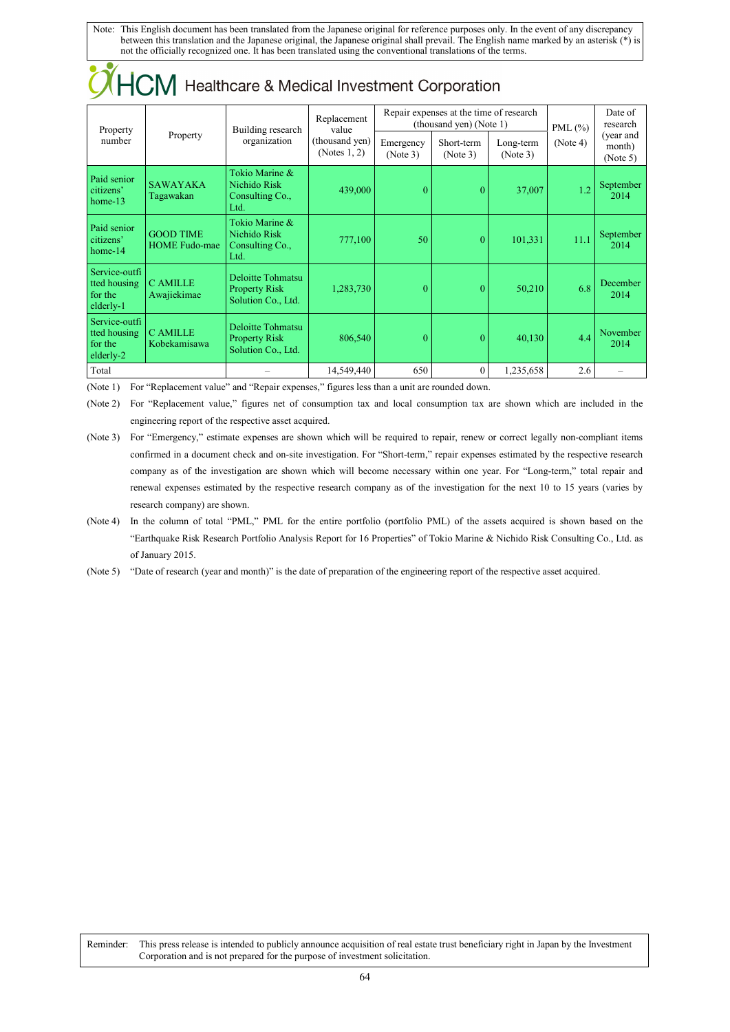Note: This English document has been translated from the Japanese original for reference purposes only. In the event of any discrepancy between this translation and the Japanese original, the Japanese original shall prevail. The English name marked by an asterisk (*) is not the officially recognized one. It has been translated using the conventional translations of the terms.

| Property number | Property | Building research organization | Replacement value (thousand yen) (Notes 1, 2) | Repair expenses at the time of research (thousand yen) (Note 1) | | | PML (%) (Note 4) | Date of research (year and month) (Note 5) |
|---|---|---|---|---|---|---|---|---|
| | | | | Emergency (Note 3) | Short-term (Note 3) | Long-term (Note 3) | | |
| Paid senior citizens' home-13 | SAWAYAKA Tagawakan | Tokio Marine & Nichido Risk Consulting Co., Ltd. | 439,000 | 0 | 0 | 37,007 | 1.2 | September 2014 |
| Paid senior citizens' home-14 | GOOD TIME HOME Fudo-mae | Tokio Marine & Nichido Risk Consulting Co., Ltd. | 777,100 | 50 | 0 | 101,331 | 11.1 | September 2014 |
| Service-outfitted housing for the elderly-1 | C AMILLE Awajiekimae | Deloitte Tohmatsu Property Risk Solution Co., Ltd. | 1,283,730 | 0 | 0 | 50,210 | 6.8 | December 2014 |
| Service-outfitted housing for the elderly-2 | C AMILLE Kobekamisawa | Deloitte Tohmatsu Property Risk Solution Co., Ltd. | 806,540 | 0 | 0 | 40,130 | 4.4 | November 2014 |
| Total | | – | 14,549,440 | 650 | 0 | 1,235,658 | 2.6 | – |

(Note 1) For "Replacement value" and "Repair expenses," figures less than a unit are rounded down.

(Note 2) For "Replacement value," figures net of consumption tax and local consumption tax are shown which are included in the engineering report of the respective asset acquired.

(Note 3) For "Emergency," estimate expenses are shown which will be required to repair, renew or correct legally non-compliant items confirmed in a document check and on-site investigation. For "Short-term," repair expenses estimated by the respective research company as of the investigation are shown which will become necessary within one year. For "Long-term," total repair and renewal expenses estimated by the respective research company as of the investigation for the next 10 to 15 years (varies by research company) are shown.

(Note 4) In the column of total "PML," PML for the entire portfolio (portfolio PML) of the assets acquired is shown based on the "Earthquake Risk Research Portfolio Analysis Report for 16 Properties" of Tokio Marine & Nichido Risk Consulting Co., Ltd. as of January 2015.

(Note 5) "Date of research (year and month)" is the date of preparation of the engineering report of the respective asset acquired.

Reminder: This press release is intended to publicly announce acquisition of real estate trust beneficiary right in Japan by the Investment Corporation and is not prepared for the purpose of investment solicitation.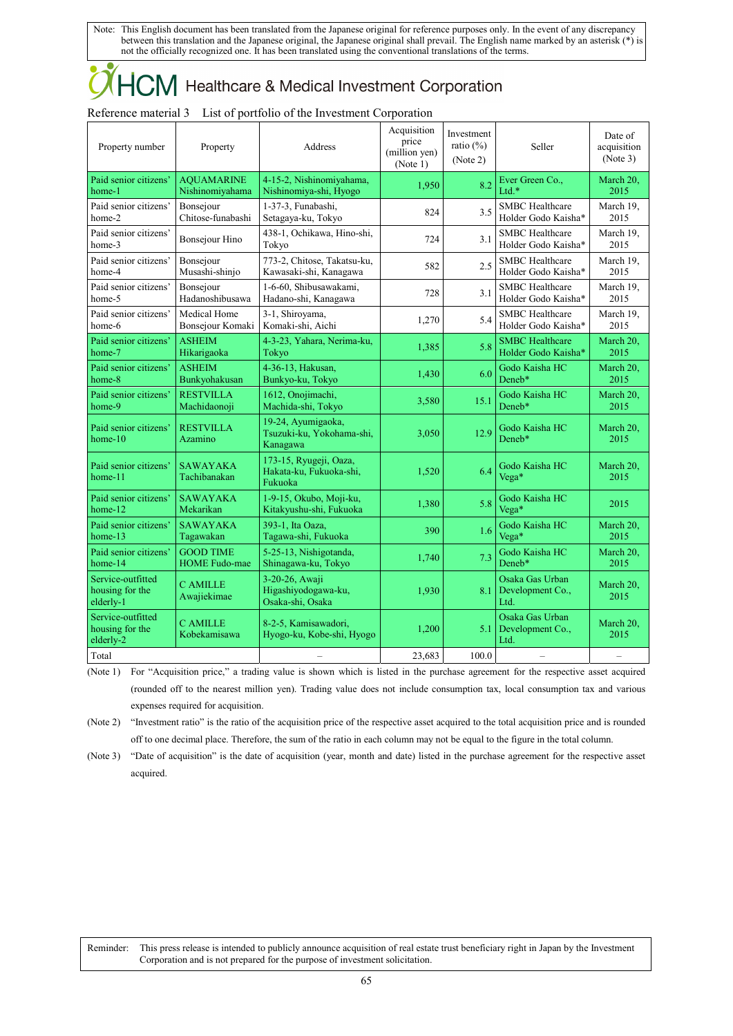Note: This English document has been translated from the Japanese original for reference purposes only. In the event of any discrepancy between this translation and the Japanese original, the Japanese original shall prevail. The English name marked by an asterisk (*) is not the officially recognized one. It has been translated using the conventional translations of the terms.

# HCM Healthcare & Medical Investment Corporation

Reference material 3 List of portfolio of the Investment Corporation

| Property number | Property | Address | Acquisition price (million yen) (Note 1) | Investment ratio (%) (Note 2) | Seller | Date of acquisition (Note 3) |
|---|---|---|---|---|---|---|
| Paid senior citizens' home-1 | AQUAMARINE Nishinomiyahama | 4-15-2, Nishinomiyahama, Nishinomiya-shi, Hyogo | 1,950 | 8.2 | Ever Green Co., Ltd.* | March 20, 2015 |
| Paid senior citizens' home-2 | Bonsejour Chitose-funabashi | 1-37-3, Funabashi, Setagaya-ku, Tokyo | 824 | 3.5 | SMBC Healthcare Holder Godo Kaisha* | March 19, 2015 |
| Paid senior citizens' home-3 | Bonsejour Hino | 438-1, Ochikawa, Hino-shi, Tokyo | 724 | 3.1 | SMBC Healthcare Holder Godo Kaisha* | March 19, 2015 |
| Paid senior citizens' home-4 | Bonsejour Musashi-shinjo | 773-2, Chitose, Takatsu-ku, Kawasaki-shi, Kanagawa | 582 | 2.5 | SMBC Healthcare Holder Godo Kaisha* | March 19, 2015 |
| Paid senior citizens' home-5 | Bonsejour Hadanoshibusawa | 1-6-60, Shibusawakami, Hadano-shi, Kanagawa | 728 | 3.1 | SMBC Healthcare Holder Godo Kaisha* | March 19, 2015 |
| Paid senior citizens' home-6 | Medical Home Bonsejour Komaki | 3-1, Shiroyama, Komaki-shi, Aichi | 1,270 | 5.4 | SMBC Healthcare Holder Godo Kaisha* | March 19, 2015 |
| Paid senior citizens' home-7 | ASHEIM Hikarigaoka | 4-3-23, Yahara, Nerima-ku, Tokyo | 1,385 | 5.8 | SMBC Healthcare Holder Godo Kaisha* | March 20, 2015 |
| Paid senior citizens' home-8 | ASHEIM Bunkyohakusan | 4-36-13, Hakusan, Bunkyo-ku, Tokyo | 1,430 | 6.0 | Godo Kaisha HC Deneb* | March 20, 2015 |
| Paid senior citizens' home-9 | RESTVILLA Machidaonoji | 1612, Onojimachi, Machida-shi, Tokyo | 3,580 | 15.1 | Godo Kaisha HC Deneb* | March 20, 2015 |
| Paid senior citizens' home-10 | RESTVILLA Azamino | 19-24, Ayumigaoka, Tsuzuki-ku, Yokohama-shi, Kanagawa | 3,050 | 12.9 | Godo Kaisha HC Deneb* | March 20, 2015 |
| Paid senior citizens' home-11 | SAWAYAKA Tachibanakan | 173-15, Ryugeji, Oaza, Hakata-ku, Fukuoka-shi, Fukuoka | 1,520 | 6.4 | Godo Kaisha HC Vega* | March 20, 2015 |
| Paid senior citizens' home-12 | SAWAYAKA Mekarikan | 1-9-15, Okubo, Moji-ku, Kitakyushu-shi, Fukuoka | 1,380 | 5.8 | Godo Kaisha HC Vega* | 2015 |
| Paid senior citizens' home-13 | SAWAYAKA Tagawakan | 393-1, Ita Oaza, Tagawa-shi, Fukuoka | 390 | 1.6 | Godo Kaisha HC Vega* | March 20, 2015 |
| Paid senior citizens' home-14 | GOOD TIME HOME Fudo-mae | 5-25-13, Nishigotanda, Shinagawa-ku, Tokyo | 1,740 | 7.3 | Godo Kaisha HC Deneb* | March 20, 2015 |
| Service-outfitted housing for the elderly-1 | C AMILLE Awajiekimae | 3-20-26, Awaji Higashiyodogawa-ku, Osaka-shi, Osaka | 1,930 | 8.1 | Osaka Gas Urban Development Co., Ltd. | March 20, 2015 |
| Service-outfitted housing for the elderly-2 | C AMILLE Kobekamisawa | 8-2-5, Kamisawadori, Hyogo-ku, Kobe-shi, Hyogo | 1,200 | 5.1 | Osaka Gas Urban Development Co., Ltd. | March 20, 2015 |
| Total | | – | 23,683 | 100.0 | – | – |

(Note 1) For "Acquisition price," a trading value is shown which is listed in the purchase agreement for the respective asset acquired (rounded off to the nearest million yen). Trading value does not include consumption tax, local consumption tax and various expenses required for acquisition.

(Note 2) "Investment ratio" is the ratio of the acquisition price of the respective asset acquired to the total acquisition price and is rounded off to one decimal place. Therefore, the sum of the ratio in each column may not be equal to the figure in the total column.

(Note 3) "Date of acquisition" is the date of acquisition (year, month and date) listed in the purchase agreement for the respective asset acquired.

Reminder: This press release is intended to publicly announce acquisition of real estate trust beneficiary right in Japan by the Investment Corporation and is not prepared for the purpose of investment solicitation.